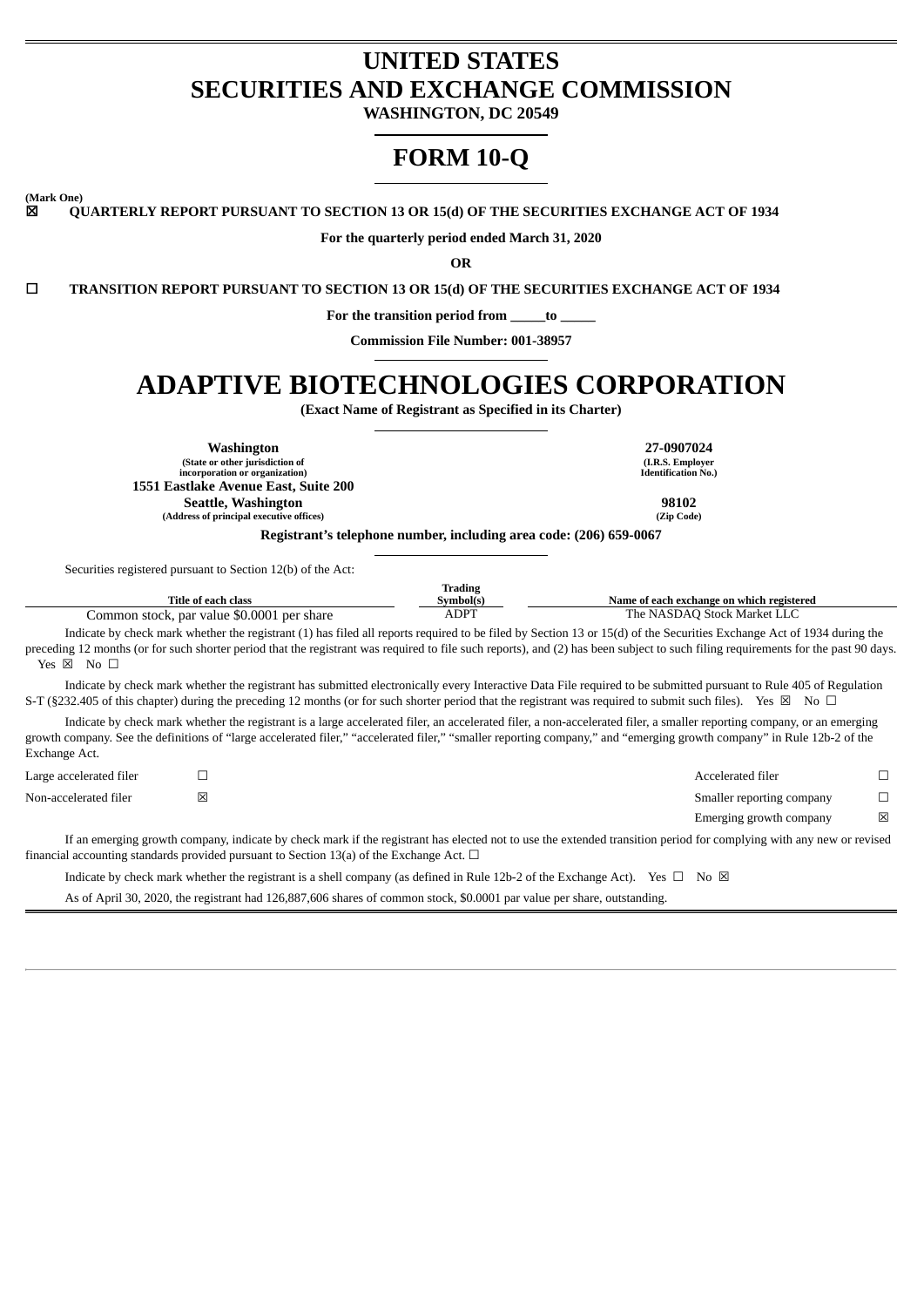# UNITED STATES
# SECURITIES AND EXCHANGE COMMISSION

**WASHINGTON, DC 20549**

# FORM 10-Q

**(Mark One)**

☒ **QUARTERLY REPORT PURSUANT TO SECTION 13 OR 15(d) OF THE SECURITIES EXCHANGE ACT OF 1934**

**For the quarterly period ended March 31, 2020**

**OR**

☐ **TRANSITION REPORT PURSUANT TO SECTION 13 OR 15(d) OF THE SECURITIES EXCHANGE ACT OF 1934**

**For the transition period from _____to _____**

**Commission File Number: 001-38957**

# ADAPTIVE BIOTECHNOLOGIES CORPORATION

**(Exact Name of Registrant as Specified in its Charter)**

| | |
|---|---|
| **Washington** | **27-0907024** |
| **(State or other jurisdiction of incorporation or organization)** | **(I.R.S. Employer Identification No.)** |
| **1551 Eastlake Avenue East, Suite 200** | |
| **Seattle, Washington** | **98102** |
| **(Address of principal executive offices)** | **(Zip Code)** |

**Registrant's telephone number, including area code: (206) 659-0067**

Securities registered pursuant to Section 12(b) of the Act:

| Title of each class | Trading Symbol(s) | Name of each exchange on which registered |
|---|---|---|
| Common stock, par value $0.0001 per share | ADPT | The NASDAQ Stock Market LLC |

Indicate by check mark whether the registrant (1) has filed all reports required to be filed by Section 13 or 15(d) of the Securities Exchange Act of 1934 during the preceding 12 months (or for such shorter period that the registrant was required to file such reports), and (2) has been subject to such filing requirements for the past 90 days. Yes ☒ No ☐

Indicate by check mark whether the registrant has submitted electronically every Interactive Data File required to be submitted pursuant to Rule 405 of Regulation S-T (§232.405 of this chapter) during the preceding 12 months (or for such shorter period that the registrant was required to submit such files). Yes ☒ No ☐

Indicate by check mark whether the registrant is a large accelerated filer, an accelerated filer, a non-accelerated filer, a smaller reporting company, or an emerging growth company. See the definitions of "large accelerated filer," "accelerated filer," "smaller reporting company," and "emerging growth company" in Rule 12b-2 of the Exchange Act.

| | | | |
|---|---|---|---|
| Large accelerated filer | ☐ | Accelerated filer | ☐ |
| Non-accelerated filer | ☒ | Smaller reporting company | ☐ |
| | | Emerging growth company | ☒ |

If an emerging growth company, indicate by check mark if the registrant has elected not to use the extended transition period for complying with any new or revised financial accounting standards provided pursuant to Section 13(a) of the Exchange Act. ☐

Indicate by check mark whether the registrant is a shell company (as defined in Rule 12b-2 of the Exchange Act). Yes ☐ No ☒

As of April 30, 2020, the registrant had 126,887,606 shares of common stock, $0.0001 par value per share, outstanding.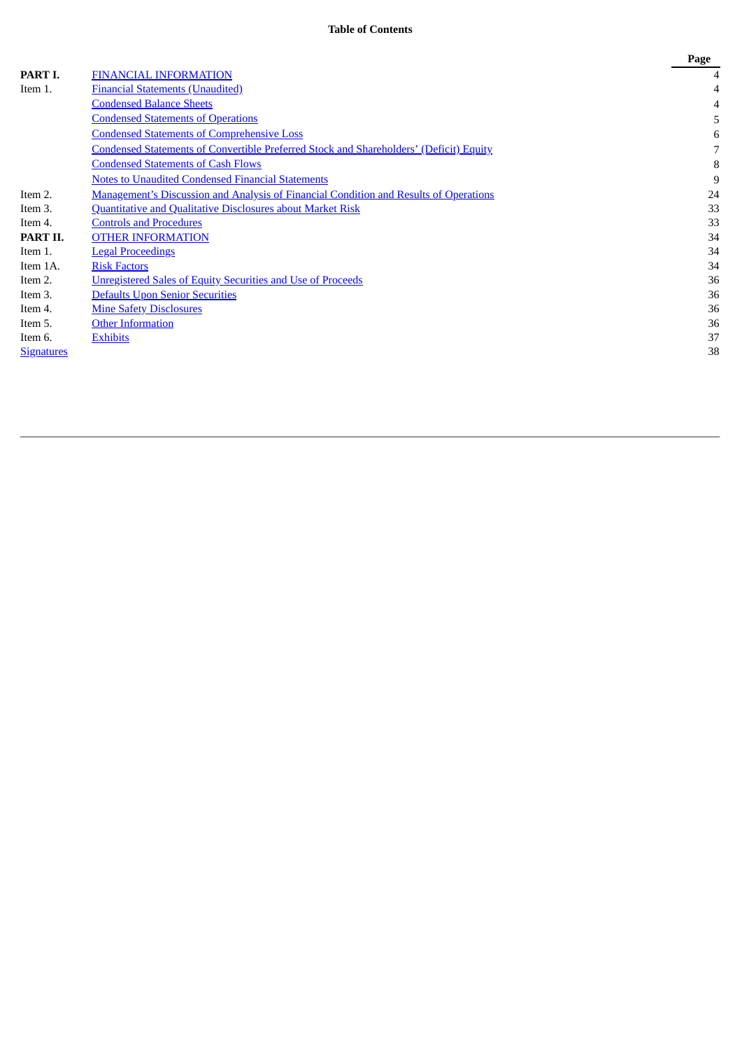**Table of Contents**

| | | Page |
|---|---|---|
| **PART I.** | FINANCIAL INFORMATION | 4 |
| Item 1. | Financial Statements (Unaudited) | 4 |
| | Condensed Balance Sheets | 4 |
| | Condensed Statements of Operations | 5 |
| | Condensed Statements of Comprehensive Loss | 6 |
| | Condensed Statements of Convertible Preferred Stock and Shareholders' (Deficit) Equity | 7 |
| | Condensed Statements of Cash Flows | 8 |
| | Notes to Unaudited Condensed Financial Statements | 9 |
| Item 2. | Management's Discussion and Analysis of Financial Condition and Results of Operations | 24 |
| Item 3. | Quantitative and Qualitative Disclosures about Market Risk | 33 |
| Item 4. | Controls and Procedures | 33 |
| **PART II.** | OTHER INFORMATION | 34 |
| Item 1. | Legal Proceedings | 34 |
| Item 1A. | Risk Factors | 34 |
| Item 2. | Unregistered Sales of Equity Securities and Use of Proceeds | 36 |
| Item 3. | Defaults Upon Senior Securities | 36 |
| Item 4. | Mine Safety Disclosures | 36 |
| Item 5. | Other Information | 36 |
| Item 6. | Exhibits | 37 |
| Signatures | | 38 |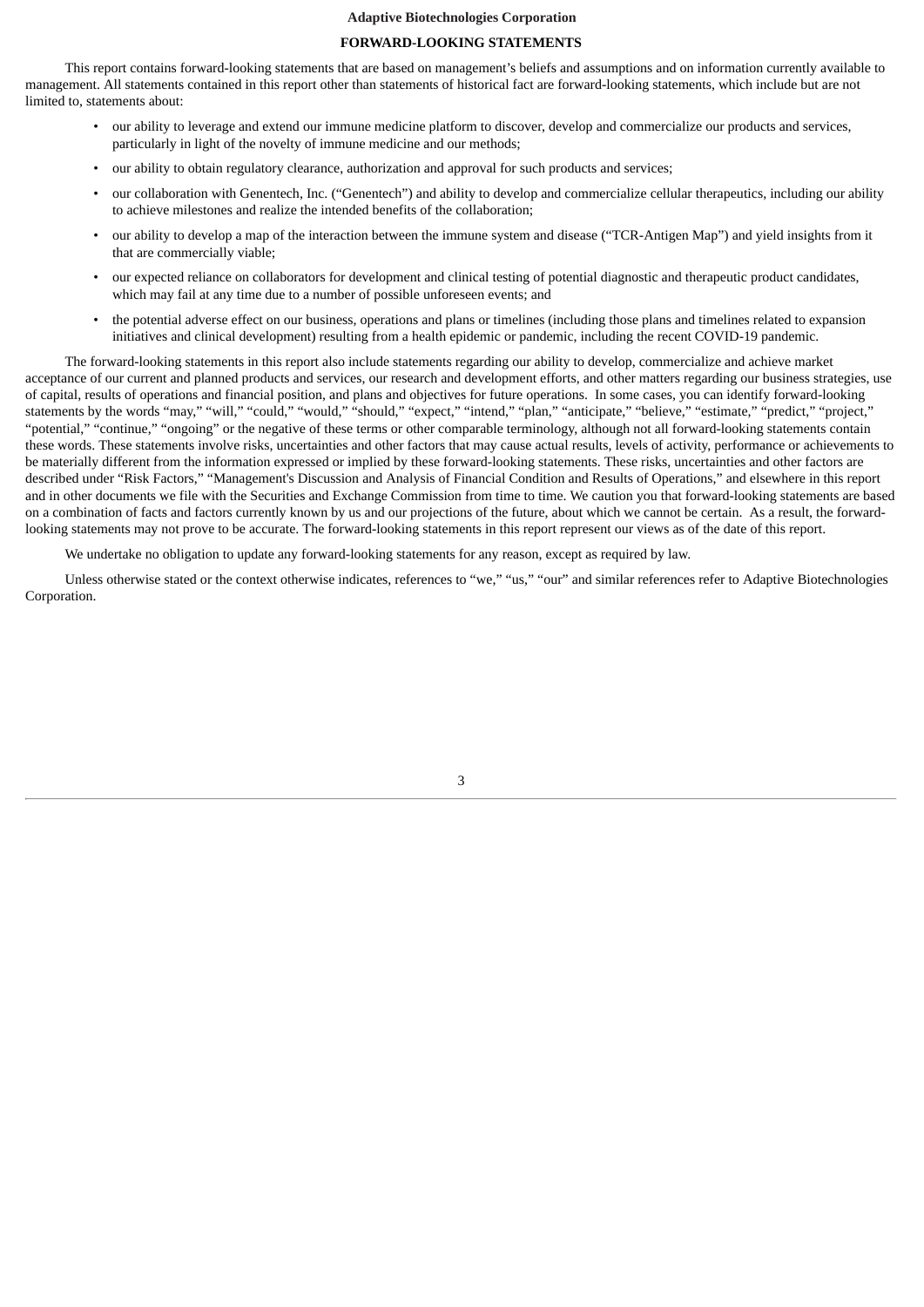**Adaptive Biotechnologies Corporation**

## FORWARD-LOOKING STATEMENTS

This report contains forward-looking statements that are based on management's beliefs and assumptions and on information currently available to management. All statements contained in this report other than statements of historical fact are forward-looking statements, which include but are not limited to, statements about:

- our ability to leverage and extend our immune medicine platform to discover, develop and commercialize our products and services, particularly in light of the novelty of immune medicine and our methods;
- our ability to obtain regulatory clearance, authorization and approval for such products and services;
- our collaboration with Genentech, Inc. ("Genentech") and ability to develop and commercialize cellular therapeutics, including our ability to achieve milestones and realize the intended benefits of the collaboration;
- our ability to develop a map of the interaction between the immune system and disease ("TCR-Antigen Map") and yield insights from it that are commercially viable;
- our expected reliance on collaborators for development and clinical testing of potential diagnostic and therapeutic product candidates, which may fail at any time due to a number of possible unforeseen events; and
- the potential adverse effect on our business, operations and plans or timelines (including those plans and timelines related to expansion initiatives and clinical development) resulting from a health epidemic or pandemic, including the recent COVID-19 pandemic.

The forward-looking statements in this report also include statements regarding our ability to develop, commercialize and achieve market acceptance of our current and planned products and services, our research and development efforts, and other matters regarding our business strategies, use of capital, results of operations and financial position, and plans and objectives for future operations. In some cases, you can identify forward-looking statements by the words "may," "will," "could," "would," "should," "expect," "intend," "plan," "anticipate," "believe," "estimate," "predict," "project," "potential," "continue," "ongoing" or the negative of these terms or other comparable terminology, although not all forward-looking statements contain these words. These statements involve risks, uncertainties and other factors that may cause actual results, levels of activity, performance or achievements to be materially different from the information expressed or implied by these forward-looking statements. These risks, uncertainties and other factors are described under "Risk Factors," "Management's Discussion and Analysis of Financial Condition and Results of Operations," and elsewhere in this report and in other documents we file with the Securities and Exchange Commission from time to time. We caution you that forward-looking statements are based on a combination of facts and factors currently known by us and our projections of the future, about which we cannot be certain. As a result, the forward-looking statements may not prove to be accurate. The forward-looking statements in this report represent our views as of the date of this report.

We undertake no obligation to update any forward-looking statements for any reason, except as required by law.

Unless otherwise stated or the context otherwise indicates, references to "we," "us," "our" and similar references refer to Adaptive Biotechnologies Corporation.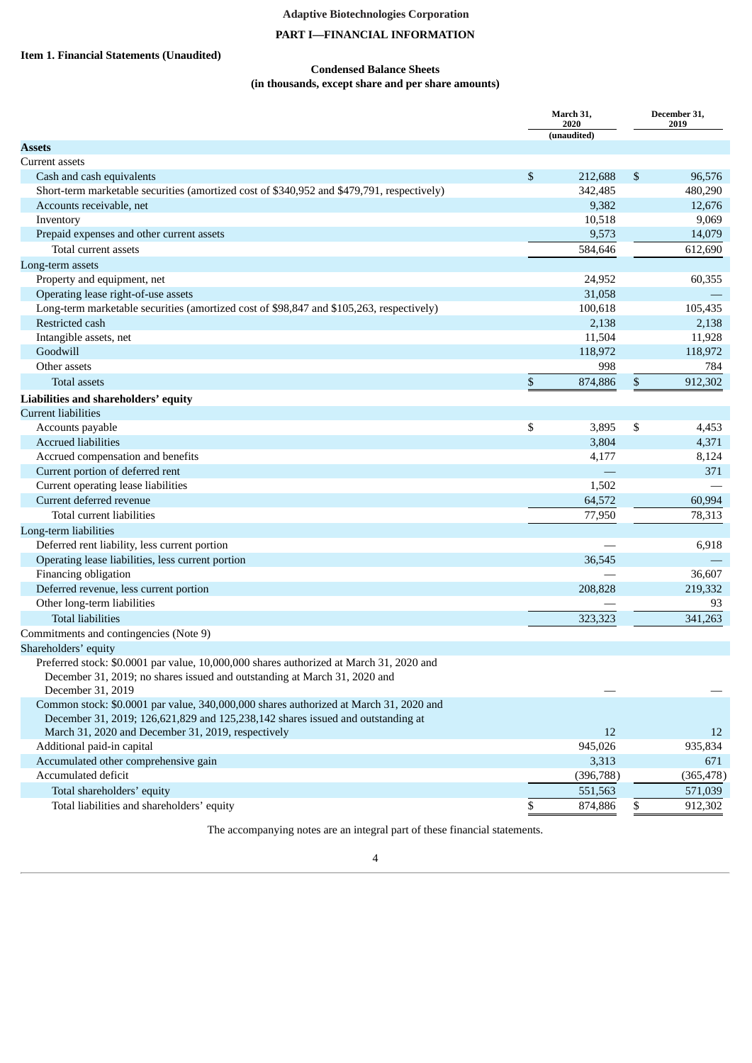**Adaptive Biotechnologies Corporation**

**PART I—FINANCIAL INFORMATION**

**Item 1. Financial Statements (Unaudited)**

**Condensed Balance Sheets**
**(in thousands, except share and per share amounts)**

| | March 31, 2020 (unaudited) | December 31, 2019 |
|---|---|---|
| **Assets** | | |
| Current assets | | |
| Cash and cash equivalents | $ 212,688 | $ 96,576 |
| Short-term marketable securities (amortized cost of $340,952 and $479,791, respectively) | 342,485 | 480,290 |
| Accounts receivable, net | 9,382 | 12,676 |
| Inventory | 10,518 | 9,069 |
| Prepaid expenses and other current assets | 9,573 | 14,079 |
| Total current assets | 584,646 | 612,690 |
| Long-term assets | | |
| Property and equipment, net | 24,952 | 60,355 |
| Operating lease right-of-use assets | 31,058 | — |
| Long-term marketable securities (amortized cost of $98,847 and $105,263, respectively) | 100,618 | 105,435 |
| Restricted cash | 2,138 | 2,138 |
| Intangible assets, net | 11,504 | 11,928 |
| Goodwill | 118,972 | 118,972 |
| Other assets | 998 | 784 |
| Total assets | $ 874,886 | $ 912,302 |
| **Liabilities and shareholders' equity** | | |
| Current liabilities | | |
| Accounts payable | $ 3,895 | $ 4,453 |
| Accrued liabilities | 3,804 | 4,371 |
| Accrued compensation and benefits | 4,177 | 8,124 |
| Current portion of deferred rent | — | 371 |
| Current operating lease liabilities | 1,502 | — |
| Current deferred revenue | 64,572 | 60,994 |
| Total current liabilities | 77,950 | 78,313 |
| Long-term liabilities | | |
| Deferred rent liability, less current portion | — | 6,918 |
| Operating lease liabilities, less current portion | 36,545 | — |
| Financing obligation | — | 36,607 |
| Deferred revenue, less current portion | 208,828 | 219,332 |
| Other long-term liabilities | — | 93 |
| Total liabilities | 323,323 | 341,263 |
| Commitments and contingencies (Note 9) | | |
| Shareholders' equity | | |
| Preferred stock: $0.0001 par value, 10,000,000 shares authorized at March 31, 2020 and December 31, 2019; no shares issued and outstanding at March 31, 2020 and December 31, 2019 | — | — |
| Common stock: $0.0001 par value, 340,000,000 shares authorized at March 31, 2020 and December 31, 2019; 126,621,829 and 125,238,142 shares issued and outstanding at March 31, 2020 and December 31, 2019, respectively | 12 | 12 |
| Additional paid-in capital | 945,026 | 935,834 |
| Accumulated other comprehensive gain | 3,313 | 671 |
| Accumulated deficit | (396,788) | (365,478) |
| Total shareholders' equity | 551,563 | 571,039 |
| Total liabilities and shareholders' equity | $ 874,886 | $ 912,302 |

The accompanying notes are an integral part of these financial statements.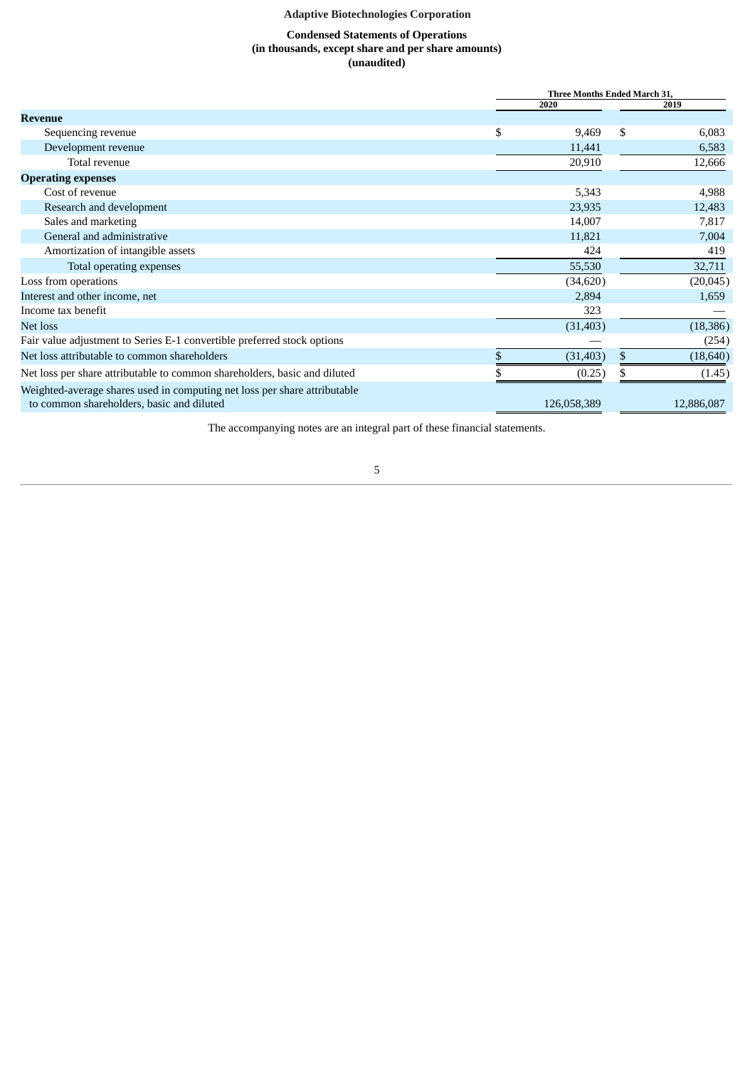**Adaptive Biotechnologies Corporation**

**Condensed Statements of Operations**
**(in thousands, except share and per share amounts)**
**(unaudited)**

| | Three Months Ended March 31, | |
|---|---|---|
| | 2020 | 2019 |
| **Revenue** | | |
| Sequencing revenue | $ 9,469 | $ 6,083 |
| Development revenue | 11,441 | 6,583 |
| Total revenue | 20,910 | 12,666 |
| **Operating expenses** | | |
| Cost of revenue | 5,343 | 4,988 |
| Research and development | 23,935 | 12,483 |
| Sales and marketing | 14,007 | 7,817 |
| General and administrative | 11,821 | 7,004 |
| Amortization of intangible assets | 424 | 419 |
| Total operating expenses | 55,530 | 32,711 |
| Loss from operations | (34,620) | (20,045) |
| Interest and other income, net | 2,894 | 1,659 |
| Income tax benefit | 323 | — |
| Net loss | (31,403) | (18,386) |
| Fair value adjustment to Series E-1 convertible preferred stock options | — | (254) |
| Net loss attributable to common shareholders | $ (31,403) | $ (18,640) |
| Net loss per share attributable to common shareholders, basic and diluted | $ (0.25) | $ (1.45) |
| Weighted-average shares used in computing net loss per share attributable to common shareholders, basic and diluted | 126,058,389 | 12,886,087 |

The accompanying notes are an integral part of these financial statements.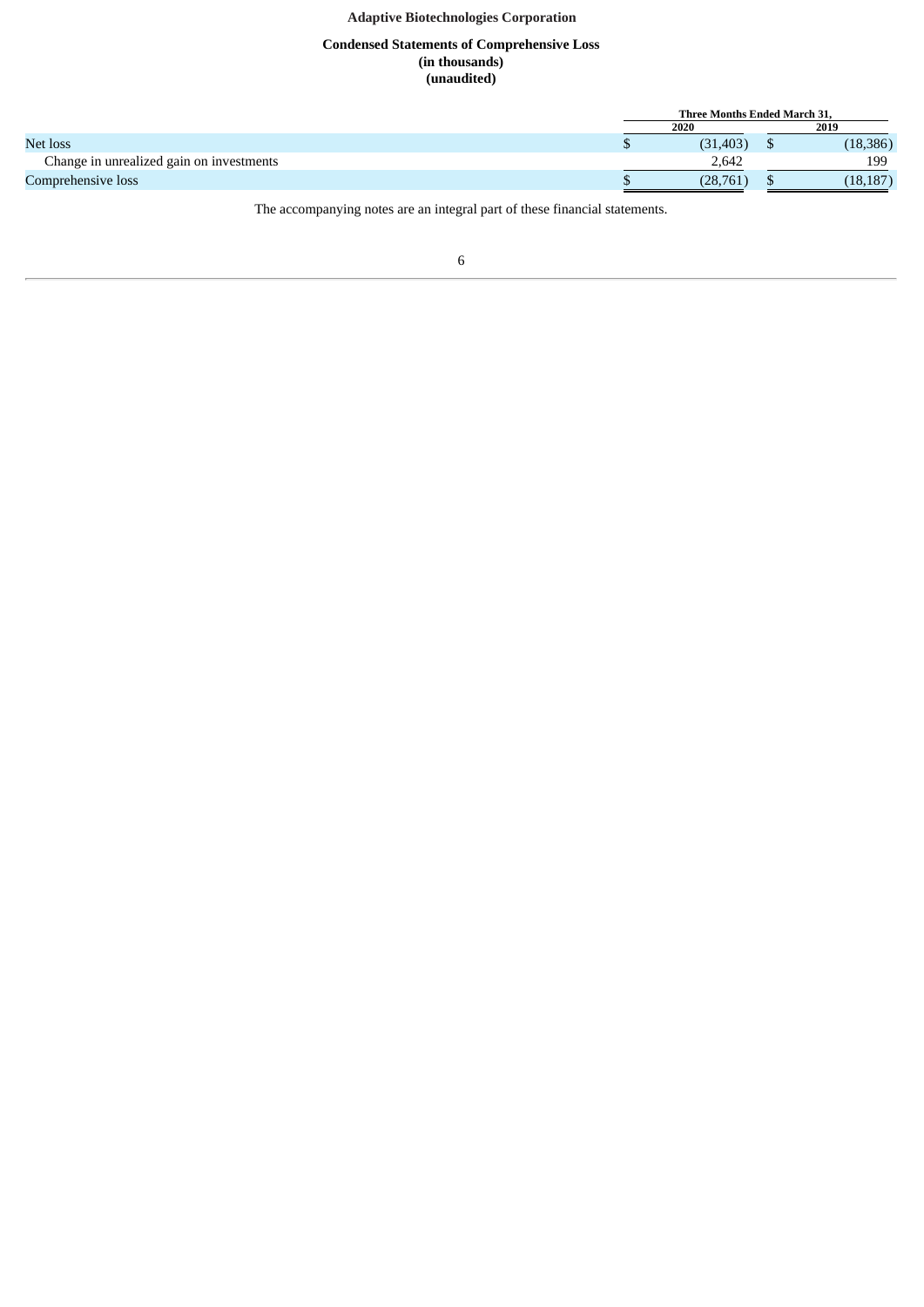**Adaptive Biotechnologies Corporation**

**Condensed Statements of Comprehensive Loss**
**(in thousands)**
**(unaudited)**

| | Three Months Ended March 31, | |
|---|---|---|
| | 2020 | 2019 |
| Net loss | $ (31,403) | $ (18,386) |
| Change in unrealized gain on investments | 2,642 | 199 |
| Comprehensive loss | $ (28,761) | $ (18,187) |

The accompanying notes are an integral part of these financial statements.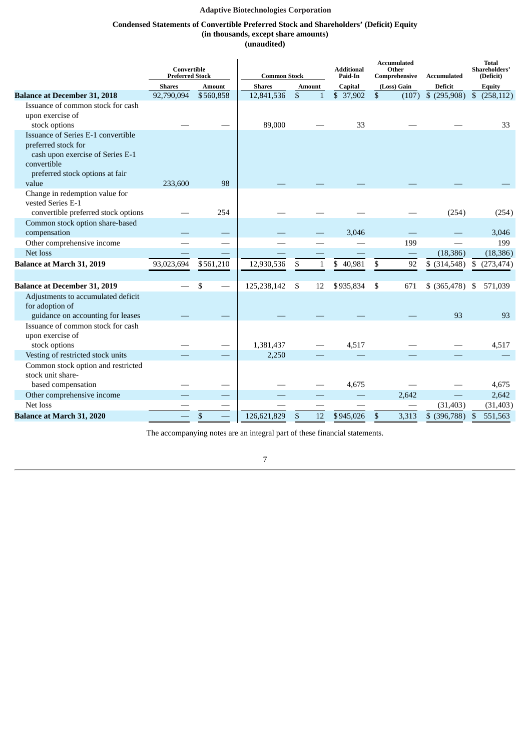**Adaptive Biotechnologies Corporation**

**Condensed Statements of Convertible Preferred Stock and Shareholders' (Deficit) Equity**
**(in thousands, except share amounts)**
**(unaudited)**

| | Convertible Preferred Stock | | Common Stock | | Additional Paid-In | Accumulated Other Comprehensive | Accumulated | Total Shareholders' (Deficit) |
|---|---|---|---|---|---|---|---|---|
| | Shares | Amount | Shares | Amount | Capital | (Loss) Gain | Deficit | Equity |
| **Balance at December 31, 2018** | 92,790,094 | $560,858 | 12,841,536 | $ 1 | $ 37,902 | $ (107) | $ (295,908) | $ (258,112) |
| Issuance of common stock for cash upon exercise of stock options | — | — | 89,000 | — | 33 | — | — | 33 |
| Issuance of Series E-1 convertible preferred stock for cash upon exercise of Series E-1 convertible preferred stock options at fair value | 233,600 | 98 | — | — | — | — | — | — |
| Change in redemption value for vested Series E-1 convertible preferred stock options | — | 254 | — | — | — | — | (254) | (254) |
| Common stock option share-based compensation | — | — | — | — | 3,046 | — | — | 3,046 |
| Other comprehensive income | — | — | — | — | — | 199 | — | 199 |
| Net loss | — | — | — | — | — | — | (18,386) | (18,386) |
| **Balance at March 31, 2019** | 93,023,694 | $561,210 | 12,930,536 | $ 1 | $ 40,981 | $ 92 | $ (314,548) | $ (273,474) |
| | | | | | | | | |
| **Balance at December 31, 2019** | — | $ — | 125,238,142 | $ 12 | $935,834 | $ 671 | $ (365,478) | $ 571,039 |
| Adjustments to accumulated deficit for adoption of guidance on accounting for leases | — | — | — | — | — | — | 93 | 93 |
| Issuance of common stock for cash upon exercise of stock options | — | — | 1,381,437 | — | 4,517 | — | — | 4,517 |
| Vesting of restricted stock units | — | — | 2,250 | — | — | — | — | — |
| Common stock option and restricted stock unit share-based compensation | — | — | — | — | 4,675 | — | — | 4,675 |
| Other comprehensive income | — | — | — | — | — | 2,642 | — | 2,642 |
| Net loss | — | — | — | — | — | — | (31,403) | (31,403) |
| **Balance at March 31, 2020** | — | $ — | 126,621,829 | $ 12 | $945,026 | $ 3,313 | $ (396,788) | $ 551,563 |

The accompanying notes are an integral part of these financial statements.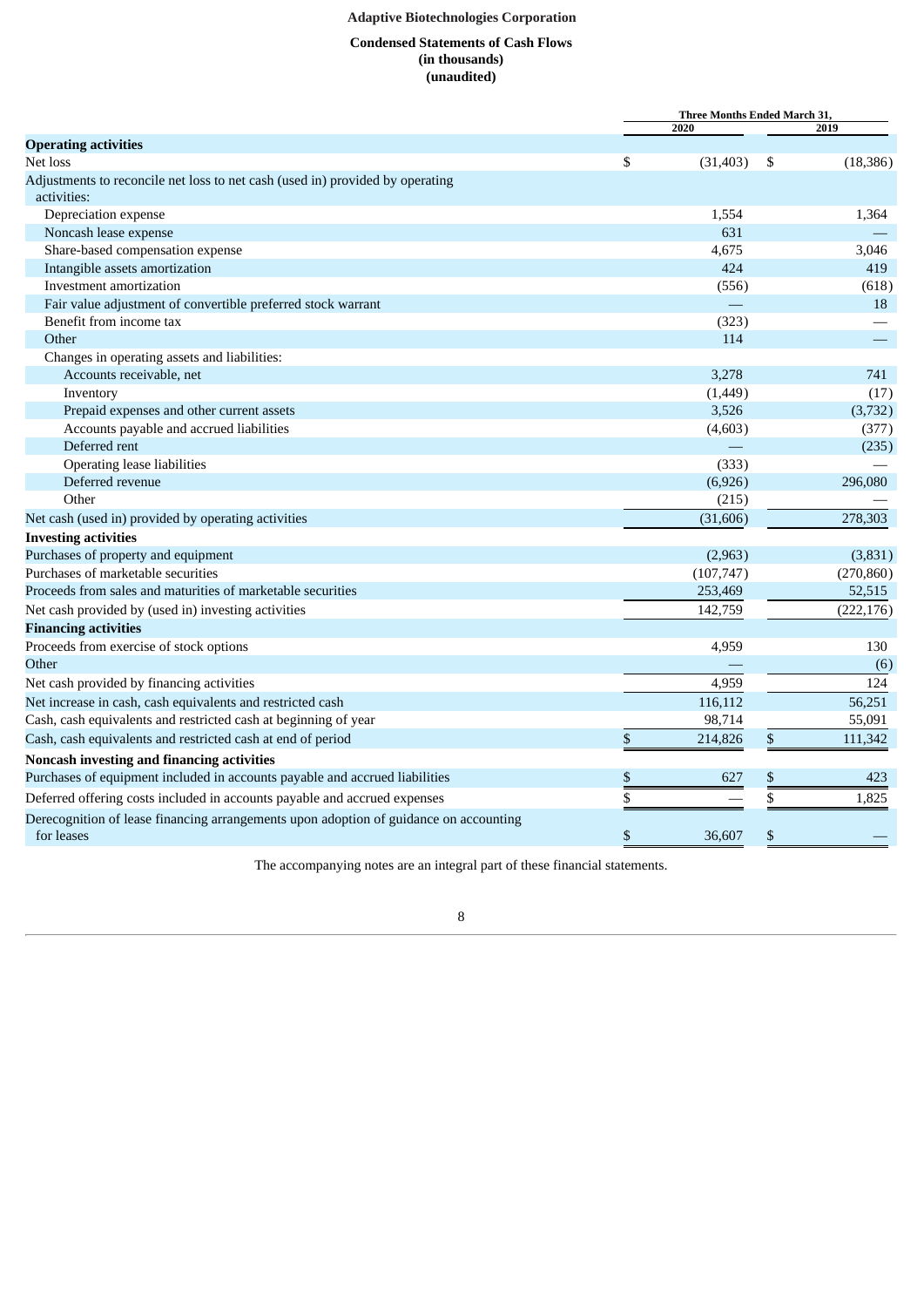**Adaptive Biotechnologies Corporation**

**Condensed Statements of Cash Flows**
**(in thousands)**
**(unaudited)**

| | Three Months Ended March 31, | |
|---|---|---|
| | 2020 | 2019 |
| **Operating activities** | | |
| Net loss | $ (31,403) | $ (18,386) |
| Adjustments to reconcile net loss to net cash (used in) provided by operating activities: | | |
| Depreciation expense | 1,554 | 1,364 |
| Noncash lease expense | 631 | — |
| Share-based compensation expense | 4,675 | 3,046 |
| Intangible assets amortization | 424 | 419 |
| Investment amortization | (556) | (618) |
| Fair value adjustment of convertible preferred stock warrant | — | 18 |
| Benefit from income tax | (323) | — |
| Other | 114 | — |
| Changes in operating assets and liabilities: | | |
| Accounts receivable, net | 3,278 | 741 |
| Inventory | (1,449) | (17) |
| Prepaid expenses and other current assets | 3,526 | (3,732) |
| Accounts payable and accrued liabilities | (4,603) | (377) |
| Deferred rent | — | (235) |
| Operating lease liabilities | (333) | — |
| Deferred revenue | (6,926) | 296,080 |
| Other | (215) | — |
| Net cash (used in) provided by operating activities | (31,606) | 278,303 |
| **Investing activities** | | |
| Purchases of property and equipment | (2,963) | (3,831) |
| Purchases of marketable securities | (107,747) | (270,860) |
| Proceeds from sales and maturities of marketable securities | 253,469 | 52,515 |
| Net cash provided by (used in) investing activities | 142,759 | (222,176) |
| **Financing activities** | | |
| Proceeds from exercise of stock options | 4,959 | 130 |
| Other | — | (6) |
| Net cash provided by financing activities | 4,959 | 124 |
| Net increase in cash, cash equivalents and restricted cash | 116,112 | 56,251 |
| Cash, cash equivalents and restricted cash at beginning of year | 98,714 | 55,091 |
| Cash, cash equivalents and restricted cash at end of period | $ 214,826 | $ 111,342 |
| **Noncash investing and financing activities** | | |
| Purchases of equipment included in accounts payable and accrued liabilities | $ 627 | $ 423 |
| Deferred offering costs included in accounts payable and accrued expenses | $ — | $ 1,825 |
| Derecognition of lease financing arrangements upon adoption of guidance on accounting for leases | $ 36,607 | $ — |

The accompanying notes are an integral part of these financial statements.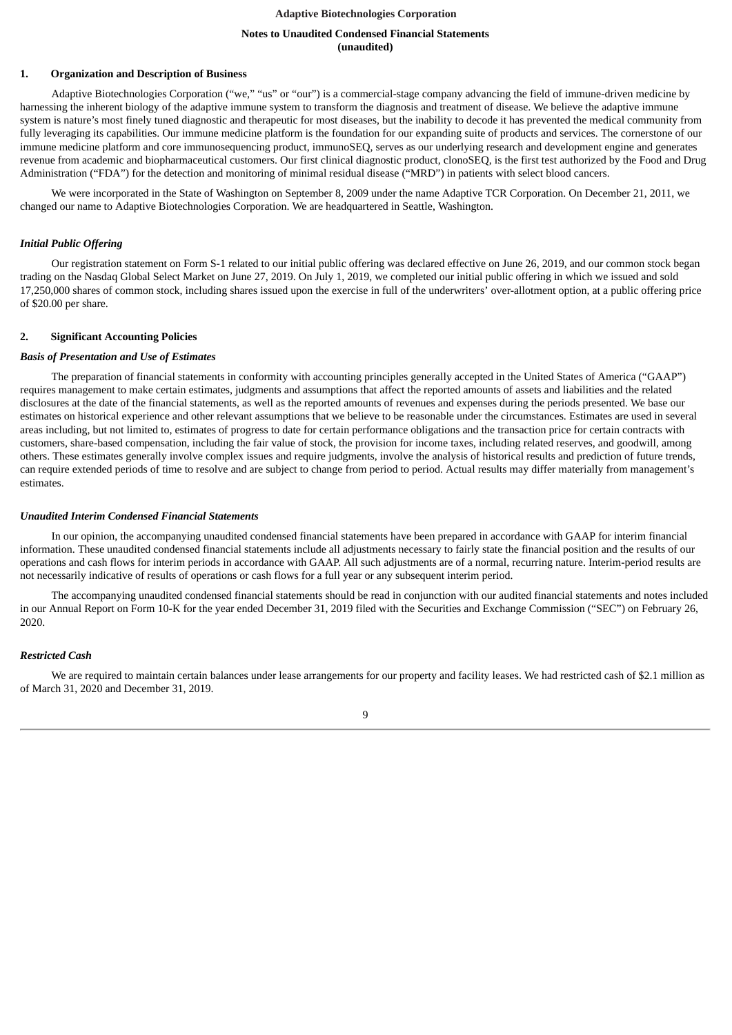**Adaptive Biotechnologies Corporation**

**Notes to Unaudited Condensed Financial Statements (unaudited)**

## 1. Organization and Description of Business

Adaptive Biotechnologies Corporation ("we," "us" or "our") is a commercial-stage company advancing the field of immune-driven medicine by harnessing the inherent biology of the adaptive immune system to transform the diagnosis and treatment of disease. We believe the adaptive immune system is nature's most finely tuned diagnostic and therapeutic for most diseases, but the inability to decode it has prevented the medical community from fully leveraging its capabilities. Our immune medicine platform is the foundation for our expanding suite of products and services. The cornerstone of our immune medicine platform and core immunosequencing product, immunoSEQ, serves as our underlying research and development engine and generates revenue from academic and biopharmaceutical customers. Our first clinical diagnostic product, clonoSEQ, is the first test authorized by the Food and Drug Administration ("FDA") for the detection and monitoring of minimal residual disease ("MRD") in patients with select blood cancers.

We were incorporated in the State of Washington on September 8, 2009 under the name Adaptive TCR Corporation. On December 21, 2011, we changed our name to Adaptive Biotechnologies Corporation. We are headquartered in Seattle, Washington.

### *Initial Public Offering*

Our registration statement on Form S-1 related to our initial public offering was declared effective on June 26, 2019, and our common stock began trading on the Nasdaq Global Select Market on June 27, 2019. On July 1, 2019, we completed our initial public offering in which we issued and sold 17,250,000 shares of common stock, including shares issued upon the exercise in full of the underwriters' over-allotment option, at a public offering price of $20.00 per share.

## 2. Significant Accounting Policies

### *Basis of Presentation and Use of Estimates*

The preparation of financial statements in conformity with accounting principles generally accepted in the United States of America ("GAAP") requires management to make certain estimates, judgments and assumptions that affect the reported amounts of assets and liabilities and the related disclosures at the date of the financial statements, as well as the reported amounts of revenues and expenses during the periods presented. We base our estimates on historical experience and other relevant assumptions that we believe to be reasonable under the circumstances. Estimates are used in several areas including, but not limited to, estimates of progress to date for certain performance obligations and the transaction price for certain contracts with customers, share-based compensation, including the fair value of stock, the provision for income taxes, including related reserves, and goodwill, among others. These estimates generally involve complex issues and require judgments, involve the analysis of historical results and prediction of future trends, can require extended periods of time to resolve and are subject to change from period to period. Actual results may differ materially from management's estimates.

### *Unaudited Interim Condensed Financial Statements*

In our opinion, the accompanying unaudited condensed financial statements have been prepared in accordance with GAAP for interim financial information. These unaudited condensed financial statements include all adjustments necessary to fairly state the financial position and the results of our operations and cash flows for interim periods in accordance with GAAP. All such adjustments are of a normal, recurring nature. Interim-period results are not necessarily indicative of results of operations or cash flows for a full year or any subsequent interim period.

The accompanying unaudited condensed financial statements should be read in conjunction with our audited financial statements and notes included in our Annual Report on Form 10-K for the year ended December 31, 2019 filed with the Securities and Exchange Commission ("SEC") on February 26, 2020.

### *Restricted Cash*

We are required to maintain certain balances under lease arrangements for our property and facility leases. We had restricted cash of $2.1 million as of March 31, 2020 and December 31, 2019.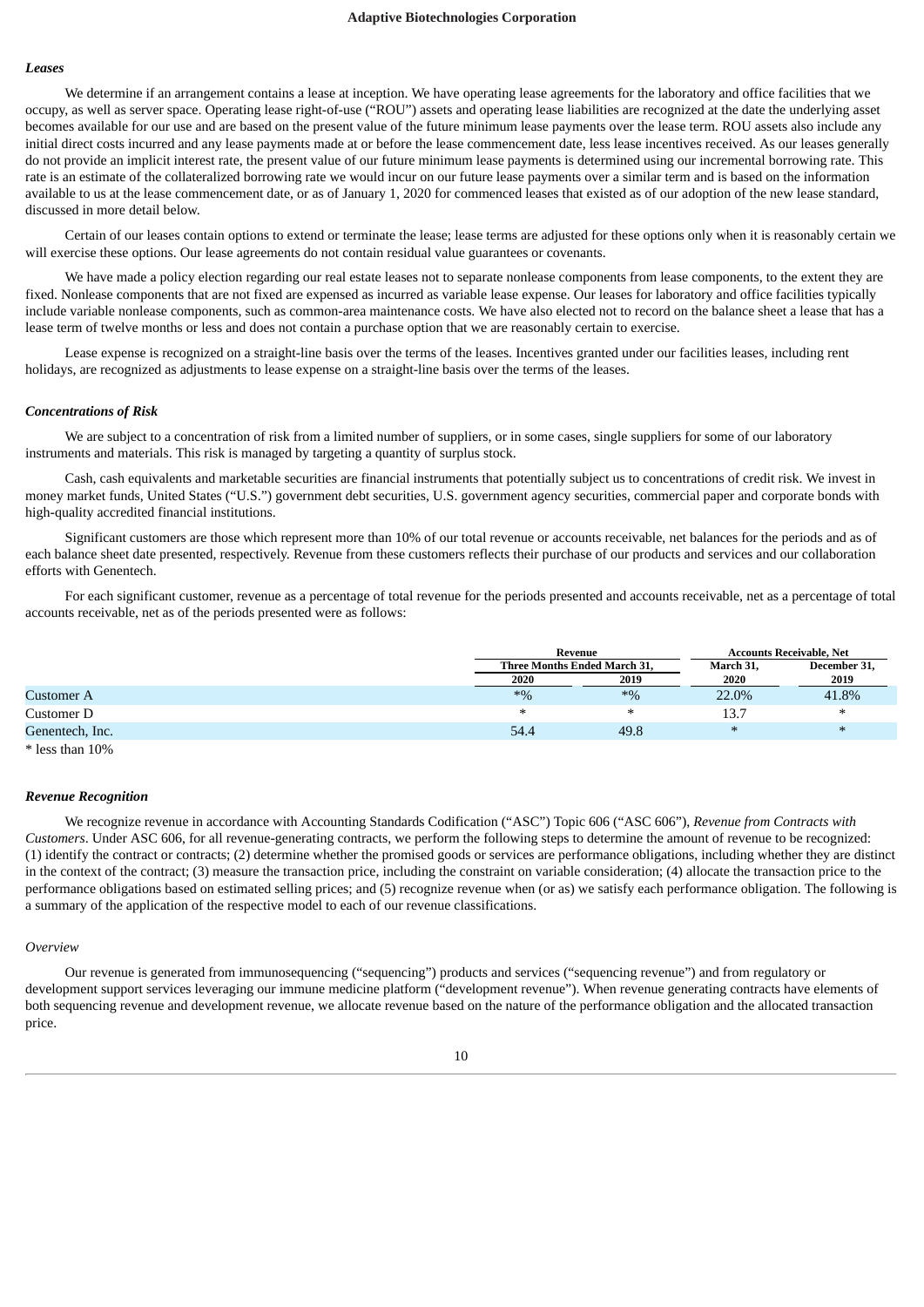### *Leases*

We determine if an arrangement contains a lease at inception. We have operating lease agreements for the laboratory and office facilities that we occupy, as well as server space. Operating lease right-of-use ("ROU") assets and operating lease liabilities are recognized at the date the underlying asset becomes available for our use and are based on the present value of the future minimum lease payments over the lease term. ROU assets also include any initial direct costs incurred and any lease payments made at or before the lease commencement date, less lease incentives received. As our leases generally do not provide an implicit interest rate, the present value of our future minimum lease payments is determined using our incremental borrowing rate. This rate is an estimate of the collateralized borrowing rate we would incur on our future lease payments over a similar term and is based on the information available to us at the lease commencement date, or as of January 1, 2020 for commenced leases that existed as of our adoption of the new lease standard, discussed in more detail below.

Certain of our leases contain options to extend or terminate the lease; lease terms are adjusted for these options only when it is reasonably certain we will exercise these options. Our lease agreements do not contain residual value guarantees or covenants.

We have made a policy election regarding our real estate leases not to separate nonlease components from lease components, to the extent they are fixed. Nonlease components that are not fixed are expensed as incurred as variable lease expense. Our leases for laboratory and office facilities typically include variable nonlease components, such as common-area maintenance costs. We have also elected not to record on the balance sheet a lease that has a lease term of twelve months or less and does not contain a purchase option that we are reasonably certain to exercise.

Lease expense is recognized on a straight-line basis over the terms of the leases. Incentives granted under our facilities leases, including rent holidays, are recognized as adjustments to lease expense on a straight-line basis over the terms of the leases.

### *Concentrations of Risk*

We are subject to a concentration of risk from a limited number of suppliers, or in some cases, single suppliers for some of our laboratory instruments and materials. This risk is managed by targeting a quantity of surplus stock.

Cash, cash equivalents and marketable securities are financial instruments that potentially subject us to concentrations of credit risk. We invest in money market funds, United States ("U.S.") government debt securities, U.S. government agency securities, commercial paper and corporate bonds with high-quality accredited financial institutions.

Significant customers are those which represent more than 10% of our total revenue or accounts receivable, net balances for the periods and as of each balance sheet date presented, respectively. Revenue from these customers reflects their purchase of our products and services and our collaboration efforts with Genentech.

For each significant customer, revenue as a percentage of total revenue for the periods presented and accounts receivable, net as a percentage of total accounts receivable, net as of the periods presented were as follows:

| | Revenue | | Accounts Receivable, Net | |
|---|---|---|---|---|
| | Three Months Ended March 31, | | March 31, | December 31, |
| | 2020 | 2019 | 2020 | 2019 |
| Customer A | *% | *% | 22.0% | 41.8% |
| Customer D | * | * | 13.7 | * |
| Genentech, Inc. | 54.4 | 49.8 | * | * |

* less than 10%

### *Revenue Recognition*

We recognize revenue in accordance with Accounting Standards Codification ("ASC") Topic 606 ("ASC 606"), *Revenue from Contracts with Customers*. Under ASC 606, for all revenue-generating contracts, we perform the following steps to determine the amount of revenue to be recognized: (1) identify the contract or contracts; (2) determine whether the promised goods or services are performance obligations, including whether they are distinct in the context of the contract; (3) measure the transaction price, including the constraint on variable consideration; (4) allocate the transaction price to the performance obligations based on estimated selling prices; and (5) recognize revenue when (or as) we satisfy each performance obligation. The following is a summary of the application of the respective model to each of our revenue classifications.

*Overview*

Our revenue is generated from immunosequencing ("sequencing") products and services ("sequencing revenue") and from regulatory or development support services leveraging our immune medicine platform ("development revenue"). When revenue generating contracts have elements of both sequencing revenue and development revenue, we allocate revenue based on the nature of the performance obligation and the allocated transaction price.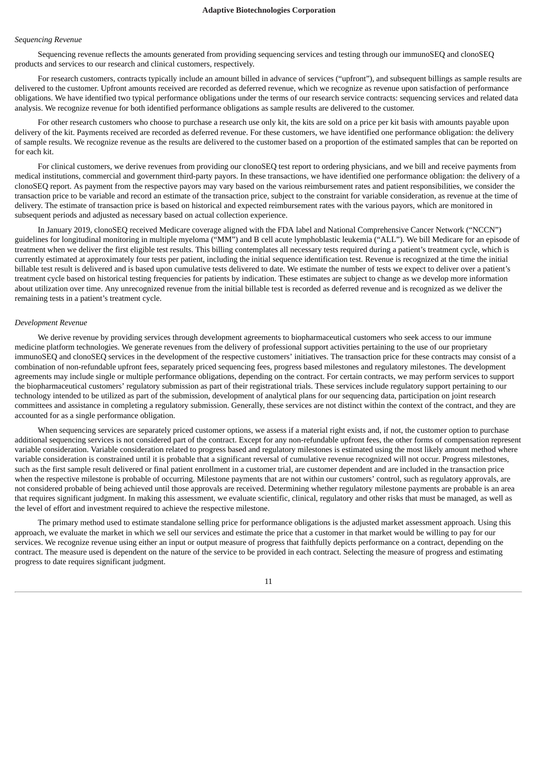*Sequencing Revenue*

Sequencing revenue reflects the amounts generated from providing sequencing services and testing through our immunoSEQ and clonoSEQ products and services to our research and clinical customers, respectively.

For research customers, contracts typically include an amount billed in advance of services ("upfront"), and subsequent billings as sample results are delivered to the customer. Upfront amounts received are recorded as deferred revenue, which we recognize as revenue upon satisfaction of performance obligations. We have identified two typical performance obligations under the terms of our research service contracts: sequencing services and related data analysis. We recognize revenue for both identified performance obligations as sample results are delivered to the customer.

For other research customers who choose to purchase a research use only kit, the kits are sold on a price per kit basis with amounts payable upon delivery of the kit. Payments received are recorded as deferred revenue. For these customers, we have identified one performance obligation: the delivery of sample results. We recognize revenue as the results are delivered to the customer based on a proportion of the estimated samples that can be reported on for each kit.

For clinical customers, we derive revenues from providing our clonoSEQ test report to ordering physicians, and we bill and receive payments from medical institutions, commercial and government third-party payors. In these transactions, we have identified one performance obligation: the delivery of a clonoSEQ report. As payment from the respective payors may vary based on the various reimbursement rates and patient responsibilities, we consider the transaction price to be variable and record an estimate of the transaction price, subject to the constraint for variable consideration, as revenue at the time of delivery. The estimate of transaction price is based on historical and expected reimbursement rates with the various payors, which are monitored in subsequent periods and adjusted as necessary based on actual collection experience.

In January 2019, clonoSEQ received Medicare coverage aligned with the FDA label and National Comprehensive Cancer Network ("NCCN") guidelines for longitudinal monitoring in multiple myeloma ("MM") and B cell acute lymphoblastic leukemia ("ALL"). We bill Medicare for an episode of treatment when we deliver the first eligible test results. This billing contemplates all necessary tests required during a patient's treatment cycle, which is currently estimated at approximately four tests per patient, including the initial sequence identification test. Revenue is recognized at the time the initial billable test result is delivered and is based upon cumulative tests delivered to date. We estimate the number of tests we expect to deliver over a patient's treatment cycle based on historical testing frequencies for patients by indication. These estimates are subject to change as we develop more information about utilization over time. Any unrecognized revenue from the initial billable test is recorded as deferred revenue and is recognized as we deliver the remaining tests in a patient's treatment cycle.

*Development Revenue*

We derive revenue by providing services through development agreements to biopharmaceutical customers who seek access to our immune medicine platform technologies. We generate revenues from the delivery of professional support activities pertaining to the use of our proprietary immunoSEQ and clonoSEQ services in the development of the respective customers' initiatives. The transaction price for these contracts may consist of a combination of non-refundable upfront fees, separately priced sequencing fees, progress based milestones and regulatory milestones. The development agreements may include single or multiple performance obligations, depending on the contract. For certain contracts, we may perform services to support the biopharmaceutical customers' regulatory submission as part of their registrational trials. These services include regulatory support pertaining to our technology intended to be utilized as part of the submission, development of analytical plans for our sequencing data, participation on joint research committees and assistance in completing a regulatory submission. Generally, these services are not distinct within the context of the contract, and they are accounted for as a single performance obligation.

When sequencing services are separately priced customer options, we assess if a material right exists and, if not, the customer option to purchase additional sequencing services is not considered part of the contract. Except for any non-refundable upfront fees, the other forms of compensation represent variable consideration. Variable consideration related to progress based and regulatory milestones is estimated using the most likely amount method where variable consideration is constrained until it is probable that a significant reversal of cumulative revenue recognized will not occur. Progress milestones, such as the first sample result delivered or final patient enrollment in a customer trial, are customer dependent and are included in the transaction price when the respective milestone is probable of occurring. Milestone payments that are not within our customers' control, such as regulatory approvals, are not considered probable of being achieved until those approvals are received. Determining whether regulatory milestone payments are probable is an area that requires significant judgment. In making this assessment, we evaluate scientific, clinical, regulatory and other risks that must be managed, as well as the level of effort and investment required to achieve the respective milestone.

The primary method used to estimate standalone selling price for performance obligations is the adjusted market assessment approach. Using this approach, we evaluate the market in which we sell our services and estimate the price that a customer in that market would be willing to pay for our services. We recognize revenue using either an input or output measure of progress that faithfully depicts performance on a contract, depending on the contract. The measure used is dependent on the nature of the service to be provided in each contract. Selecting the measure of progress and estimating progress to date requires significant judgment.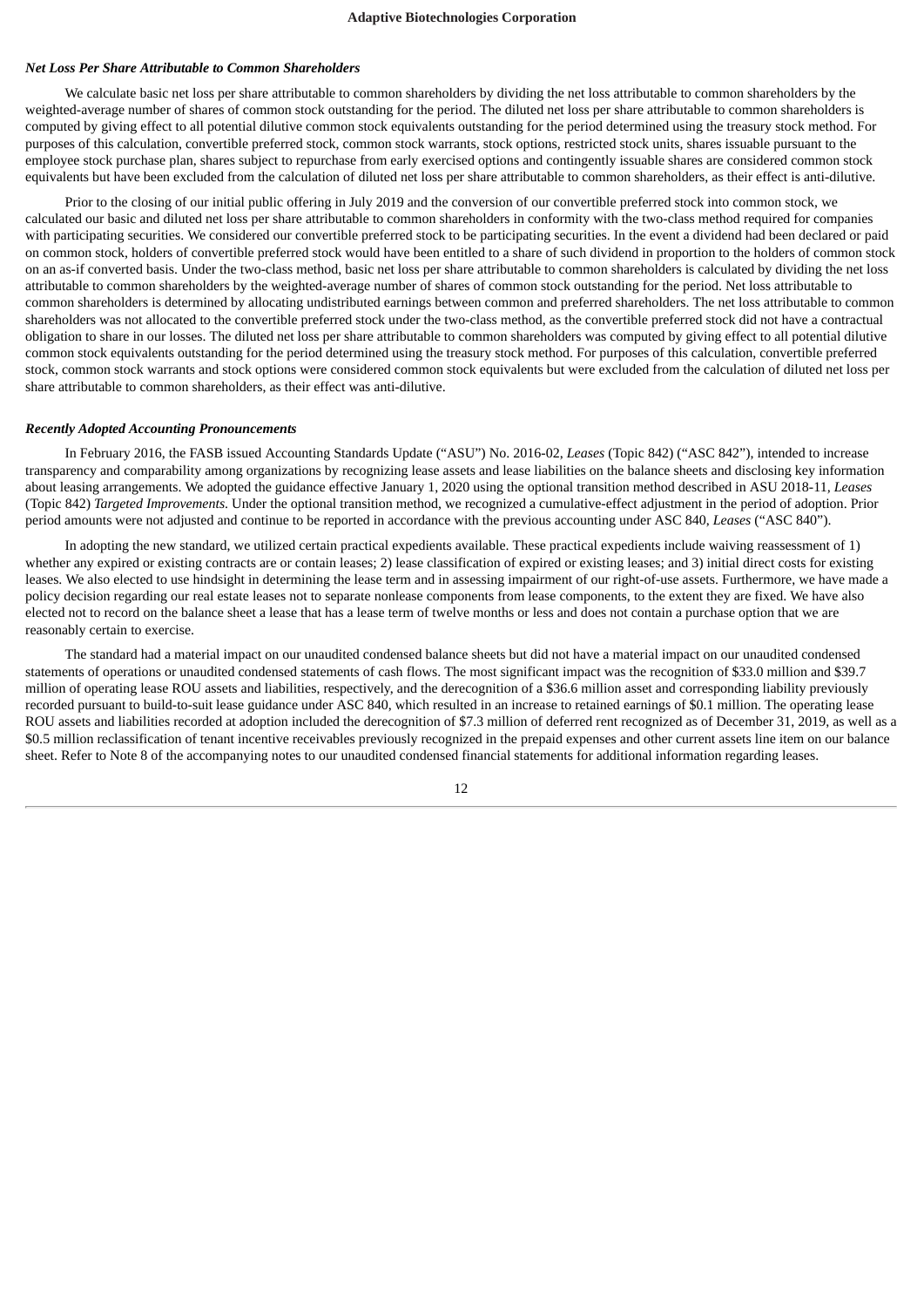***Net Loss Per Share Attributable to Common Shareholders***

We calculate basic net loss per share attributable to common shareholders by dividing the net loss attributable to common shareholders by the weighted-average number of shares of common stock outstanding for the period. The diluted net loss per share attributable to common shareholders is computed by giving effect to all potential dilutive common stock equivalents outstanding for the period determined using the treasury stock method. For purposes of this calculation, convertible preferred stock, common stock warrants, stock options, restricted stock units, shares issuable pursuant to the employee stock purchase plan, shares subject to repurchase from early exercised options and contingently issuable shares are considered common stock equivalents but have been excluded from the calculation of diluted net loss per share attributable to common shareholders, as their effect is anti-dilutive.

Prior to the closing of our initial public offering in July 2019 and the conversion of our convertible preferred stock into common stock, we calculated our basic and diluted net loss per share attributable to common shareholders in conformity with the two-class method required for companies with participating securities. We considered our convertible preferred stock to be participating securities. In the event a dividend had been declared or paid on common stock, holders of convertible preferred stock would have been entitled to a share of such dividend in proportion to the holders of common stock on an as-if converted basis. Under the two-class method, basic net loss per share attributable to common shareholders is calculated by dividing the net loss attributable to common shareholders by the weighted-average number of shares of common stock outstanding for the period. Net loss attributable to common shareholders is determined by allocating undistributed earnings between common and preferred shareholders. The net loss attributable to common shareholders was not allocated to the convertible preferred stock under the two-class method, as the convertible preferred stock did not have a contractual obligation to share in our losses. The diluted net loss per share attributable to common shareholders was computed by giving effect to all potential dilutive common stock equivalents outstanding for the period determined using the treasury stock method. For purposes of this calculation, convertible preferred stock, common stock warrants and stock options were considered common stock equivalents but were excluded from the calculation of diluted net loss per share attributable to common shareholders, as their effect was anti-dilutive.

***Recently Adopted Accounting Pronouncements***

In February 2016, the FASB issued Accounting Standards Update ("ASU") No. 2016-02, *Leases* (Topic 842) ("ASC 842"), intended to increase transparency and comparability among organizations by recognizing lease assets and lease liabilities on the balance sheets and disclosing key information about leasing arrangements. We adopted the guidance effective January 1, 2020 using the optional transition method described in ASU 2018-11, *Leases* (Topic 842) *Targeted Improvements*. Under the optional transition method, we recognized a cumulative-effect adjustment in the period of adoption. Prior period amounts were not adjusted and continue to be reported in accordance with the previous accounting under ASC 840, *Leases* ("ASC 840").

In adopting the new standard, we utilized certain practical expedients available. These practical expedients include waiving reassessment of 1) whether any expired or existing contracts are or contain leases; 2) lease classification of expired or existing leases; and 3) initial direct costs for existing leases. We also elected to use hindsight in determining the lease term and in assessing impairment of our right-of-use assets. Furthermore, we have made a policy decision regarding our real estate leases not to separate nonlease components from lease components, to the extent they are fixed. We have also elected not to record on the balance sheet a lease that has a lease term of twelve months or less and does not contain a purchase option that we are reasonably certain to exercise.

The standard had a material impact on our unaudited condensed balance sheets but did not have a material impact on our unaudited condensed statements of operations or unaudited condensed statements of cash flows. The most significant impact was the recognition of $33.0 million and $39.7 million of operating lease ROU assets and liabilities, respectively, and the derecognition of a $36.6 million asset and corresponding liability previously recorded pursuant to build-to-suit lease guidance under ASC 840, which resulted in an increase to retained earnings of $0.1 million. The operating lease ROU assets and liabilities recorded at adoption included the derecognition of $7.3 million of deferred rent recognized as of December 31, 2019, as well as a $0.5 million reclassification of tenant incentive receivables previously recognized in the prepaid expenses and other current assets line item on our balance sheet. Refer to Note 8 of the accompanying notes to our unaudited condensed financial statements for additional information regarding leases.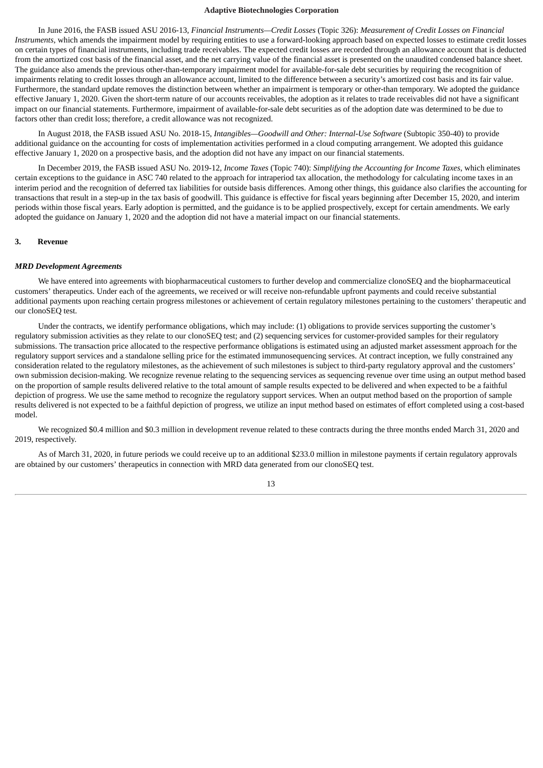In June 2016, the FASB issued ASU 2016-13, *Financial Instruments—Credit Losses* (Topic 326): *Measurement of Credit Losses on Financial Instruments*, which amends the impairment model by requiring entities to use a forward-looking approach based on expected losses to estimate credit losses on certain types of financial instruments, including trade receivables. The expected credit losses are recorded through an allowance account that is deducted from the amortized cost basis of the financial asset, and the net carrying value of the financial asset is presented on the unaudited condensed balance sheet. The guidance also amends the previous other-than-temporary impairment model for available-for-sale debt securities by requiring the recognition of impairments relating to credit losses through an allowance account, limited to the difference between a security's amortized cost basis and its fair value. Furthermore, the standard update removes the distinction between whether an impairment is temporary or other-than temporary. We adopted the guidance effective January 1, 2020. Given the short-term nature of our accounts receivables, the adoption as it relates to trade receivables did not have a significant impact on our financial statements. Furthermore, impairment of available-for-sale debt securities as of the adoption date was determined to be due to factors other than credit loss; therefore, a credit allowance was not recognized.

In August 2018, the FASB issued ASU No. 2018-15, *Intangibles—Goodwill and Other: Internal-Use Software* (Subtopic 350-40) to provide additional guidance on the accounting for costs of implementation activities performed in a cloud computing arrangement. We adopted this guidance effective January 1, 2020 on a prospective basis, and the adoption did not have any impact on our financial statements.

In December 2019, the FASB issued ASU No. 2019-12, *Income Taxes* (Topic 740): *Simplifying the Accounting for Income Taxes,* which eliminates certain exceptions to the guidance in ASC 740 related to the approach for intraperiod tax allocation, the methodology for calculating income taxes in an interim period and the recognition of deferred tax liabilities for outside basis differences. Among other things, this guidance also clarifies the accounting for transactions that result in a step-up in the tax basis of goodwill. This guidance is effective for fiscal years beginning after December 15, 2020, and interim periods within those fiscal years. Early adoption is permitted, and the guidance is to be applied prospectively, except for certain amendments. We early adopted the guidance on January 1, 2020 and the adoption did not have a material impact on our financial statements.

## 3. Revenue

***MRD Development Agreements***

We have entered into agreements with biopharmaceutical customers to further develop and commercialize clonoSEQ and the biopharmaceutical customers' therapeutics. Under each of the agreements, we received or will receive non-refundable upfront payments and could receive substantial additional payments upon reaching certain progress milestones or achievement of certain regulatory milestones pertaining to the customers' therapeutic and our clonoSEQ test.

Under the contracts, we identify performance obligations, which may include: (1) obligations to provide services supporting the customer's regulatory submission activities as they relate to our clonoSEQ test; and (2) sequencing services for customer-provided samples for their regulatory submissions. The transaction price allocated to the respective performance obligations is estimated using an adjusted market assessment approach for the regulatory support services and a standalone selling price for the estimated immunosequencing services. At contract inception, we fully constrained any consideration related to the regulatory milestones, as the achievement of such milestones is subject to third-party regulatory approval and the customers' own submission decision-making. We recognize revenue relating to the sequencing services as sequencing revenue over time using an output method based on the proportion of sample results delivered relative to the total amount of sample results expected to be delivered and when expected to be a faithful depiction of progress. We use the same method to recognize the regulatory support services. When an output method based on the proportion of sample results delivered is not expected to be a faithful depiction of progress, we utilize an input method based on estimates of effort completed using a cost-based model.

We recognized $0.4 million and $0.3 million in development revenue related to these contracts during the three months ended March 31, 2020 and 2019, respectively.

As of March 31, 2020, in future periods we could receive up to an additional $233.0 million in milestone payments if certain regulatory approvals are obtained by our customers' therapeutics in connection with MRD data generated from our clonoSEQ test.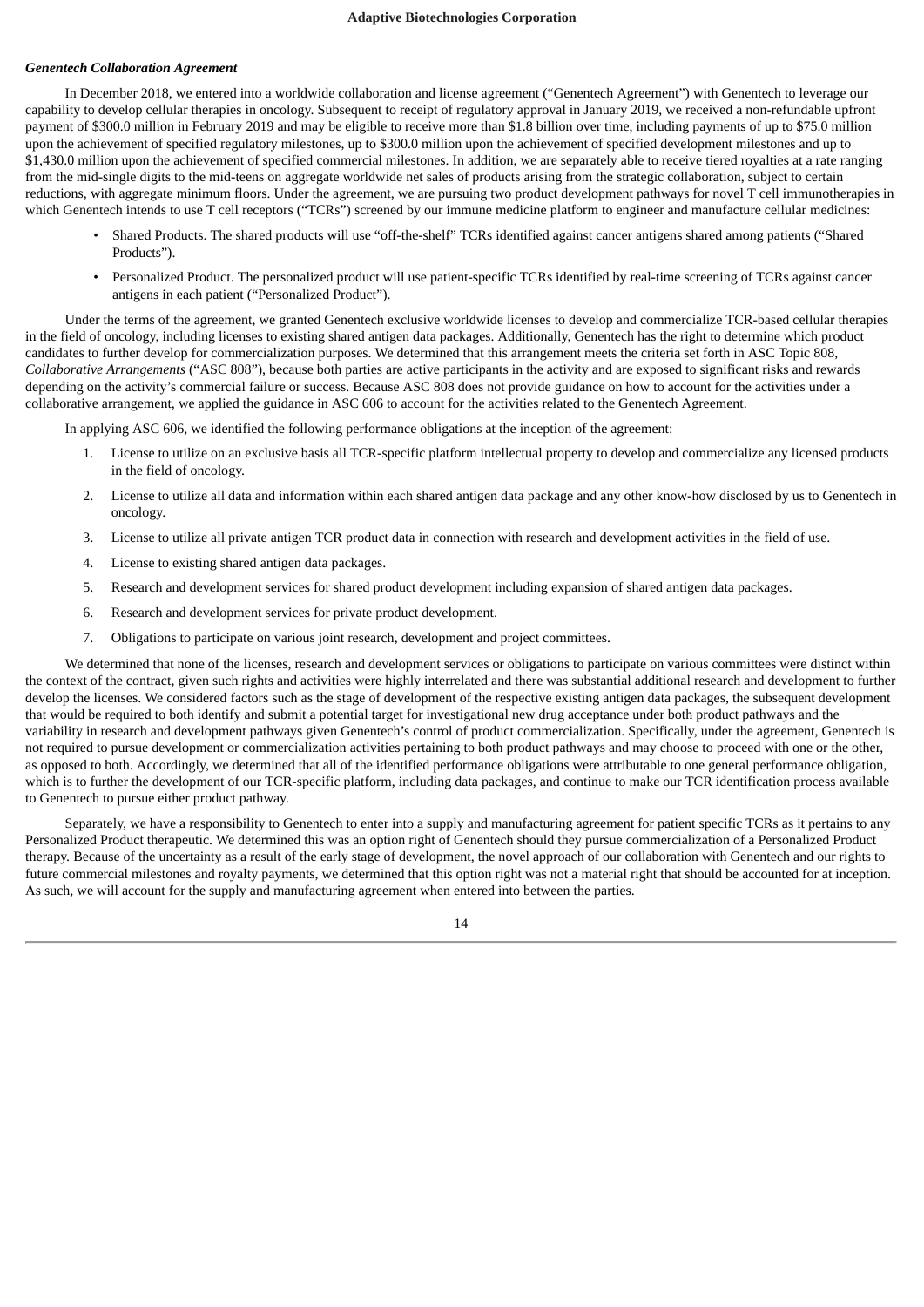### *Genentech Collaboration Agreement*

In December 2018, we entered into a worldwide collaboration and license agreement ("Genentech Agreement") with Genentech to leverage our capability to develop cellular therapies in oncology. Subsequent to receipt of regulatory approval in January 2019, we received a non-refundable upfront payment of $300.0 million in February 2019 and may be eligible to receive more than $1.8 billion over time, including payments of up to $75.0 million upon the achievement of specified regulatory milestones, up to $300.0 million upon the achievement of specified development milestones and up to $1,430.0 million upon the achievement of specified commercial milestones. In addition, we are separately able to receive tiered royalties at a rate ranging from the mid-single digits to the mid-teens on aggregate worldwide net sales of products arising from the strategic collaboration, subject to certain reductions, with aggregate minimum floors. Under the agreement, we are pursuing two product development pathways for novel T cell immunotherapies in which Genentech intends to use T cell receptors ("TCRs") screened by our immune medicine platform to engineer and manufacture cellular medicines:

- Shared Products. The shared products will use "off-the-shelf" TCRs identified against cancer antigens shared among patients ("Shared Products").
- Personalized Product. The personalized product will use patient-specific TCRs identified by real-time screening of TCRs against cancer antigens in each patient ("Personalized Product").

Under the terms of the agreement, we granted Genentech exclusive worldwide licenses to develop and commercialize TCR-based cellular therapies in the field of oncology, including licenses to existing shared antigen data packages. Additionally, Genentech has the right to determine which product candidates to further develop for commercialization purposes. We determined that this arrangement meets the criteria set forth in ASC Topic 808, *Collaborative Arrangements* ("ASC 808"), because both parties are active participants in the activity and are exposed to significant risks and rewards depending on the activity's commercial failure or success. Because ASC 808 does not provide guidance on how to account for the activities under a collaborative arrangement, we applied the guidance in ASC 606 to account for the activities related to the Genentech Agreement.

In applying ASC 606, we identified the following performance obligations at the inception of the agreement:

1. License to utilize on an exclusive basis all TCR-specific platform intellectual property to develop and commercialize any licensed products in the field of oncology.
2. License to utilize all data and information within each shared antigen data package and any other know-how disclosed by us to Genentech in oncology.
3. License to utilize all private antigen TCR product data in connection with research and development activities in the field of use.
4. License to existing shared antigen data packages.
5. Research and development services for shared product development including expansion of shared antigen data packages.
6. Research and development services for private product development.
7. Obligations to participate on various joint research, development and project committees.

We determined that none of the licenses, research and development services or obligations to participate on various committees were distinct within the context of the contract, given such rights and activities were highly interrelated and there was substantial additional research and development to further develop the licenses. We considered factors such as the stage of development of the respective existing antigen data packages, the subsequent development that would be required to both identify and submit a potential target for investigational new drug acceptance under both product pathways and the variability in research and development pathways given Genentech's control of product commercialization. Specifically, under the agreement, Genentech is not required to pursue development or commercialization activities pertaining to both product pathways and may choose to proceed with one or the other, as opposed to both. Accordingly, we determined that all of the identified performance obligations were attributable to one general performance obligation, which is to further the development of our TCR-specific platform, including data packages, and continue to make our TCR identification process available to Genentech to pursue either product pathway.

Separately, we have a responsibility to Genentech to enter into a supply and manufacturing agreement for patient specific TCRs as it pertains to any Personalized Product therapeutic. We determined this was an option right of Genentech should they pursue commercialization of a Personalized Product therapy. Because of the uncertainty as a result of the early stage of development, the novel approach of our collaboration with Genentech and our rights to future commercial milestones and royalty payments, we determined that this option right was not a material right that should be accounted for at inception. As such, we will account for the supply and manufacturing agreement when entered into between the parties.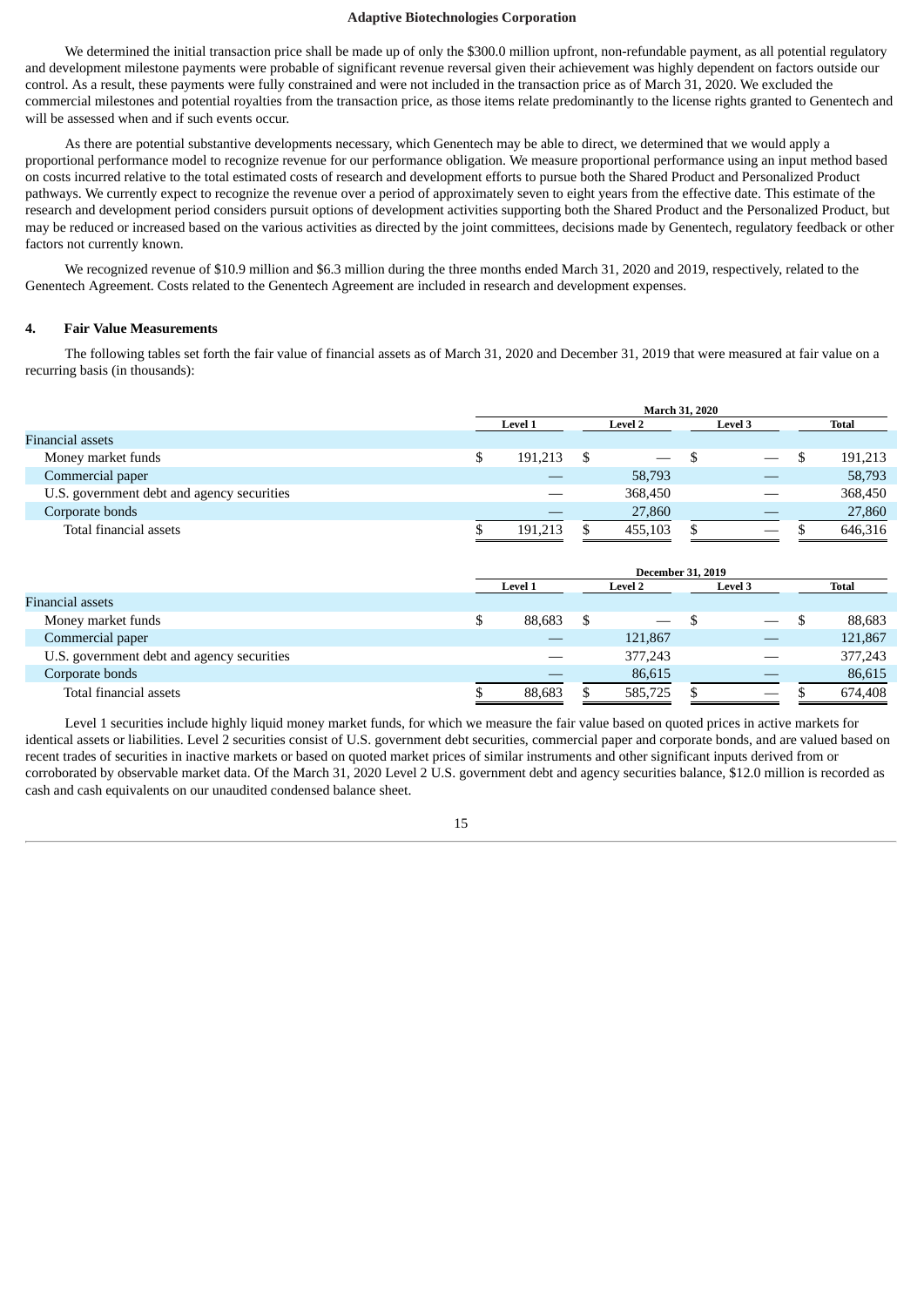We determined the initial transaction price shall be made up of only the $300.0 million upfront, non-refundable payment, as all potential regulatory and development milestone payments were probable of significant revenue reversal given their achievement was highly dependent on factors outside our control. As a result, these payments were fully constrained and were not included in the transaction price as of March 31, 2020. We excluded the commercial milestones and potential royalties from the transaction price, as those items relate predominantly to the license rights granted to Genentech and will be assessed when and if such events occur.

As there are potential substantive developments necessary, which Genentech may be able to direct, we determined that we would apply a proportional performance model to recognize revenue for our performance obligation. We measure proportional performance using an input method based on costs incurred relative to the total estimated costs of research and development efforts to pursue both the Shared Product and Personalized Product pathways. We currently expect to recognize the revenue over a period of approximately seven to eight years from the effective date. This estimate of the research and development period considers pursuit options of development activities supporting both the Shared Product and the Personalized Product, but may be reduced or increased based on the various activities as directed by the joint committees, decisions made by Genentech, regulatory feedback or other factors not currently known.

We recognized revenue of $10.9 million and $6.3 million during the three months ended March 31, 2020 and 2019, respectively, related to the Genentech Agreement. Costs related to the Genentech Agreement are included in research and development expenses.

## 4. Fair Value Measurements

The following tables set forth the fair value of financial assets as of March 31, 2020 and December 31, 2019 that were measured at fair value on a recurring basis (in thousands):

| | March 31, 2020 | | | |
|---|---|---|---|---|
| | Level 1 | Level 2 | Level 3 | Total |
| Financial assets | | | | |
| Money market funds | $ 191,213 | $ — | $ — | $ 191,213 |
| Commercial paper | — | 58,793 | — | 58,793 |
| U.S. government debt and agency securities | — | 368,450 | — | 368,450 |
| Corporate bonds | — | 27,860 | — | 27,860 |
| Total financial assets | $ 191,213 | $ 455,103 | $ — | $ 646,316 |

| | December 31, 2019 | | | |
|---|---|---|---|---|
| | Level 1 | Level 2 | Level 3 | Total |
| Financial assets | | | | |
| Money market funds | $ 88,683 | $ — | $ — | $ 88,683 |
| Commercial paper | — | 121,867 | — | 121,867 |
| U.S. government debt and agency securities | — | 377,243 | — | 377,243 |
| Corporate bonds | — | 86,615 | — | 86,615 |
| Total financial assets | $ 88,683 | $ 585,725 | $ — | $ 674,408 |

Level 1 securities include highly liquid money market funds, for which we measure the fair value based on quoted prices in active markets for identical assets or liabilities. Level 2 securities consist of U.S. government debt securities, commercial paper and corporate bonds, and are valued based on recent trades of securities in inactive markets or based on quoted market prices of similar instruments and other significant inputs derived from or corroborated by observable market data. Of the March 31, 2020 Level 2 U.S. government debt and agency securities balance, $12.0 million is recorded as cash and cash equivalents on our unaudited condensed balance sheet.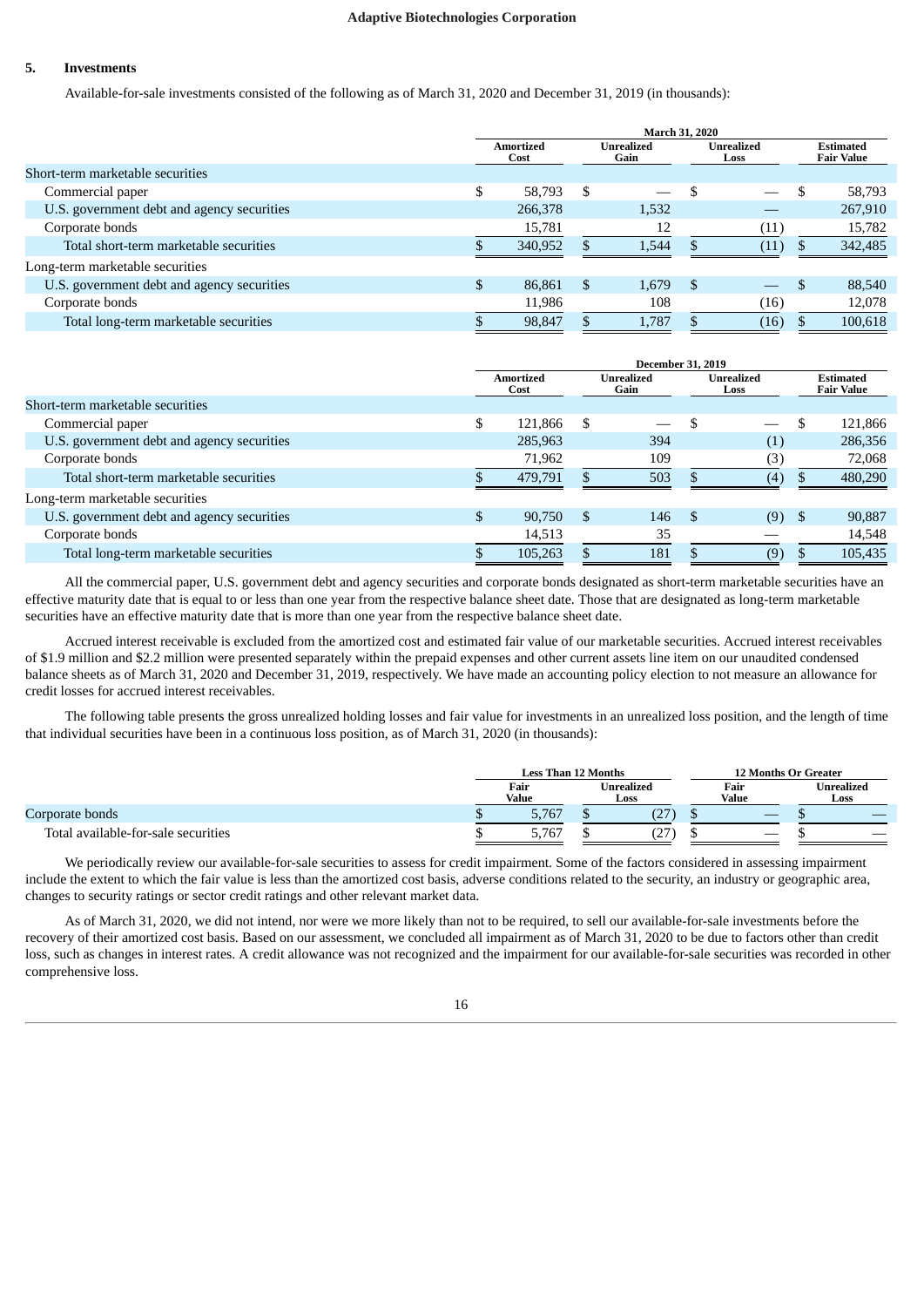## 5. Investments

Available-for-sale investments consisted of the following as of March 31, 2020 and December 31, 2019 (in thousands):

| | March 31, 2020 | | | |
|---|---|---|---|---|
| | Amortized Cost | Unrealized Gain | Unrealized Loss | Estimated Fair Value |
| Short-term marketable securities | | | | |
| Commercial paper | $ 58,793 | $ — | $ — | $ 58,793 |
| U.S. government debt and agency securities | 266,378 | 1,532 | — | 267,910 |
| Corporate bonds | 15,781 | 12 | (11) | 15,782 |
| Total short-term marketable securities | $ 340,952 | $ 1,544 | $ (11) | $ 342,485 |
| Long-term marketable securities | | | | |
| U.S. government debt and agency securities | $ 86,861 | $ 1,679 | $ — | $ 88,540 |
| Corporate bonds | 11,986 | 108 | (16) | 12,078 |
| Total long-term marketable securities | $ 98,847 | $ 1,787 | $ (16) | $ 100,618 |

| | December 31, 2019 | | | |
|---|---|---|---|---|
| | Amortized Cost | Unrealized Gain | Unrealized Loss | Estimated Fair Value |
| Short-term marketable securities | | | | |
| Commercial paper | $ 121,866 | $ — | $ — | $ 121,866 |
| U.S. government debt and agency securities | 285,963 | 394 | (1) | 286,356 |
| Corporate bonds | 71,962 | 109 | (3) | 72,068 |
| Total short-term marketable securities | $ 479,791 | $ 503 | $ (4) | $ 480,290 |
| Long-term marketable securities | | | | |
| U.S. government debt and agency securities | $ 90,750 | $ 146 | $ (9) | $ 90,887 |
| Corporate bonds | 14,513 | 35 | — | 14,548 |
| Total long-term marketable securities | $ 105,263 | $ 181 | $ (9) | $ 105,435 |

All the commercial paper, U.S. government debt and agency securities and corporate bonds designated as short-term marketable securities have an effective maturity date that is equal to or less than one year from the respective balance sheet date. Those that are designated as long-term marketable securities have an effective maturity date that is more than one year from the respective balance sheet date.

Accrued interest receivable is excluded from the amortized cost and estimated fair value of our marketable securities. Accrued interest receivables of $1.9 million and $2.2 million were presented separately within the prepaid expenses and other current assets line item on our unaudited condensed balance sheets as of March 31, 2020 and December 31, 2019, respectively. We have made an accounting policy election to not measure an allowance for credit losses for accrued interest receivables.

The following table presents the gross unrealized holding losses and fair value for investments in an unrealized loss position, and the length of time that individual securities have been in a continuous loss position, as of March 31, 2020 (in thousands):

| | Less Than 12 Months | | 12 Months Or Greater | |
|---|---|---|---|---|
| | Fair Value | Unrealized Loss | Fair Value | Unrealized Loss |
| Corporate bonds | $ 5,767 | $ (27) | $ — | $ — |
| Total available-for-sale securities | $ 5,767 | $ (27) | $ — | $ — |

We periodically review our available-for-sale securities to assess for credit impairment. Some of the factors considered in assessing impairment include the extent to which the fair value is less than the amortized cost basis, adverse conditions related to the security, an industry or geographic area, changes to security ratings or sector credit ratings and other relevant market data.

As of March 31, 2020, we did not intend, nor were we more likely than not to be required, to sell our available-for-sale investments before the recovery of their amortized cost basis. Based on our assessment, we concluded all impairment as of March 31, 2020 to be due to factors other than credit loss, such as changes in interest rates. A credit allowance was not recognized and the impairment for our available-for-sale securities was recorded in other comprehensive loss.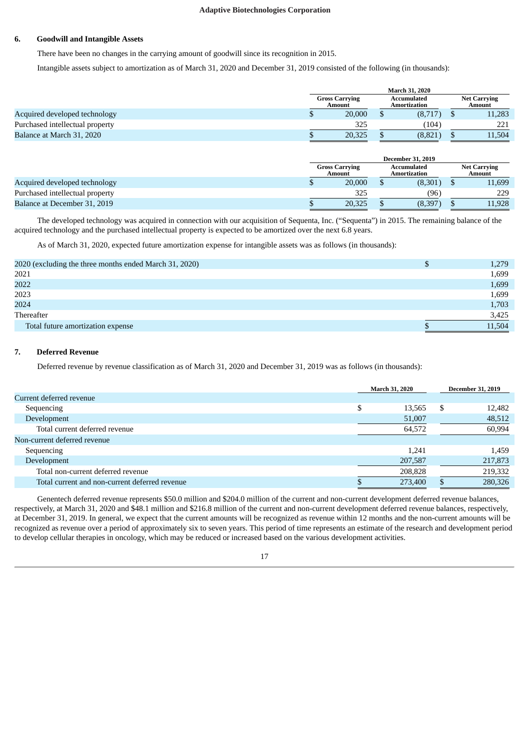## 6. Goodwill and Intangible Assets

There have been no changes in the carrying amount of goodwill since its recognition in 2015.

Intangible assets subject to amortization as of March 31, 2020 and December 31, 2019 consisted of the following (in thousands):

| | March 31, 2020 | | |
|---|---|---|---|
| | Gross Carrying Amount | Accumulated Amortization | Net Carrying Amount |
| Acquired developed technology | $ 20,000 | $ (8,717) | $ 11,283 |
| Purchased intellectual property | 325 | (104) | 221 |
| Balance at March 31, 2020 | $ 20,325 | $ (8,821) | $ 11,504 |

| | December 31, 2019 | | |
|---|---|---|---|
| | Gross Carrying Amount | Accumulated Amortization | Net Carrying Amount |
| Acquired developed technology | $ 20,000 | $ (8,301) | $ 11,699 |
| Purchased intellectual property | 325 | (96) | 229 |
| Balance at December 31, 2019 | $ 20,325 | $ (8,397) | $ 11,928 |

The developed technology was acquired in connection with our acquisition of Sequenta, Inc. ("Sequenta") in 2015. The remaining balance of the acquired technology and the purchased intellectual property is expected to be amortized over the next 6.8 years.

As of March 31, 2020, expected future amortization expense for intangible assets was as follows (in thousands):

| | |
|---|---|
| 2020 (excluding the three months ended March 31, 2020) | $ 1,279 |
| 2021 | 1,699 |
| 2022 | 1,699 |
| 2023 | 1,699 |
| 2024 | 1,703 |
| Thereafter | 3,425 |
| Total future amortization expense | $ 11,504 |

## 7. Deferred Revenue

Deferred revenue by revenue classification as of March 31, 2020 and December 31, 2019 was as follows (in thousands):

| | March 31, 2020 | December 31, 2019 |
|---|---|---|
| Current deferred revenue | | |
| Sequencing | $ 13,565 | $ 12,482 |
| Development | 51,007 | 48,512 |
| Total current deferred revenue | 64,572 | 60,994 |
| Non-current deferred revenue | | |
| Sequencing | 1,241 | 1,459 |
| Development | 207,587 | 217,873 |
| Total non-current deferred revenue | 208,828 | 219,332 |
| Total current and non-current deferred revenue | $ 273,400 | $ 280,326 |

Genentech deferred revenue represents $50.0 million and $204.0 million of the current and non-current development deferred revenue balances, respectively, at March 31, 2020 and $48.1 million and $216.8 million of the current and non-current development deferred revenue balances, respectively, at December 31, 2019. In general, we expect that the current amounts will be recognized as revenue within 12 months and the non-current amounts will be recognized as revenue over a period of approximately six to seven years. This period of time represents an estimate of the research and development period to develop cellular therapies in oncology, which may be reduced or increased based on the various development activities.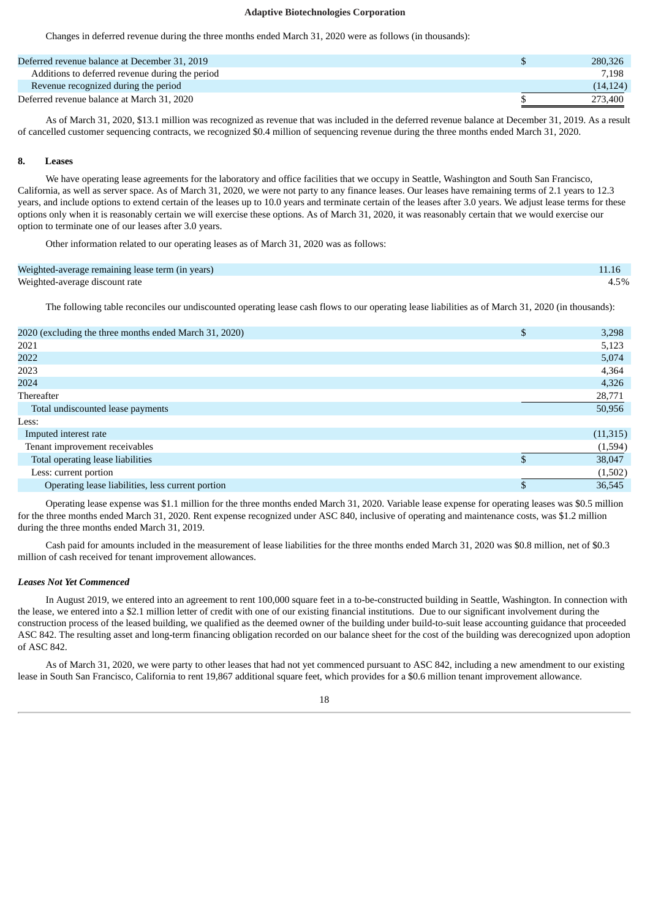Changes in deferred revenue during the three months ended March 31, 2020 were as follows (in thousands):

| | |
|---|---|
| Deferred revenue balance at December 31, 2019 | $ 280,326 |
| Additions to deferred revenue during the period | 7,198 |
| Revenue recognized during the period | (14,124) |
| Deferred revenue balance at March 31, 2020 | $ 273,400 |

As of March 31, 2020, $13.1 million was recognized as revenue that was included in the deferred revenue balance at December 31, 2019. As a result of cancelled customer sequencing contracts, we recognized $0.4 million of sequencing revenue during the three months ended March 31, 2020.

## 8. Leases

We have operating lease agreements for the laboratory and office facilities that we occupy in Seattle, Washington and South San Francisco, California, as well as server space. As of March 31, 2020, we were not party to any finance leases. Our leases have remaining terms of 2.1 years to 12.3 years, and include options to extend certain of the leases up to 10.0 years and terminate certain of the leases after 3.0 years. We adjust lease terms for these options only when it is reasonably certain we will exercise these options. As of March 31, 2020, it was reasonably certain that we would exercise our option to terminate one of our leases after 3.0 years.

Other information related to our operating leases as of March 31, 2020 was as follows:

| | |
|---|---|
| Weighted-average remaining lease term (in years) | 11.16 |
| Weighted-average discount rate | 4.5% |

The following table reconciles our undiscounted operating lease cash flows to our operating lease liabilities as of March 31, 2020 (in thousands):

| | |
|---|---|
| 2020 (excluding the three months ended March 31, 2020) | $ 3,298 |
| 2021 | 5,123 |
| 2022 | 5,074 |
| 2023 | 4,364 |
| 2024 | 4,326 |
| Thereafter | 28,771 |
| Total undiscounted lease payments | 50,956 |
| Less: | |
| Imputed interest rate | (11,315) |
| Tenant improvement receivables | (1,594) |
| Total operating lease liabilities | $ 38,047 |
| Less: current portion | (1,502) |
| Operating lease liabilities, less current portion | $ 36,545 |

Operating lease expense was $1.1 million for the three months ended March 31, 2020. Variable lease expense for operating leases was $0.5 million for the three months ended March 31, 2020. Rent expense recognized under ASC 840, inclusive of operating and maintenance costs, was $1.2 million during the three months ended March 31, 2019.

Cash paid for amounts included in the measurement of lease liabilities for the three months ended March 31, 2020 was $0.8 million, net of $0.3 million of cash received for tenant improvement allowances.

### *Leases Not Yet Commenced*

In August 2019, we entered into an agreement to rent 100,000 square feet in a to-be-constructed building in Seattle, Washington. In connection with the lease, we entered into a $2.1 million letter of credit with one of our existing financial institutions. Due to our significant involvement during the construction process of the leased building, we qualified as the deemed owner of the building under build-to-suit lease accounting guidance that proceeded ASC 842. The resulting asset and long-term financing obligation recorded on our balance sheet for the cost of the building was derecognized upon adoption of ASC 842.

As of March 31, 2020, we were party to other leases that had not yet commenced pursuant to ASC 842, including a new amendment to our existing lease in South San Francisco, California to rent 19,867 additional square feet, which provides for a $0.6 million tenant improvement allowance.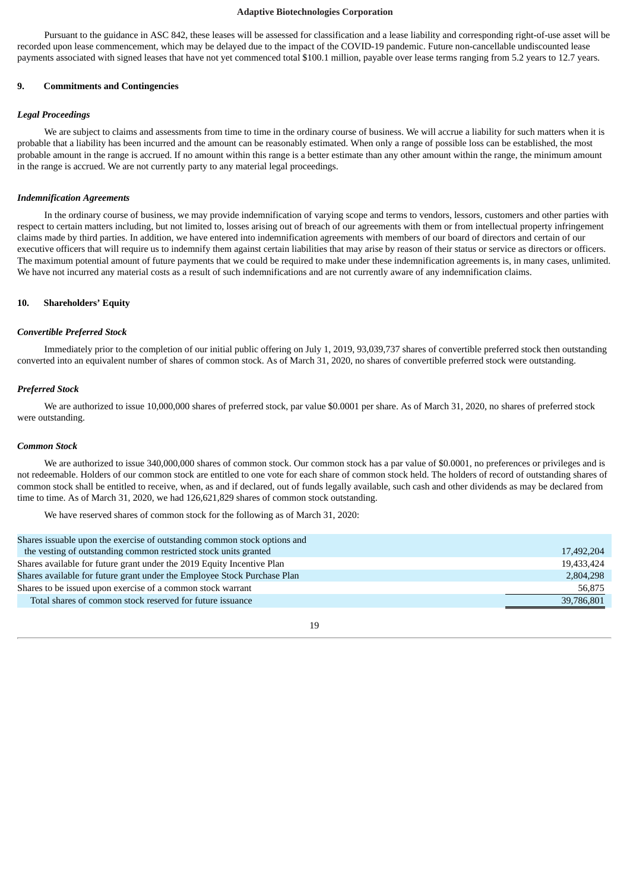Pursuant to the guidance in ASC 842, these leases will be assessed for classification and a lease liability and corresponding right-of-use asset will be recorded upon lease commencement, which may be delayed due to the impact of the COVID-19 pandemic. Future non-cancellable undiscounted lease payments associated with signed leases that have not yet commenced total $100.1 million, payable over lease terms ranging from 5.2 years to 12.7 years.

## 9. Commitments and Contingencies

### *Legal Proceedings*

We are subject to claims and assessments from time to time in the ordinary course of business. We will accrue a liability for such matters when it is probable that a liability has been incurred and the amount can be reasonably estimated. When only a range of possible loss can be established, the most probable amount in the range is accrued. If no amount within this range is a better estimate than any other amount within the range, the minimum amount in the range is accrued. We are not currently party to any material legal proceedings.

### *Indemnification Agreements*

In the ordinary course of business, we may provide indemnification of varying scope and terms to vendors, lessors, customers and other parties with respect to certain matters including, but not limited to, losses arising out of breach of our agreements with them or from intellectual property infringement claims made by third parties. In addition, we have entered into indemnification agreements with members of our board of directors and certain of our executive officers that will require us to indemnify them against certain liabilities that may arise by reason of their status or service as directors or officers. The maximum potential amount of future payments that we could be required to make under these indemnification agreements is, in many cases, unlimited. We have not incurred any material costs as a result of such indemnifications and are not currently aware of any indemnification claims.

## 10. Shareholders' Equity

### *Convertible Preferred Stock*

Immediately prior to the completion of our initial public offering on July 1, 2019, 93,039,737 shares of convertible preferred stock then outstanding converted into an equivalent number of shares of common stock. As of March 31, 2020, no shares of convertible preferred stock were outstanding.

### *Preferred Stock*

We are authorized to issue 10,000,000 shares of preferred stock, par value $0.0001 per share. As of March 31, 2020, no shares of preferred stock were outstanding.

### *Common Stock*

We are authorized to issue 340,000,000 shares of common stock. Our common stock has a par value of $0.0001, no preferences or privileges and is not redeemable. Holders of our common stock are entitled to one vote for each share of common stock held. The holders of record of outstanding shares of common stock shall be entitled to receive, when, as and if declared, out of funds legally available, such cash and other dividends as may be declared from time to time. As of March 31, 2020, we had 126,621,829 shares of common stock outstanding.

We have reserved shares of common stock for the following as of March 31, 2020:

| | |
|---|---|
| Shares issuable upon the exercise of outstanding common stock options and the vesting of outstanding common restricted stock units granted | 17,492,204 |
| Shares available for future grant under the 2019 Equity Incentive Plan | 19,433,424 |
| Shares available for future grant under the Employee Stock Purchase Plan | 2,804,298 |
| Shares to be issued upon exercise of a common stock warrant | 56,875 |
| Total shares of common stock reserved for future issuance | 39,786,801 |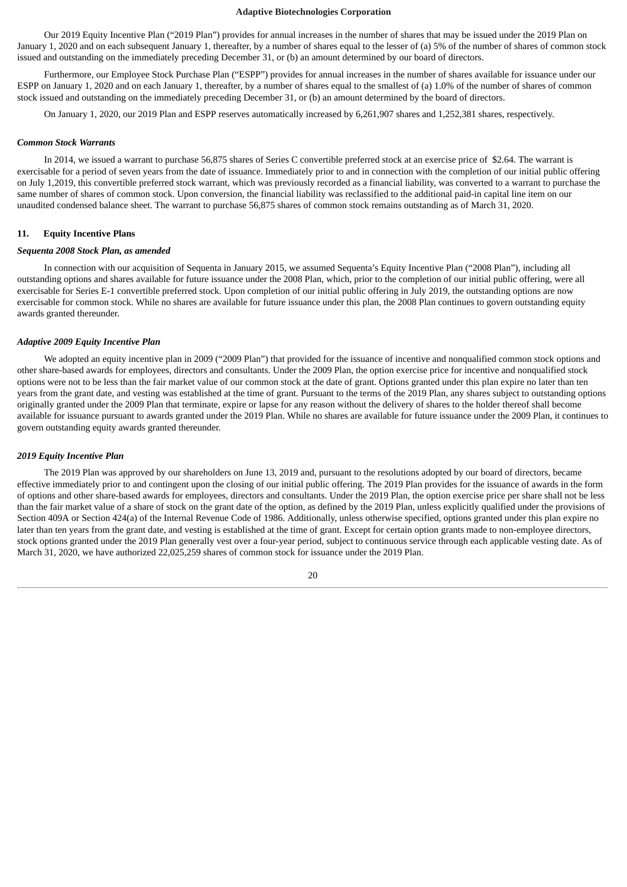Our 2019 Equity Incentive Plan ("2019 Plan") provides for annual increases in the number of shares that may be issued under the 2019 Plan on January 1, 2020 and on each subsequent January 1, thereafter, by a number of shares equal to the lesser of (a) 5% of the number of shares of common stock issued and outstanding on the immediately preceding December 31, or (b) an amount determined by our board of directors.

Furthermore, our Employee Stock Purchase Plan ("ESPP") provides for annual increases in the number of shares available for issuance under our ESPP on January 1, 2020 and on each January 1, thereafter, by a number of shares equal to the smallest of (a) 1.0% of the number of shares of common stock issued and outstanding on the immediately preceding December 31, or (b) an amount determined by the board of directors.

On January 1, 2020, our 2019 Plan and ESPP reserves automatically increased by 6,261,907 shares and 1,252,381 shares, respectively.

### *Common Stock Warrants*

In 2014, we issued a warrant to purchase 56,875 shares of Series C convertible preferred stock at an exercise price of $2.64. The warrant is exercisable for a period of seven years from the date of issuance. Immediately prior to and in connection with the completion of our initial public offering on July 1,2019, this convertible preferred stock warrant, which was previously recorded as a financial liability, was converted to a warrant to purchase the same number of shares of common stock. Upon conversion, the financial liability was reclassified to the additional paid-in capital line item on our unaudited condensed balance sheet. The warrant to purchase 56,875 shares of common stock remains outstanding as of March 31, 2020.

## 11. Equity Incentive Plans

### *Sequenta 2008 Stock Plan, as amended*

In connection with our acquisition of Sequenta in January 2015, we assumed Sequenta's Equity Incentive Plan ("2008 Plan"), including all outstanding options and shares available for future issuance under the 2008 Plan, which, prior to the completion of our initial public offering, were all exercisable for Series E-1 convertible preferred stock. Upon completion of our initial public offering in July 2019, the outstanding options are now exercisable for common stock. While no shares are available for future issuance under this plan, the 2008 Plan continues to govern outstanding equity awards granted thereunder.

### *Adaptive 2009 Equity Incentive Plan*

We adopted an equity incentive plan in 2009 ("2009 Plan") that provided for the issuance of incentive and nonqualified common stock options and other share-based awards for employees, directors and consultants. Under the 2009 Plan, the option exercise price for incentive and nonqualified stock options were not to be less than the fair market value of our common stock at the date of grant. Options granted under this plan expire no later than ten years from the grant date, and vesting was established at the time of grant. Pursuant to the terms of the 2019 Plan, any shares subject to outstanding options originally granted under the 2009 Plan that terminate, expire or lapse for any reason without the delivery of shares to the holder thereof shall become available for issuance pursuant to awards granted under the 2019 Plan. While no shares are available for future issuance under the 2009 Plan, it continues to govern outstanding equity awards granted thereunder.

### *2019 Equity Incentive Plan*

The 2019 Plan was approved by our shareholders on June 13, 2019 and, pursuant to the resolutions adopted by our board of directors, became effective immediately prior to and contingent upon the closing of our initial public offering. The 2019 Plan provides for the issuance of awards in the form of options and other share-based awards for employees, directors and consultants. Under the 2019 Plan, the option exercise price per share shall not be less than the fair market value of a share of stock on the grant date of the option, as defined by the 2019 Plan, unless explicitly qualified under the provisions of Section 409A or Section 424(a) of the Internal Revenue Code of 1986. Additionally, unless otherwise specified, options granted under this plan expire no later than ten years from the grant date, and vesting is established at the time of grant. Except for certain option grants made to non-employee directors, stock options granted under the 2019 Plan generally vest over a four-year period, subject to continuous service through each applicable vesting date. As of March 31, 2020, we have authorized 22,025,259 shares of common stock for issuance under the 2019 Plan.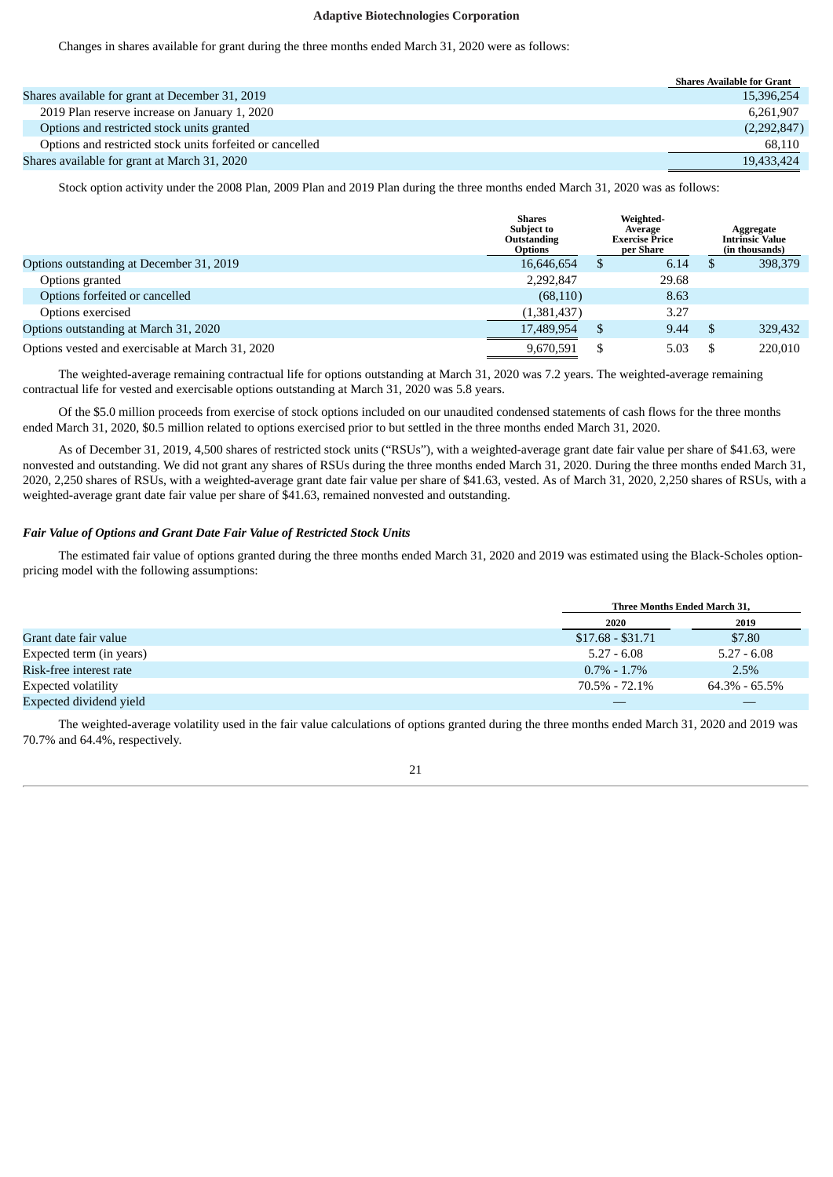Changes in shares available for grant during the three months ended March 31, 2020 were as follows:

| | Shares Available for Grant |
|---|---|
| Shares available for grant at December 31, 2019 | 15,396,254 |
| 2019 Plan reserve increase on January 1, 2020 | 6,261,907 |
| Options and restricted stock units granted | (2,292,847) |
| Options and restricted stock units forfeited or cancelled | 68,110 |
| Shares available for grant at March 31, 2020 | 19,433,424 |

Stock option activity under the 2008 Plan, 2009 Plan and 2019 Plan during the three months ended March 31, 2020 was as follows:

| | Shares Subject to Outstanding Options | Weighted-Average Exercise Price per Share | Aggregate Intrinsic Value (in thousands) |
|---|---|---|---|
| Options outstanding at December 31, 2019 | 16,646,654 | $ 6.14 | $ 398,379 |
| Options granted | 2,292,847 | 29.68 | |
| Options forfeited or cancelled | (68,110) | 8.63 | |
| Options exercised | (1,381,437) | 3.27 | |
| Options outstanding at March 31, 2020 | 17,489,954 | $ 9.44 | $ 329,432 |
| Options vested and exercisable at March 31, 2020 | 9,670,591 | $ 5.03 | $ 220,010 |

The weighted-average remaining contractual life for options outstanding at March 31, 2020 was 7.2 years. The weighted-average remaining contractual life for vested and exercisable options outstanding at March 31, 2020 was 5.8 years.

Of the $5.0 million proceeds from exercise of stock options included on our unaudited condensed statements of cash flows for the three months ended March 31, 2020, $0.5 million related to options exercised prior to but settled in the three months ended March 31, 2020.

As of December 31, 2019, 4,500 shares of restricted stock units ("RSUs"), with a weighted-average grant date fair value per share of $41.63, were nonvested and outstanding. We did not grant any shares of RSUs during the three months ended March 31, 2020. During the three months ended March 31, 2020, 2,250 shares of RSUs, with a weighted-average grant date fair value per share of $41.63, vested. As of March 31, 2020, 2,250 shares of RSUs, with a weighted-average grant date fair value per share of $41.63, remained nonvested and outstanding.

***Fair Value of Options and Grant Date Fair Value of Restricted Stock Units***

The estimated fair value of options granted during the three months ended March 31, 2020 and 2019 was estimated using the Black-Scholes option-pricing model with the following assumptions:

| | Three Months Ended March 31, | |
|---|---|---|
| | 2020 | 2019 |
| Grant date fair value | $17.68 - $31.71 | $7.80 |
| Expected term (in years) | 5.27 - 6.08 | 5.27 - 6.08 |
| Risk-free interest rate | 0.7% - 1.7% | 2.5% |
| Expected volatility | 70.5% - 72.1% | 64.3% - 65.5% |
| Expected dividend yield | — | — |

The weighted-average volatility used in the fair value calculations of options granted during the three months ended March 31, 2020 and 2019 was 70.7% and 64.4%, respectively.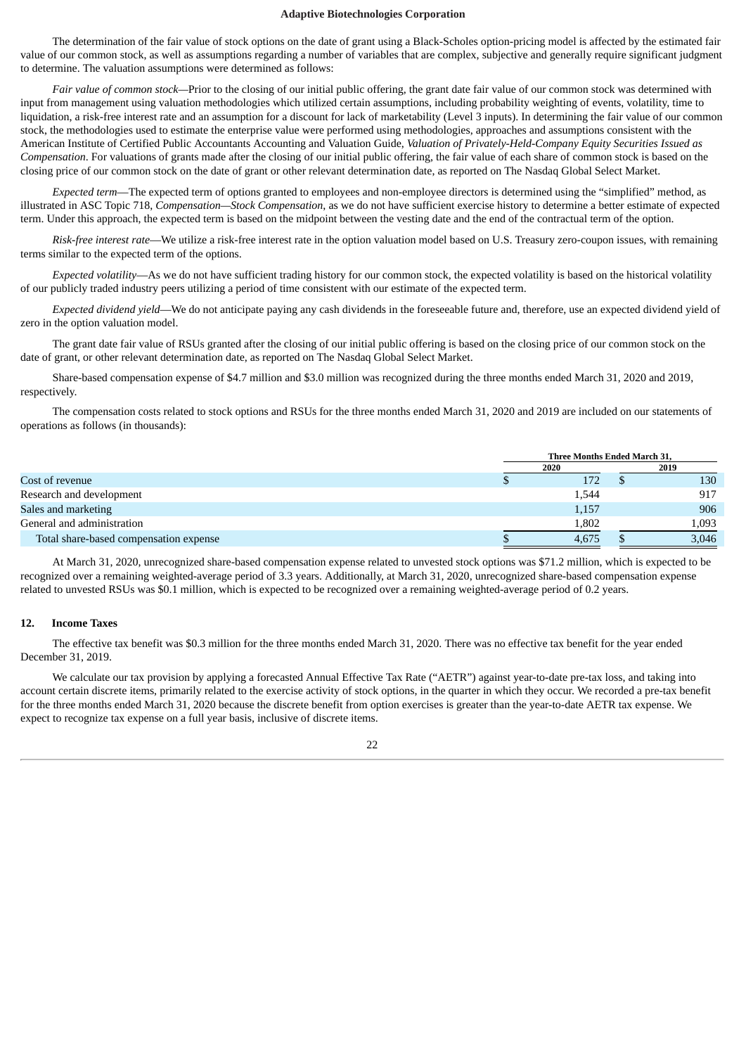The determination of the fair value of stock options on the date of grant using a Black-Scholes option-pricing model is affected by the estimated fair value of our common stock, as well as assumptions regarding a number of variables that are complex, subjective and generally require significant judgment to determine. The valuation assumptions were determined as follows:

*Fair value of common stock*—Prior to the closing of our initial public offering, the grant date fair value of our common stock was determined with input from management using valuation methodologies which utilized certain assumptions, including probability weighting of events, volatility, time to liquidation, a risk-free interest rate and an assumption for a discount for lack of marketability (Level 3 inputs). In determining the fair value of our common stock, the methodologies used to estimate the enterprise value were performed using methodologies, approaches and assumptions consistent with the American Institute of Certified Public Accountants Accounting and Valuation Guide, *Valuation of Privately-Held-Company Equity Securities Issued as Compensation*. For valuations of grants made after the closing of our initial public offering, the fair value of each share of common stock is based on the closing price of our common stock on the date of grant or other relevant determination date, as reported on The Nasdaq Global Select Market.

*Expected term*—The expected term of options granted to employees and non-employee directors is determined using the "simplified" method, as illustrated in ASC Topic 718, *Compensation—Stock Compensation*, as we do not have sufficient exercise history to determine a better estimate of expected term. Under this approach, the expected term is based on the midpoint between the vesting date and the end of the contractual term of the option.

*Risk-free interest rate*—We utilize a risk-free interest rate in the option valuation model based on U.S. Treasury zero-coupon issues, with remaining terms similar to the expected term of the options.

*Expected volatility*—As we do not have sufficient trading history for our common stock, the expected volatility is based on the historical volatility of our publicly traded industry peers utilizing a period of time consistent with our estimate of the expected term.

*Expected dividend yield*—We do not anticipate paying any cash dividends in the foreseeable future and, therefore, use an expected dividend yield of zero in the option valuation model.

The grant date fair value of RSUs granted after the closing of our initial public offering is based on the closing price of our common stock on the date of grant, or other relevant determination date, as reported on The Nasdaq Global Select Market.

Share-based compensation expense of $4.7 million and $3.0 million was recognized during the three months ended March 31, 2020 and 2019, respectively.

The compensation costs related to stock options and RSUs for the three months ended March 31, 2020 and 2019 are included on our statements of operations as follows (in thousands):

| | Three Months Ended March 31, | |
|---|---|---|
| | 2020 | 2019 |
| Cost of revenue | $ 172 | $ 130 |
| Research and development | 1,544 | 917 |
| Sales and marketing | 1,157 | 906 |
| General and administration | 1,802 | 1,093 |
| Total share-based compensation expense | $ 4,675 | $ 3,046 |

At March 31, 2020, unrecognized share-based compensation expense related to unvested stock options was $71.2 million, which is expected to be recognized over a remaining weighted-average period of 3.3 years. Additionally, at March 31, 2020, unrecognized share-based compensation expense related to unvested RSUs was $0.1 million, which is expected to be recognized over a remaining weighted-average period of 0.2 years.

## 12. Income Taxes

The effective tax benefit was $0.3 million for the three months ended March 31, 2020. There was no effective tax benefit for the year ended December 31, 2019.

We calculate our tax provision by applying a forecasted Annual Effective Tax Rate ("AETR") against year-to-date pre-tax loss, and taking into account certain discrete items, primarily related to the exercise activity of stock options, in the quarter in which they occur. We recorded a pre-tax benefit for the three months ended March 31, 2020 because the discrete benefit from option exercises is greater than the year-to-date AETR tax expense. We expect to recognize tax expense on a full year basis, inclusive of discrete items.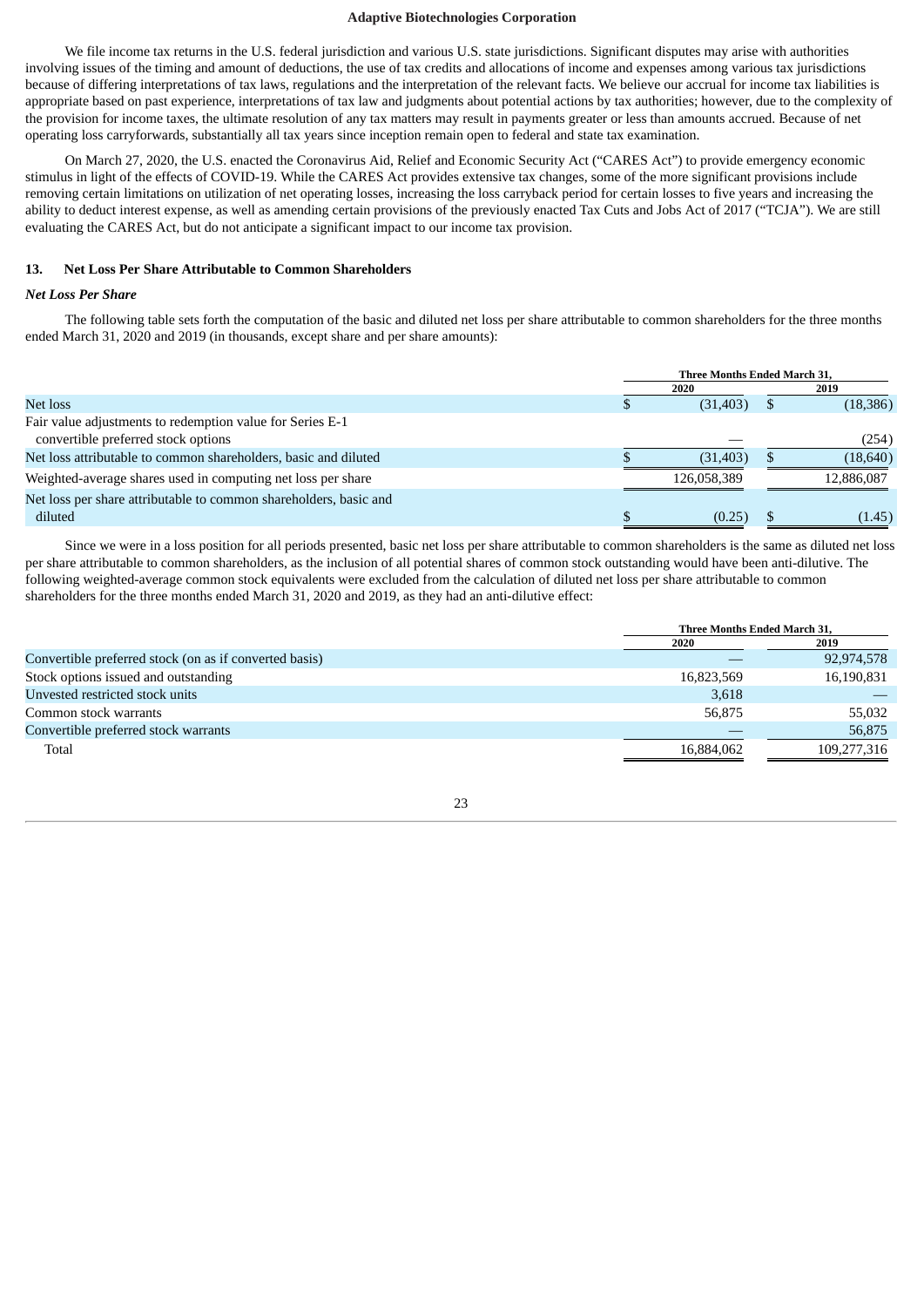We file income tax returns in the U.S. federal jurisdiction and various U.S. state jurisdictions. Significant disputes may arise with authorities involving issues of the timing and amount of deductions, the use of tax credits and allocations of income and expenses among various tax jurisdictions because of differing interpretations of tax laws, regulations and the interpretation of the relevant facts. We believe our accrual for income tax liabilities is appropriate based on past experience, interpretations of tax law and judgments about potential actions by tax authorities; however, due to the complexity of the provision for income taxes, the ultimate resolution of any tax matters may result in payments greater or less than amounts accrued. Because of net operating loss carryforwards, substantially all tax years since inception remain open to federal and state tax examination.

On March 27, 2020, the U.S. enacted the Coronavirus Aid, Relief and Economic Security Act ("CARES Act") to provide emergency economic stimulus in light of the effects of COVID-19. While the CARES Act provides extensive tax changes, some of the more significant provisions include removing certain limitations on utilization of net operating losses, increasing the loss carryback period for certain losses to five years and increasing the ability to deduct interest expense, as well as amending certain provisions of the previously enacted Tax Cuts and Jobs Act of 2017 ("TCJA"). We are still evaluating the CARES Act, but do not anticipate a significant impact to our income tax provision.

## 13. Net Loss Per Share Attributable to Common Shareholders

### *Net Loss Per Share*

The following table sets forth the computation of the basic and diluted net loss per share attributable to common shareholders for the three months ended March 31, 2020 and 2019 (in thousands, except share and per share amounts):

| | Three Months Ended March 31, | |
|---|---|---|
| | 2020 | 2019 |
| Net loss | $ (31,403) | $ (18,386) |
| Fair value adjustments to redemption value for Series E-1 convertible preferred stock options | — | (254) |
| Net loss attributable to common shareholders, basic and diluted | $ (31,403) | $ (18,640) |
| Weighted-average shares used in computing net loss per share | 126,058,389 | 12,886,087 |
| Net loss per share attributable to common shareholders, basic and diluted | $ (0.25) | $ (1.45) |

Since we were in a loss position for all periods presented, basic net loss per share attributable to common shareholders is the same as diluted net loss per share attributable to common shareholders, as the inclusion of all potential shares of common stock outstanding would have been anti-dilutive. The following weighted-average common stock equivalents were excluded from the calculation of diluted net loss per share attributable to common shareholders for the three months ended March 31, 2020 and 2019, as they had an anti-dilutive effect:

| | Three Months Ended March 31, | |
|---|---|---|
| | 2020 | 2019 |
| Convertible preferred stock (on as if converted basis) | — | 92,974,578 |
| Stock options issued and outstanding | 16,823,569 | 16,190,831 |
| Unvested restricted stock units | 3,618 | — |
| Common stock warrants | 56,875 | 55,032 |
| Convertible preferred stock warrants | — | 56,875 |
| Total | 16,884,062 | 109,277,316 |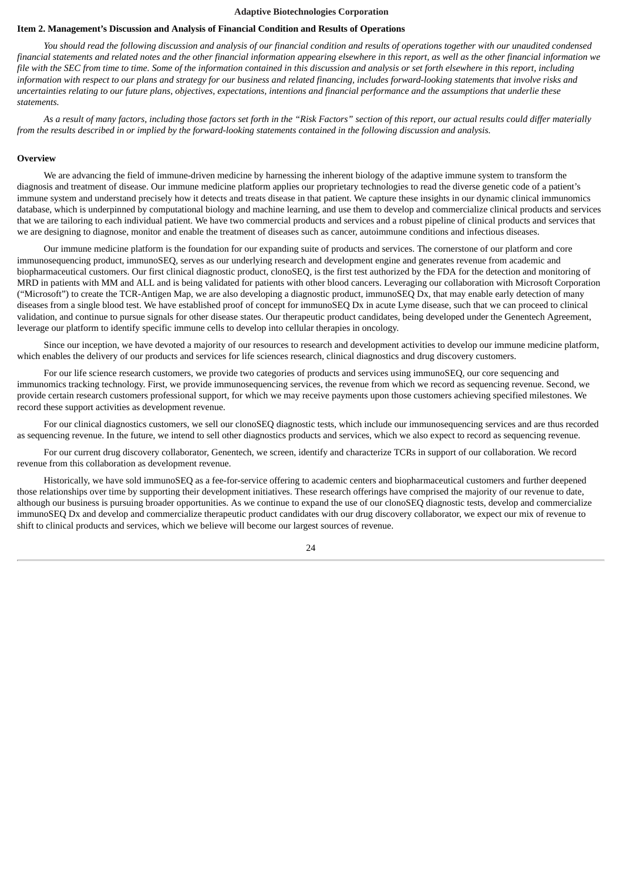## Item 2. Management's Discussion and Analysis of Financial Condition and Results of Operations

*You should read the following discussion and analysis of our financial condition and results of operations together with our unaudited condensed financial statements and related notes and the other financial information appearing elsewhere in this report, as well as the other financial information we file with the SEC from time to time. Some of the information contained in this discussion and analysis or set forth elsewhere in this report, including information with respect to our plans and strategy for our business and related financing, includes forward-looking statements that involve risks and uncertainties relating to our future plans, objectives, expectations, intentions and financial performance and the assumptions that underlie these statements.*

*As a result of many factors, including those factors set forth in the "Risk Factors" section of this report, our actual results could differ materially from the results described in or implied by the forward-looking statements contained in the following discussion and analysis.*

### Overview

We are advancing the field of immune-driven medicine by harnessing the inherent biology of the adaptive immune system to transform the diagnosis and treatment of disease. Our immune medicine platform applies our proprietary technologies to read the diverse genetic code of a patient's immune system and understand precisely how it detects and treats disease in that patient. We capture these insights in our dynamic clinical immunomics database, which is underpinned by computational biology and machine learning, and use them to develop and commercialize clinical products and services that we are tailoring to each individual patient. We have two commercial products and services and a robust pipeline of clinical products and services that we are designing to diagnose, monitor and enable the treatment of diseases such as cancer, autoimmune conditions and infectious diseases.

Our immune medicine platform is the foundation for our expanding suite of products and services. The cornerstone of our platform and core immunosequencing product, immunoSEQ, serves as our underlying research and development engine and generates revenue from academic and biopharmaceutical customers. Our first clinical diagnostic product, clonoSEQ, is the first test authorized by the FDA for the detection and monitoring of MRD in patients with MM and ALL and is being validated for patients with other blood cancers. Leveraging our collaboration with Microsoft Corporation ("Microsoft") to create the TCR-Antigen Map, we are also developing a diagnostic product, immunoSEQ Dx, that may enable early detection of many diseases from a single blood test. We have established proof of concept for immunoSEQ Dx in acute Lyme disease, such that we can proceed to clinical validation, and continue to pursue signals for other disease states. Our therapeutic product candidates, being developed under the Genentech Agreement, leverage our platform to identify specific immune cells to develop into cellular therapies in oncology.

Since our inception, we have devoted a majority of our resources to research and development activities to develop our immune medicine platform, which enables the delivery of our products and services for life sciences research, clinical diagnostics and drug discovery customers.

For our life science research customers, we provide two categories of products and services using immunoSEQ, our core sequencing and immunomics tracking technology. First, we provide immunosequencing services, the revenue from which we record as sequencing revenue. Second, we provide certain research customers professional support, for which we may receive payments upon those customers achieving specified milestones. We record these support activities as development revenue.

For our clinical diagnostics customers, we sell our clonoSEQ diagnostic tests, which include our immunosequencing services and are thus recorded as sequencing revenue. In the future, we intend to sell other diagnostics products and services, which we also expect to record as sequencing revenue.

For our current drug discovery collaborator, Genentech, we screen, identify and characterize TCRs in support of our collaboration. We record revenue from this collaboration as development revenue.

Historically, we have sold immunoSEQ as a fee-for-service offering to academic centers and biopharmaceutical customers and further deepened those relationships over time by supporting their development initiatives. These research offerings have comprised the majority of our revenue to date, although our business is pursuing broader opportunities. As we continue to expand the use of our clonoSEQ diagnostic tests, develop and commercialize immunoSEQ Dx and develop and commercialize therapeutic product candidates with our drug discovery collaborator, we expect our mix of revenue to shift to clinical products and services, which we believe will become our largest sources of revenue.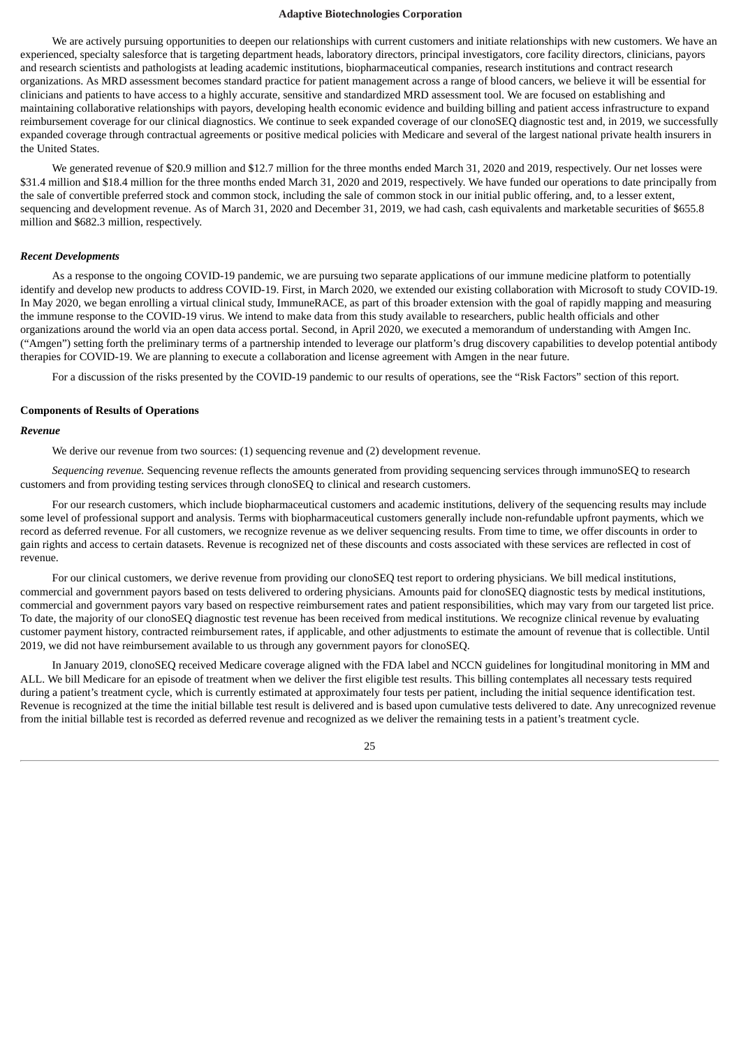We are actively pursuing opportunities to deepen our relationships with current customers and initiate relationships with new customers. We have an experienced, specialty salesforce that is targeting department heads, laboratory directors, principal investigators, core facility directors, clinicians, payors and research scientists and pathologists at leading academic institutions, biopharmaceutical companies, research institutions and contract research organizations. As MRD assessment becomes standard practice for patient management across a range of blood cancers, we believe it will be essential for clinicians and patients to have access to a highly accurate, sensitive and standardized MRD assessment tool. We are focused on establishing and maintaining collaborative relationships with payors, developing health economic evidence and building billing and patient access infrastructure to expand reimbursement coverage for our clinical diagnostics. We continue to seek expanded coverage of our clonoSEQ diagnostic test and, in 2019, we successfully expanded coverage through contractual agreements or positive medical policies with Medicare and several of the largest national private health insurers in the United States.

We generated revenue of $20.9 million and $12.7 million for the three months ended March 31, 2020 and 2019, respectively. Our net losses were $31.4 million and $18.4 million for the three months ended March 31, 2020 and 2019, respectively. We have funded our operations to date principally from the sale of convertible preferred stock and common stock, including the sale of common stock in our initial public offering, and, to a lesser extent, sequencing and development revenue. As of March 31, 2020 and December 31, 2019, we had cash, cash equivalents and marketable securities of $655.8 million and $682.3 million, respectively.

### *Recent Developments*

As a response to the ongoing COVID-19 pandemic, we are pursuing two separate applications of our immune medicine platform to potentially identify and develop new products to address COVID-19. First, in March 2020, we extended our existing collaboration with Microsoft to study COVID-19. In May 2020, we began enrolling a virtual clinical study, ImmuneRACE, as part of this broader extension with the goal of rapidly mapping and measuring the immune response to the COVID-19 virus. We intend to make data from this study available to researchers, public health officials and other organizations around the world via an open data access portal. Second, in April 2020, we executed a memorandum of understanding with Amgen Inc. ("Amgen") setting forth the preliminary terms of a partnership intended to leverage our platform's drug discovery capabilities to develop potential antibody therapies for COVID-19. We are planning to execute a collaboration and license agreement with Amgen in the near future.

For a discussion of the risks presented by the COVID-19 pandemic to our results of operations, see the "Risk Factors" section of this report.

## Components of Results of Operations

### *Revenue*

We derive our revenue from two sources: (1) sequencing revenue and (2) development revenue.

*Sequencing revenue.* Sequencing revenue reflects the amounts generated from providing sequencing services through immunoSEQ to research customers and from providing testing services through clonoSEQ to clinical and research customers.

For our research customers, which include biopharmaceutical customers and academic institutions, delivery of the sequencing results may include some level of professional support and analysis. Terms with biopharmaceutical customers generally include non-refundable upfront payments, which we record as deferred revenue. For all customers, we recognize revenue as we deliver sequencing results. From time to time, we offer discounts in order to gain rights and access to certain datasets. Revenue is recognized net of these discounts and costs associated with these services are reflected in cost of revenue.

For our clinical customers, we derive revenue from providing our clonoSEQ test report to ordering physicians. We bill medical institutions, commercial and government payors based on tests delivered to ordering physicians. Amounts paid for clonoSEQ diagnostic tests by medical institutions, commercial and government payors vary based on respective reimbursement rates and patient responsibilities, which may vary from our targeted list price. To date, the majority of our clonoSEQ diagnostic test revenue has been received from medical institutions. We recognize clinical revenue by evaluating customer payment history, contracted reimbursement rates, if applicable, and other adjustments to estimate the amount of revenue that is collectible. Until 2019, we did not have reimbursement available to us through any government payors for clonoSEQ.

In January 2019, clonoSEQ received Medicare coverage aligned with the FDA label and NCCN guidelines for longitudinal monitoring in MM and ALL. We bill Medicare for an episode of treatment when we deliver the first eligible test results. This billing contemplates all necessary tests required during a patient's treatment cycle, which is currently estimated at approximately four tests per patient, including the initial sequence identification test. Revenue is recognized at the time the initial billable test result is delivered and is based upon cumulative tests delivered to date. Any unrecognized revenue from the initial billable test is recorded as deferred revenue and recognized as we deliver the remaining tests in a patient's treatment cycle.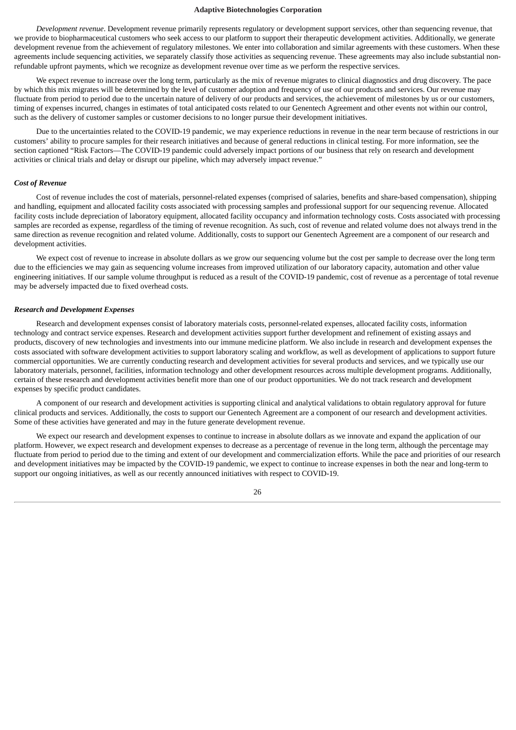*Development revenue*. Development revenue primarily represents regulatory or development support services, other than sequencing revenue, that we provide to biopharmaceutical customers who seek access to our platform to support their therapeutic development activities. Additionally, we generate development revenue from the achievement of regulatory milestones. We enter into collaboration and similar agreements with these customers. When these agreements include sequencing activities, we separately classify those activities as sequencing revenue. These agreements may also include substantial non-refundable upfront payments, which we recognize as development revenue over time as we perform the respective services.

We expect revenue to increase over the long term, particularly as the mix of revenue migrates to clinical diagnostics and drug discovery. The pace by which this mix migrates will be determined by the level of customer adoption and frequency of use of our products and services. Our revenue may fluctuate from period to period due to the uncertain nature of delivery of our products and services, the achievement of milestones by us or our customers, timing of expenses incurred, changes in estimates of total anticipated costs related to our Genentech Agreement and other events not within our control, such as the delivery of customer samples or customer decisions to no longer pursue their development initiatives.

Due to the uncertainties related to the COVID-19 pandemic, we may experience reductions in revenue in the near term because of restrictions in our customers' ability to procure samples for their research initiatives and because of general reductions in clinical testing. For more information, see the section captioned "Risk Factors—The COVID-19 pandemic could adversely impact portions of our business that rely on research and development activities or clinical trials and delay or disrupt our pipeline, which may adversely impact revenue."

### *Cost of Revenue*

Cost of revenue includes the cost of materials, personnel-related expenses (comprised of salaries, benefits and share-based compensation), shipping and handling, equipment and allocated facility costs associated with processing samples and professional support for our sequencing revenue. Allocated facility costs include depreciation of laboratory equipment, allocated facility occupancy and information technology costs. Costs associated with processing samples are recorded as expense, regardless of the timing of revenue recognition. As such, cost of revenue and related volume does not always trend in the same direction as revenue recognition and related volume. Additionally, costs to support our Genentech Agreement are a component of our research and development activities.

We expect cost of revenue to increase in absolute dollars as we grow our sequencing volume but the cost per sample to decrease over the long term due to the efficiencies we may gain as sequencing volume increases from improved utilization of our laboratory capacity, automation and other value engineering initiatives. If our sample volume throughput is reduced as a result of the COVID-19 pandemic, cost of revenue as a percentage of total revenue may be adversely impacted due to fixed overhead costs.

### *Research and Development Expenses*

Research and development expenses consist of laboratory materials costs, personnel-related expenses, allocated facility costs, information technology and contract service expenses. Research and development activities support further development and refinement of existing assays and products, discovery of new technologies and investments into our immune medicine platform. We also include in research and development expenses the costs associated with software development activities to support laboratory scaling and workflow, as well as development of applications to support future commercial opportunities. We are currently conducting research and development activities for several products and services, and we typically use our laboratory materials, personnel, facilities, information technology and other development resources across multiple development programs. Additionally, certain of these research and development activities benefit more than one of our product opportunities. We do not track research and development expenses by specific product candidates.

A component of our research and development activities is supporting clinical and analytical validations to obtain regulatory approval for future clinical products and services. Additionally, the costs to support our Genentech Agreement are a component of our research and development activities. Some of these activities have generated and may in the future generate development revenue.

We expect our research and development expenses to continue to increase in absolute dollars as we innovate and expand the application of our platform. However, we expect research and development expenses to decrease as a percentage of revenue in the long term, although the percentage may fluctuate from period to period due to the timing and extent of our development and commercialization efforts. While the pace and priorities of our research and development initiatives may be impacted by the COVID-19 pandemic, we expect to continue to increase expenses in both the near and long-term to support our ongoing initiatives, as well as our recently announced initiatives with respect to COVID-19.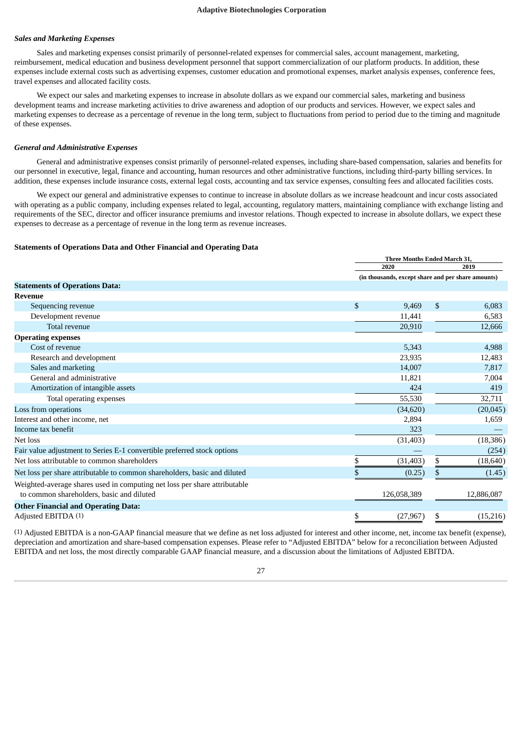### *Sales and Marketing Expenses*

Sales and marketing expenses consist primarily of personnel-related expenses for commercial sales, account management, marketing, reimbursement, medical education and business development personnel that support commercialization of our platform products. In addition, these expenses include external costs such as advertising expenses, customer education and promotional expenses, market analysis expenses, conference fees, travel expenses and allocated facility costs.

We expect our sales and marketing expenses to increase in absolute dollars as we expand our commercial sales, marketing and business development teams and increase marketing activities to drive awareness and adoption of our products and services. However, we expect sales and marketing expenses to decrease as a percentage of revenue in the long term, subject to fluctuations from period to period due to the timing and magnitude of these expenses.

### *General and Administrative Expenses*

General and administrative expenses consist primarily of personnel-related expenses, including share-based compensation, salaries and benefits for our personnel in executive, legal, finance and accounting, human resources and other administrative functions, including third-party billing services. In addition, these expenses include insurance costs, external legal costs, accounting and tax service expenses, consulting fees and allocated facilities costs.

We expect our general and administrative expenses to continue to increase in absolute dollars as we increase headcount and incur costs associated with operating as a public company, including expenses related to legal, accounting, regulatory matters, maintaining compliance with exchange listing and requirements of the SEC, director and officer insurance premiums and investor relations. Though expected to increase in absolute dollars, we expect these expenses to decrease as a percentage of revenue in the long term as revenue increases.

### Statements of Operations Data and Other Financial and Operating Data

| | Three Months Ended March 31, | |
|---|---|---|
| | 2020 | 2019 |
| | (in thousands, except share and per share amounts) | |
| **Statements of Operations Data:** | | |
| **Revenue** | | |
| Sequencing revenue | $ 9,469 | $ 6,083 |
| Development revenue | 11,441 | 6,583 |
| Total revenue | 20,910 | 12,666 |
| **Operating expenses** | | |
| Cost of revenue | 5,343 | 4,988 |
| Research and development | 23,935 | 12,483 |
| Sales and marketing | 14,007 | 7,817 |
| General and administrative | 11,821 | 7,004 |
| Amortization of intangible assets | 424 | 419 |
| Total operating expenses | 55,530 | 32,711 |
| Loss from operations | (34,620) | (20,045) |
| Interest and other income, net | 2,894 | 1,659 |
| Income tax benefit | 323 | — |
| Net loss | (31,403) | (18,386) |
| Fair value adjustment to Series E-1 convertible preferred stock options | — | (254) |
| Net loss attributable to common shareholders | $ (31,403) | $ (18,640) |
| Net loss per share attributable to common shareholders, basic and diluted | $ (0.25) | $ (1.45) |
| Weighted-average shares used in computing net loss per share attributable to common shareholders, basic and diluted | 126,058,389 | 12,886,087 |
| **Other Financial and Operating Data:** | | |
| Adjusted EBITDA (1) | $ (27,967) | $ (15,216) |

(1) Adjusted EBITDA is a non-GAAP financial measure that we define as net loss adjusted for interest and other income, net, income tax benefit (expense), depreciation and amortization and share-based compensation expenses. Please refer to "Adjusted EBITDA" below for a reconciliation between Adjusted EBITDA and net loss, the most directly comparable GAAP financial measure, and a discussion about the limitations of Adjusted EBITDA.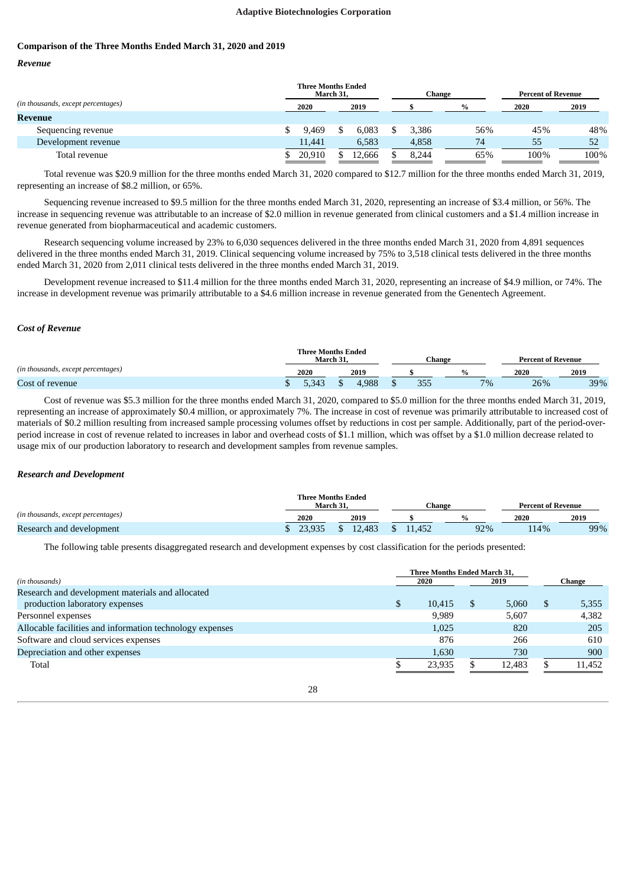## Comparison of the Three Months Ended March 31, 2020 and 2019

### *Revenue*

| | Three Months Ended March 31, | | Change | | Percent of Revenue | |
|---|---|---|---|---|---|---|
| *(in thousands, except percentages)* | 2020 | 2019 | $ | % | 2020 | 2019 |
| **Revenue** | | | | | | |
| Sequencing revenue | $ 9,469 | $ 6,083 | $ 3,386 | 56% | 45% | 48% |
| Development revenue | 11,441 | 6,583 | 4,858 | 74 | 55 | 52 |
| Total revenue | $ 20,910 | $ 12,666 | $ 8,244 | 65% | 100% | 100% |

Total revenue was $20.9 million for the three months ended March 31, 2020 compared to $12.7 million for the three months ended March 31, 2019, representing an increase of $8.2 million, or 65%.

Sequencing revenue increased to $9.5 million for the three months ended March 31, 2020, representing an increase of $3.4 million, or 56%. The increase in sequencing revenue was attributable to an increase of $2.0 million in revenue generated from clinical customers and a $1.4 million increase in revenue generated from biopharmaceutical and academic customers.

Research sequencing volume increased by 23% to 6,030 sequences delivered in the three months ended March 31, 2020 from 4,891 sequences delivered in the three months ended March 31, 2019. Clinical sequencing volume increased by 75% to 3,518 clinical tests delivered in the three months ended March 31, 2020 from 2,011 clinical tests delivered in the three months ended March 31, 2019.

Development revenue increased to $11.4 million for the three months ended March 31, 2020, representing an increase of $4.9 million, or 74%. The increase in development revenue was primarily attributable to a $4.6 million increase in revenue generated from the Genentech Agreement.

### *Cost of Revenue*

| | Three Months Ended March 31, | | Change | | Percent of Revenue | |
|---|---|---|---|---|---|---|
| *(in thousands, except percentages)* | 2020 | 2019 | $ | % | 2020 | 2019 |
| Cost of revenue | $ 5,343 | $ 4,988 | $ 355 | 7% | 26% | 39% |

Cost of revenue was $5.3 million for the three months ended March 31, 2020, compared to $5.0 million for the three months ended March 31, 2019, representing an increase of approximately $0.4 million, or approximately 7%. The increase in cost of revenue was primarily attributable to increased cost of materials of $0.2 million resulting from increased sample processing volumes offset by reductions in cost per sample. Additionally, part of the period-over-period increase in cost of revenue related to increases in labor and overhead costs of $1.1 million, which was offset by a $1.0 million decrease related to usage mix of our production laboratory to research and development samples from revenue samples.

### *Research and Development*

| | Three Months Ended March 31, | | Change | | Percent of Revenue | |
|---|---|---|---|---|---|---|
| *(in thousands, except percentages)* | 2020 | 2019 | $ | % | 2020 | 2019 |
| Research and development | $ 23,935 | $ 12,483 | $ 11,452 | 92% | 114% | 99% |

The following table presents disaggregated research and development expenses by cost classification for the periods presented:

| | Three Months Ended March 31, | | |
|---|---|---|---|
| *(in thousands)* | 2020 | 2019 | Change |
| Research and development materials and allocated production laboratory expenses | $ 10,415 | $ 5,060 | $ 5,355 |
| Personnel expenses | 9,989 | 5,607 | 4,382 |
| Allocable facilities and information technology expenses | 1,025 | 820 | 205 |
| Software and cloud services expenses | 876 | 266 | 610 |
| Depreciation and other expenses | 1,630 | 730 | 900 |
| Total | $ 23,935 | $ 12,483 | $ 11,452 |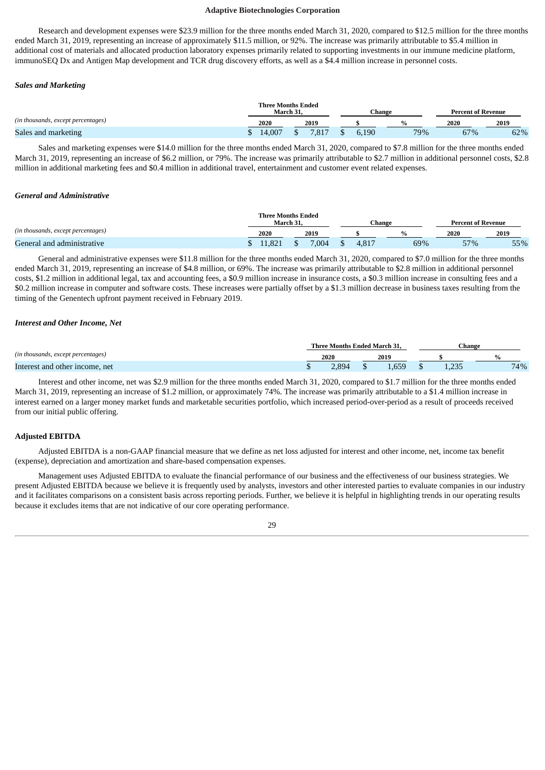Research and development expenses were $23.9 million for the three months ended March 31, 2020, compared to $12.5 million for the three months ended March 31, 2019, representing an increase of approximately $11.5 million, or 92%. The increase was primarily attributable to $5.4 million in additional cost of materials and allocated production laboratory expenses primarily related to supporting investments in our immune medicine platform, immunoSEQ Dx and Antigen Map development and TCR drug discovery efforts, as well as a $4.4 million increase in personnel costs.

### *Sales and Marketing*

| *(in thousands, except percentages)* | Three Months Ended March 31, | | Change | | Percent of Revenue | |
|---|---|---|---|---|---|---|
| | 2020 | 2019 | $ | % | 2020 | 2019 |
| Sales and marketing | $ 14,007 | $ 7,817 | $ 6,190 | 79% | 67% | 62% |

Sales and marketing expenses were $14.0 million for the three months ended March 31, 2020, compared to $7.8 million for the three months ended March 31, 2019, representing an increase of $6.2 million, or 79%. The increase was primarily attributable to $2.7 million in additional personnel costs, $2.8 million in additional marketing fees and $0.4 million in additional travel, entertainment and customer event related expenses.

### *General and Administrative*

| *(in thousands, except percentages)* | Three Months Ended March 31, | | Change | | Percent of Revenue | |
|---|---|---|---|---|---|---|
| | 2020 | 2019 | $ | % | 2020 | 2019 |
| General and administrative | $ 11,821 | $ 7,004 | $ 4,817 | 69% | 57% | 55% |

General and administrative expenses were $11.8 million for the three months ended March 31, 2020, compared to $7.0 million for the three months ended March 31, 2019, representing an increase of $4.8 million, or 69%. The increase was primarily attributable to $2.8 million in additional personnel costs, $1.2 million in additional legal, tax and accounting fees, a $0.9 million increase in insurance costs, a $0.3 million increase in consulting fees and a $0.2 million increase in computer and software costs. These increases were partially offset by a $1.3 million decrease in business taxes resulting from the timing of the Genentech upfront payment received in February 2019.

### *Interest and Other Income, Net*

| *(in thousands, except percentages)* | Three Months Ended March 31, | | Change | |
|---|---|---|---|---|
| | 2020 | 2019 | $ | % |
| Interest and other income, net | $ 2,894 | $ 1,659 | $ 1,235 | 74% |

Interest and other income, net was $2.9 million for the three months ended March 31, 2020, compared to $1.7 million for the three months ended March 31, 2019, representing an increase of $1.2 million, or approximately 74%. The increase was primarily attributable to a $1.4 million increase in interest earned on a larger money market funds and marketable securities portfolio, which increased period-over-period as a result of proceeds received from our initial public offering.

### Adjusted EBITDA

Adjusted EBITDA is a non-GAAP financial measure that we define as net loss adjusted for interest and other income, net, income tax benefit (expense), depreciation and amortization and share-based compensation expenses.

Management uses Adjusted EBITDA to evaluate the financial performance of our business and the effectiveness of our business strategies. We present Adjusted EBITDA because we believe it is frequently used by analysts, investors and other interested parties to evaluate companies in our industry and it facilitates comparisons on a consistent basis across reporting periods. Further, we believe it is helpful in highlighting trends in our operating results because it excludes items that are not indicative of our core operating performance.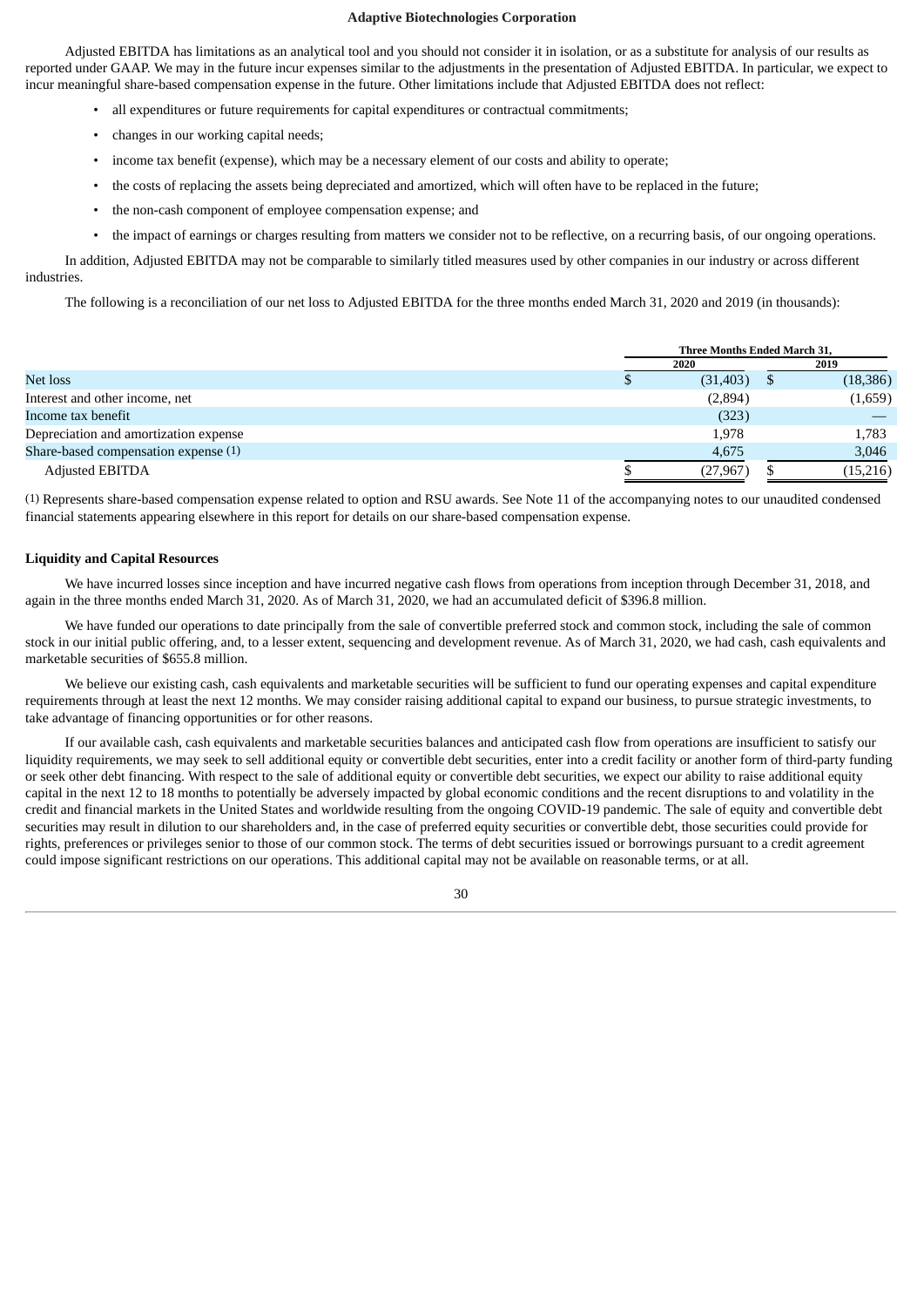Adjusted EBITDA has limitations as an analytical tool and you should not consider it in isolation, or as a substitute for analysis of our results as reported under GAAP. We may in the future incur expenses similar to the adjustments in the presentation of Adjusted EBITDA. In particular, we expect to incur meaningful share-based compensation expense in the future. Other limitations include that Adjusted EBITDA does not reflect:

- all expenditures or future requirements for capital expenditures or contractual commitments;
- changes in our working capital needs;
- income tax benefit (expense), which may be a necessary element of our costs and ability to operate;
- the costs of replacing the assets being depreciated and amortized, which will often have to be replaced in the future;
- the non-cash component of employee compensation expense; and
- the impact of earnings or charges resulting from matters we consider not to be reflective, on a recurring basis, of our ongoing operations.

In addition, Adjusted EBITDA may not be comparable to similarly titled measures used by other companies in our industry or across different industries.

The following is a reconciliation of our net loss to Adjusted EBITDA for the three months ended March 31, 2020 and 2019 (in thousands):

| | Three Months Ended March 31, | |
|---|---|---|
| | 2020 | 2019 |
| Net loss | $ (31,403) | $ (18,386) |
| Interest and other income, net | (2,894) | (1,659) |
| Income tax benefit | (323) | — |
| Depreciation and amortization expense | 1,978 | 1,783 |
| Share-based compensation expense (1) | 4,675 | 3,046 |
| Adjusted EBITDA | $ (27,967) | $ (15,216) |

(1) Represents share-based compensation expense related to option and RSU awards. See Note 11 of the accompanying notes to our unaudited condensed financial statements appearing elsewhere in this report for details on our share-based compensation expense.

**Liquidity and Capital Resources**

We have incurred losses since inception and have incurred negative cash flows from operations from inception through December 31, 2018, and again in the three months ended March 31, 2020. As of March 31, 2020, we had an accumulated deficit of $396.8 million.

We have funded our operations to date principally from the sale of convertible preferred stock and common stock, including the sale of common stock in our initial public offering, and, to a lesser extent, sequencing and development revenue. As of March 31, 2020, we had cash, cash equivalents and marketable securities of $655.8 million.

We believe our existing cash, cash equivalents and marketable securities will be sufficient to fund our operating expenses and capital expenditure requirements through at least the next 12 months. We may consider raising additional capital to expand our business, to pursue strategic investments, to take advantage of financing opportunities or for other reasons.

If our available cash, cash equivalents and marketable securities balances and anticipated cash flow from operations are insufficient to satisfy our liquidity requirements, we may seek to sell additional equity or convertible debt securities, enter into a credit facility or another form of third-party funding or seek other debt financing. With respect to the sale of additional equity or convertible debt securities, we expect our ability to raise additional equity capital in the next 12 to 18 months to potentially be adversely impacted by global economic conditions and the recent disruptions to and volatility in the credit and financial markets in the United States and worldwide resulting from the ongoing COVID-19 pandemic. The sale of equity and convertible debt securities may result in dilution to our shareholders and, in the case of preferred equity securities or convertible debt, those securities could provide for rights, preferences or privileges senior to those of our common stock. The terms of debt securities issued or borrowings pursuant to a credit agreement could impose significant restrictions on our operations. This additional capital may not be available on reasonable terms, or at all.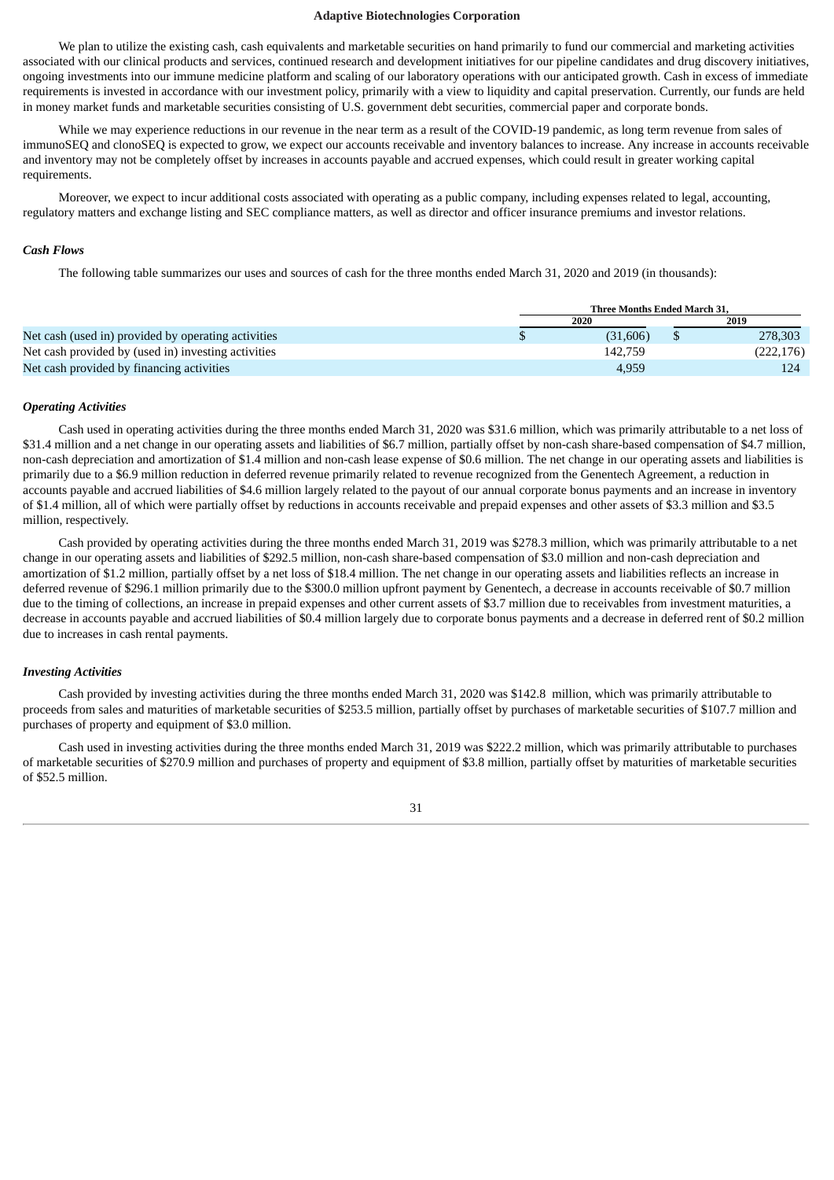We plan to utilize the existing cash, cash equivalents and marketable securities on hand primarily to fund our commercial and marketing activities associated with our clinical products and services, continued research and development initiatives for our pipeline candidates and drug discovery initiatives, ongoing investments into our immune medicine platform and scaling of our laboratory operations with our anticipated growth. Cash in excess of immediate requirements is invested in accordance with our investment policy, primarily with a view to liquidity and capital preservation. Currently, our funds are held in money market funds and marketable securities consisting of U.S. government debt securities, commercial paper and corporate bonds.

While we may experience reductions in our revenue in the near term as a result of the COVID-19 pandemic, as long term revenue from sales of immunoSEQ and clonoSEQ is expected to grow, we expect our accounts receivable and inventory balances to increase. Any increase in accounts receivable and inventory may not be completely offset by increases in accounts payable and accrued expenses, which could result in greater working capital requirements.

Moreover, we expect to incur additional costs associated with operating as a public company, including expenses related to legal, accounting, regulatory matters and exchange listing and SEC compliance matters, as well as director and officer insurance premiums and investor relations.

### *Cash Flows*

The following table summarizes our uses and sources of cash for the three months ended March 31, 2020 and 2019 (in thousands):

| | Three Months Ended March 31, | |
|---|---|---|
| | 2020 | 2019 |
| Net cash (used in) provided by operating activities | $ (31,606) | $ 278,303 |
| Net cash provided by (used in) investing activities | 142,759 | (222,176) |
| Net cash provided by financing activities | 4,959 | 124 |

### *Operating Activities*

Cash used in operating activities during the three months ended March 31, 2020 was $31.6 million, which was primarily attributable to a net loss of $31.4 million and a net change in our operating assets and liabilities of $6.7 million, partially offset by non-cash share-based compensation of $4.7 million, non-cash depreciation and amortization of $1.4 million and non-cash lease expense of $0.6 million. The net change in our operating assets and liabilities is primarily due to a $6.9 million reduction in deferred revenue primarily related to revenue recognized from the Genentech Agreement, a reduction in accounts payable and accrued liabilities of $4.6 million largely related to the payout of our annual corporate bonus payments and an increase in inventory of $1.4 million, all of which were partially offset by reductions in accounts receivable and prepaid expenses and other assets of $3.3 million and $3.5 million, respectively.

Cash provided by operating activities during the three months ended March 31, 2019 was $278.3 million, which was primarily attributable to a net change in our operating assets and liabilities of $292.5 million, non-cash share-based compensation of $3.0 million and non-cash depreciation and amortization of $1.2 million, partially offset by a net loss of $18.4 million. The net change in our operating assets and liabilities reflects an increase in deferred revenue of $296.1 million primarily due to the $300.0 million upfront payment by Genentech, a decrease in accounts receivable of $0.7 million due to the timing of collections, an increase in prepaid expenses and other current assets of $3.7 million due to receivables from investment maturities, a decrease in accounts payable and accrued liabilities of $0.4 million largely due to corporate bonus payments and a decrease in deferred rent of $0.2 million due to increases in cash rental payments.

### *Investing Activities*

Cash provided by investing activities during the three months ended March 31, 2020 was $142.8 million, which was primarily attributable to proceeds from sales and maturities of marketable securities of $253.5 million, partially offset by purchases of marketable securities of $107.7 million and purchases of property and equipment of $3.0 million.

Cash used in investing activities during the three months ended March 31, 2019 was $222.2 million, which was primarily attributable to purchases of marketable securities of $270.9 million and purchases of property and equipment of $3.8 million, partially offset by maturities of marketable securities of $52.5 million.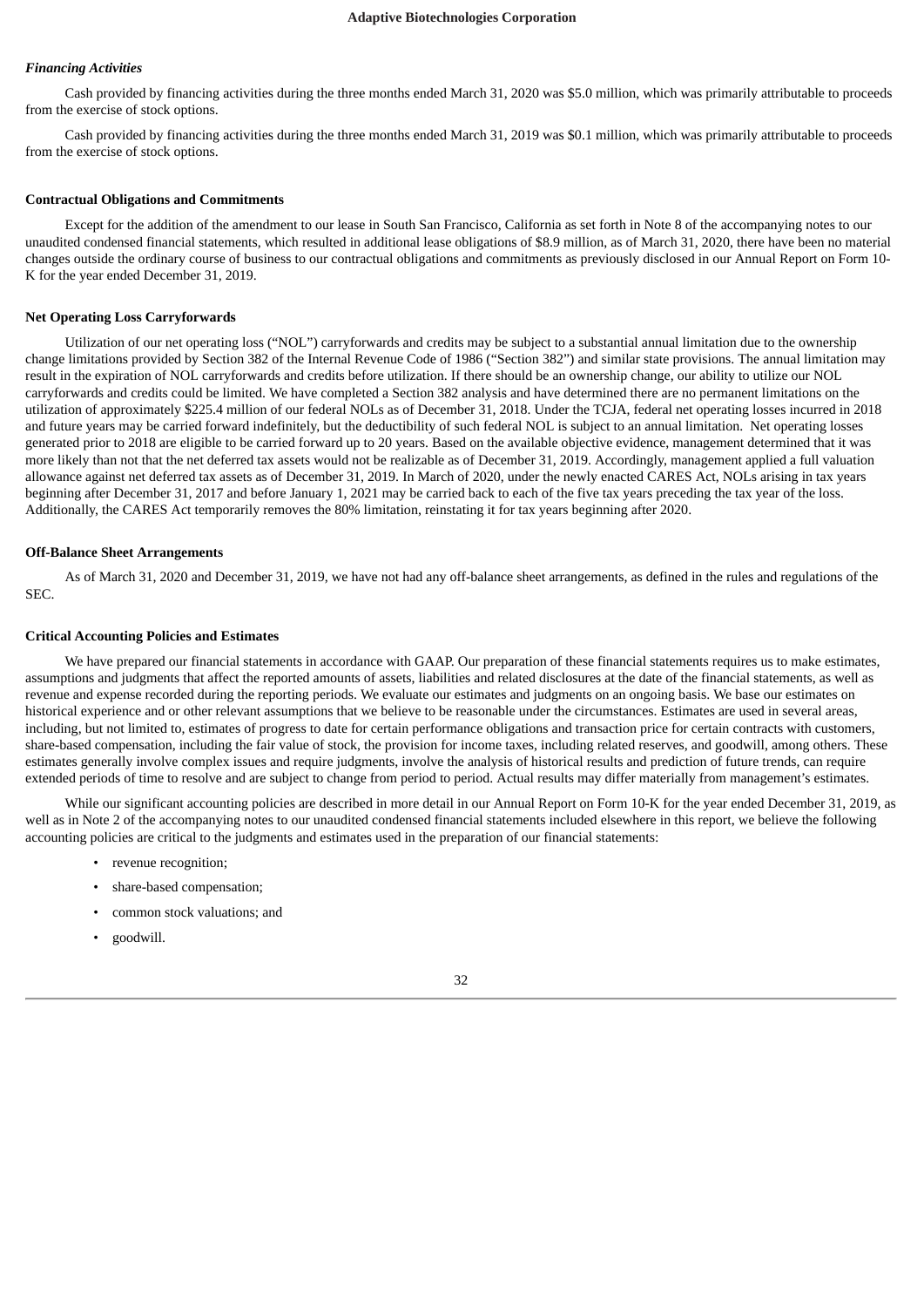*Financing Activities*

Cash provided by financing activities during the three months ended March 31, 2020 was $5.0 million, which was primarily attributable to proceeds from the exercise of stock options.

Cash provided by financing activities during the three months ended March 31, 2019 was $0.1 million, which was primarily attributable to proceeds from the exercise of stock options.

**Contractual Obligations and Commitments**

Except for the addition of the amendment to our lease in South San Francisco, California as set forth in Note 8 of the accompanying notes to our unaudited condensed financial statements, which resulted in additional lease obligations of $8.9 million, as of March 31, 2020, there have been no material changes outside the ordinary course of business to our contractual obligations and commitments as previously disclosed in our Annual Report on Form 10-K for the year ended December 31, 2019.

**Net Operating Loss Carryforwards**

Utilization of our net operating loss ("NOL") carryforwards and credits may be subject to a substantial annual limitation due to the ownership change limitations provided by Section 382 of the Internal Revenue Code of 1986 ("Section 382") and similar state provisions. The annual limitation may result in the expiration of NOL carryforwards and credits before utilization. If there should be an ownership change, our ability to utilize our NOL carryforwards and credits could be limited. We have completed a Section 382 analysis and have determined there are no permanent limitations on the utilization of approximately $225.4 million of our federal NOLs as of December 31, 2018. Under the TCJA, federal net operating losses incurred in 2018 and future years may be carried forward indefinitely, but the deductibility of such federal NOL is subject to an annual limitation. Net operating losses generated prior to 2018 are eligible to be carried forward up to 20 years. Based on the available objective evidence, management determined that it was more likely than not that the net deferred tax assets would not be realizable as of December 31, 2019. Accordingly, management applied a full valuation allowance against net deferred tax assets as of December 31, 2019. In March of 2020, under the newly enacted CARES Act, NOLs arising in tax years beginning after December 31, 2017 and before January 1, 2021 may be carried back to each of the five tax years preceding the tax year of the loss. Additionally, the CARES Act temporarily removes the 80% limitation, reinstating it for tax years beginning after 2020.

**Off-Balance Sheet Arrangements**

As of March 31, 2020 and December 31, 2019, we have not had any off-balance sheet arrangements, as defined in the rules and regulations of the SEC.

**Critical Accounting Policies and Estimates**

We have prepared our financial statements in accordance with GAAP. Our preparation of these financial statements requires us to make estimates, assumptions and judgments that affect the reported amounts of assets, liabilities and related disclosures at the date of the financial statements, as well as revenue and expense recorded during the reporting periods. We evaluate our estimates and judgments on an ongoing basis. We base our estimates on historical experience and or other relevant assumptions that we believe to be reasonable under the circumstances. Estimates are used in several areas, including, but not limited to, estimates of progress to date for certain performance obligations and transaction price for certain contracts with customers, share-based compensation, including the fair value of stock, the provision for income taxes, including related reserves, and goodwill, among others. These estimates generally involve complex issues and require judgments, involve the analysis of historical results and prediction of future trends, can require extended periods of time to resolve and are subject to change from period to period. Actual results may differ materially from management's estimates.

While our significant accounting policies are described in more detail in our Annual Report on Form 10-K for the year ended December 31, 2019, as well as in Note 2 of the accompanying notes to our unaudited condensed financial statements included elsewhere in this report, we believe the following accounting policies are critical to the judgments and estimates used in the preparation of our financial statements:

- revenue recognition;
- share-based compensation;
- common stock valuations; and
- goodwill.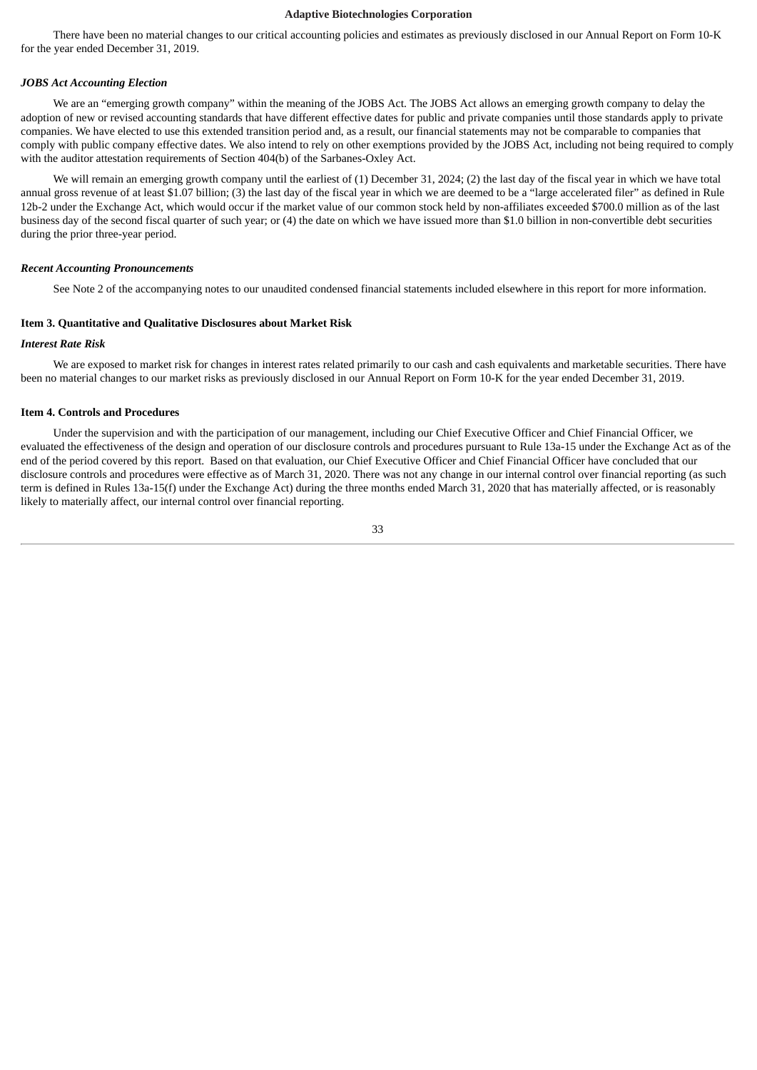There have been no material changes to our critical accounting policies and estimates as previously disclosed in our Annual Report on Form 10-K for the year ended December 31, 2019.

***JOBS Act Accounting Election***

We are an "emerging growth company" within the meaning of the JOBS Act. The JOBS Act allows an emerging growth company to delay the adoption of new or revised accounting standards that have different effective dates for public and private companies until those standards apply to private companies. We have elected to use this extended transition period and, as a result, our financial statements may not be comparable to companies that comply with public company effective dates. We also intend to rely on other exemptions provided by the JOBS Act, including not being required to comply with the auditor attestation requirements of Section 404(b) of the Sarbanes-Oxley Act.

We will remain an emerging growth company until the earliest of (1) December 31, 2024; (2) the last day of the fiscal year in which we have total annual gross revenue of at least $1.07 billion; (3) the last day of the fiscal year in which we are deemed to be a "large accelerated filer" as defined in Rule 12b-2 under the Exchange Act, which would occur if the market value of our common stock held by non-affiliates exceeded $700.0 million as of the last business day of the second fiscal quarter of such year; or (4) the date on which we have issued more than $1.0 billion in non-convertible debt securities during the prior three-year period.

***Recent Accounting Pronouncements***

See Note 2 of the accompanying notes to our unaudited condensed financial statements included elsewhere in this report for more information.

## Item 3. Quantitative and Qualitative Disclosures about Market Risk

***Interest Rate Risk***

We are exposed to market risk for changes in interest rates related primarily to our cash and cash equivalents and marketable securities. There have been no material changes to our market risks as previously disclosed in our Annual Report on Form 10-K for the year ended December 31, 2019.

## Item 4. Controls and Procedures

Under the supervision and with the participation of our management, including our Chief Executive Officer and Chief Financial Officer, we evaluated the effectiveness of the design and operation of our disclosure controls and procedures pursuant to Rule 13a-15 under the Exchange Act as of the end of the period covered by this report. Based on that evaluation, our Chief Executive Officer and Chief Financial Officer have concluded that our disclosure controls and procedures were effective as of March 31, 2020. There was not any change in our internal control over financial reporting (as such term is defined in Rules 13a-15(f) under the Exchange Act) during the three months ended March 31, 2020 that has materially affected, or is reasonably likely to materially affect, our internal control over financial reporting.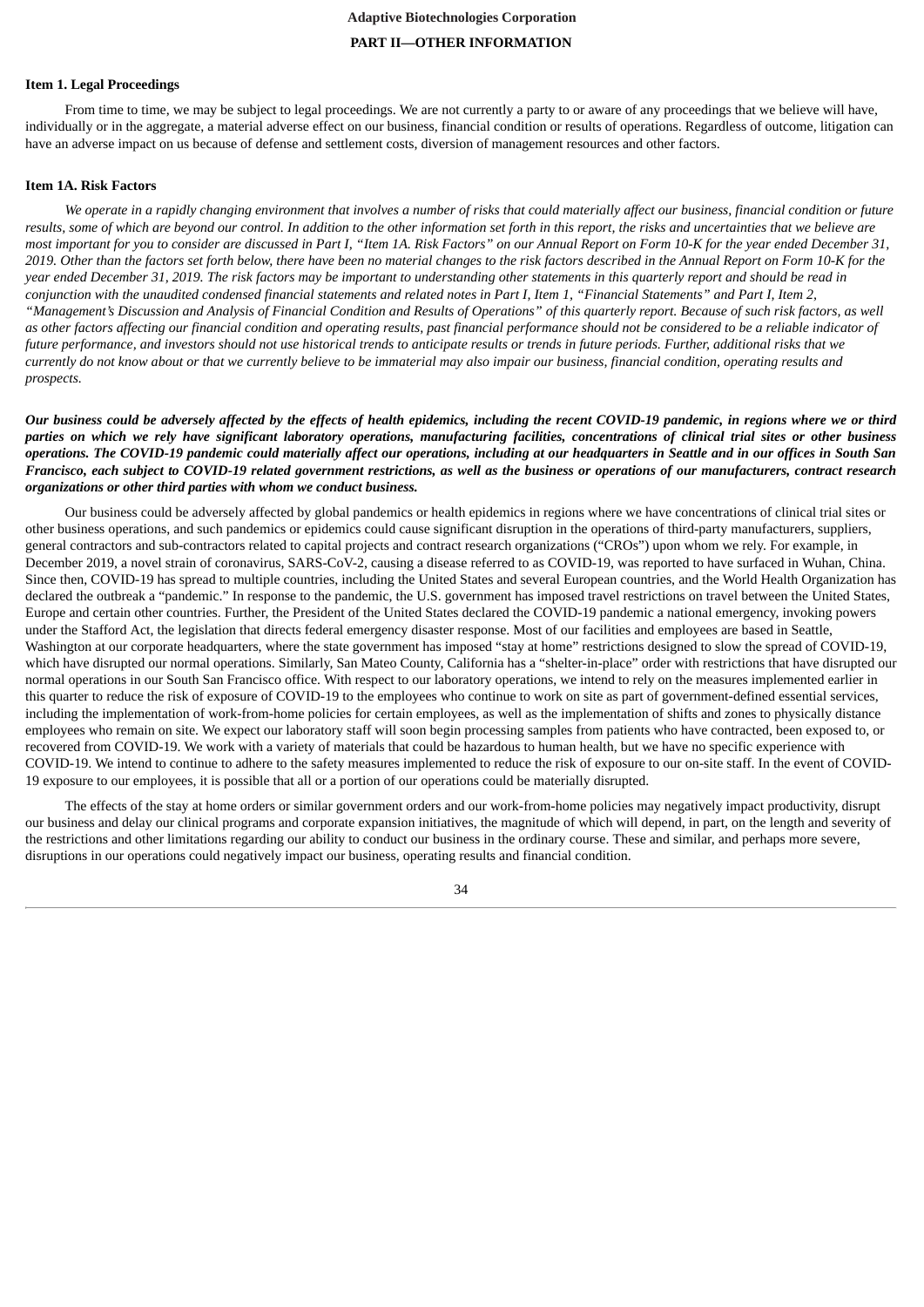Adaptive Biotechnologies Corporation

## PART II—OTHER INFORMATION

### Item 1. Legal Proceedings

From time to time, we may be subject to legal proceedings. We are not currently a party to or aware of any proceedings that we believe will have, individually or in the aggregate, a material adverse effect on our business, financial condition or results of operations. Regardless of outcome, litigation can have an adverse impact on us because of defense and settlement costs, diversion of management resources and other factors.

### Item 1A. Risk Factors

*We operate in a rapidly changing environment that involves a number of risks that could materially affect our business, financial condition or future results, some of which are beyond our control. In addition to the other information set forth in this report, the risks and uncertainties that we believe are most important for you to consider are discussed in Part I, "Item 1A. Risk Factors" on our Annual Report on Form 10-K for the year ended December 31, 2019. Other than the factors set forth below, there have been no material changes to the risk factors described in the Annual Report on Form 10-K for the year ended December 31, 2019. The risk factors may be important to understanding other statements in this quarterly report and should be read in conjunction with the unaudited condensed financial statements and related notes in Part I, Item 1, "Financial Statements" and Part I, Item 2, "Management's Discussion and Analysis of Financial Condition and Results of Operations" of this quarterly report. Because of such risk factors, as well as other factors affecting our financial condition and operating results, past financial performance should not be considered to be a reliable indicator of future performance, and investors should not use historical trends to anticipate results or trends in future periods. Further, additional risks that we currently do not know about or that we currently believe to be immaterial may also impair our business, financial condition, operating results and prospects.*

***Our business could be adversely affected by the effects of health epidemics, including the recent COVID-19 pandemic, in regions where we or third parties on which we rely have significant laboratory operations, manufacturing facilities, concentrations of clinical trial sites or other business operations. The COVID-19 pandemic could materially affect our operations, including at our headquarters in Seattle and in our offices in South San Francisco, each subject to COVID-19 related government restrictions, as well as the business or operations of our manufacturers, contract research organizations or other third parties with whom we conduct business.***

Our business could be adversely affected by global pandemics or health epidemics in regions where we have concentrations of clinical trial sites or other business operations, and such pandemics or epidemics could cause significant disruption in the operations of third-party manufacturers, suppliers, general contractors and sub-contractors related to capital projects and contract research organizations ("CROs") upon whom we rely. For example, in December 2019, a novel strain of coronavirus, SARS-CoV-2, causing a disease referred to as COVID-19, was reported to have surfaced in Wuhan, China. Since then, COVID-19 has spread to multiple countries, including the United States and several European countries, and the World Health Organization has declared the outbreak a "pandemic." In response to the pandemic, the U.S. government has imposed travel restrictions on travel between the United States, Europe and certain other countries. Further, the President of the United States declared the COVID-19 pandemic a national emergency, invoking powers under the Stafford Act, the legislation that directs federal emergency disaster response. Most of our facilities and employees are based in Seattle, Washington at our corporate headquarters, where the state government has imposed "stay at home" restrictions designed to slow the spread of COVID-19, which have disrupted our normal operations. Similarly, San Mateo County, California has a "shelter-in-place" order with restrictions that have disrupted our normal operations in our South San Francisco office. With respect to our laboratory operations, we intend to rely on the measures implemented earlier in this quarter to reduce the risk of exposure of COVID-19 to the employees who continue to work on site as part of government-defined essential services, including the implementation of work-from-home policies for certain employees, as well as the implementation of shifts and zones to physically distance employees who remain on site. We expect our laboratory staff will soon begin processing samples from patients who have contracted, been exposed to, or recovered from COVID-19. We work with a variety of materials that could be hazardous to human health, but we have no specific experience with COVID-19. We intend to continue to adhere to the safety measures implemented to reduce the risk of exposure to our on-site staff. In the event of COVID-19 exposure to our employees, it is possible that all or a portion of our operations could be materially disrupted.

The effects of the stay at home orders or similar government orders and our work-from-home policies may negatively impact productivity, disrupt our business and delay our clinical programs and corporate expansion initiatives, the magnitude of which will depend, in part, on the length and severity of the restrictions and other limitations regarding our ability to conduct our business in the ordinary course. These and similar, and perhaps more severe, disruptions in our operations could negatively impact our business, operating results and financial condition.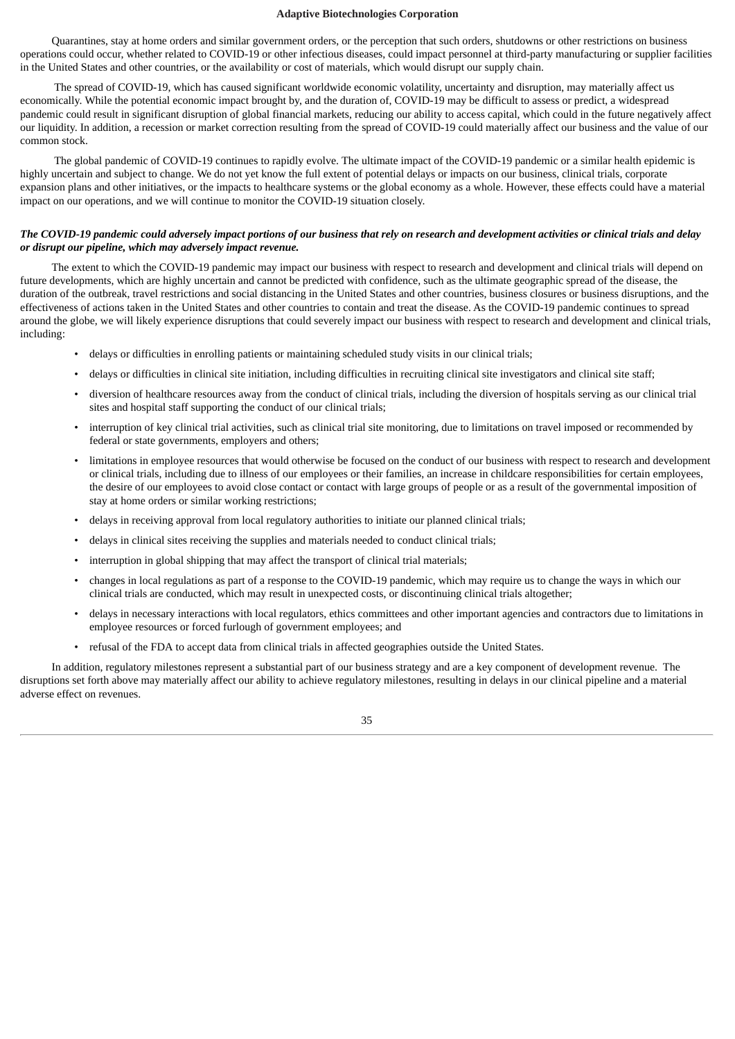Quarantines, stay at home orders and similar government orders, or the perception that such orders, shutdowns or other restrictions on business operations could occur, whether related to COVID-19 or other infectious diseases, could impact personnel at third-party manufacturing or supplier facilities in the United States and other countries, or the availability or cost of materials, which would disrupt our supply chain.

The spread of COVID-19, which has caused significant worldwide economic volatility, uncertainty and disruption, may materially affect us economically. While the potential economic impact brought by, and the duration of, COVID-19 may be difficult to assess or predict, a widespread pandemic could result in significant disruption of global financial markets, reducing our ability to access capital, which could in the future negatively affect our liquidity. In addition, a recession or market correction resulting from the spread of COVID-19 could materially affect our business and the value of our common stock.

The global pandemic of COVID-19 continues to rapidly evolve. The ultimate impact of the COVID-19 pandemic or a similar health epidemic is highly uncertain and subject to change. We do not yet know the full extent of potential delays or impacts on our business, clinical trials, corporate expansion plans and other initiatives, or the impacts to healthcare systems or the global economy as a whole. However, these effects could have a material impact on our operations, and we will continue to monitor the COVID-19 situation closely.

***The COVID-19 pandemic could adversely impact portions of our business that rely on research and development activities or clinical trials and delay or disrupt our pipeline, which may adversely impact revenue.***

The extent to which the COVID-19 pandemic may impact our business with respect to research and development and clinical trials will depend on future developments, which are highly uncertain and cannot be predicted with confidence, such as the ultimate geographic spread of the disease, the duration of the outbreak, travel restrictions and social distancing in the United States and other countries, business closures or business disruptions, and the effectiveness of actions taken in the United States and other countries to contain and treat the disease. As the COVID-19 pandemic continues to spread around the globe, we will likely experience disruptions that could severely impact our business with respect to research and development and clinical trials, including:

- delays or difficulties in enrolling patients or maintaining scheduled study visits in our clinical trials;
- delays or difficulties in clinical site initiation, including difficulties in recruiting clinical site investigators and clinical site staff;
- diversion of healthcare resources away from the conduct of clinical trials, including the diversion of hospitals serving as our clinical trial sites and hospital staff supporting the conduct of our clinical trials;
- interruption of key clinical trial activities, such as clinical trial site monitoring, due to limitations on travel imposed or recommended by federal or state governments, employers and others;
- limitations in employee resources that would otherwise be focused on the conduct of our business with respect to research and development or clinical trials, including due to illness of our employees or their families, an increase in childcare responsibilities for certain employees, the desire of our employees to avoid close contact or contact with large groups of people or as a result of the governmental imposition of stay at home orders or similar working restrictions;
- delays in receiving approval from local regulatory authorities to initiate our planned clinical trials;
- delays in clinical sites receiving the supplies and materials needed to conduct clinical trials;
- interruption in global shipping that may affect the transport of clinical trial materials;
- changes in local regulations as part of a response to the COVID-19 pandemic, which may require us to change the ways in which our clinical trials are conducted, which may result in unexpected costs, or discontinuing clinical trials altogether;
- delays in necessary interactions with local regulators, ethics committees and other important agencies and contractors due to limitations in employee resources or forced furlough of government employees; and
- refusal of the FDA to accept data from clinical trials in affected geographies outside the United States.

In addition, regulatory milestones represent a substantial part of our business strategy and are a key component of development revenue. The disruptions set forth above may materially affect our ability to achieve regulatory milestones, resulting in delays in our clinical pipeline and a material adverse effect on revenues.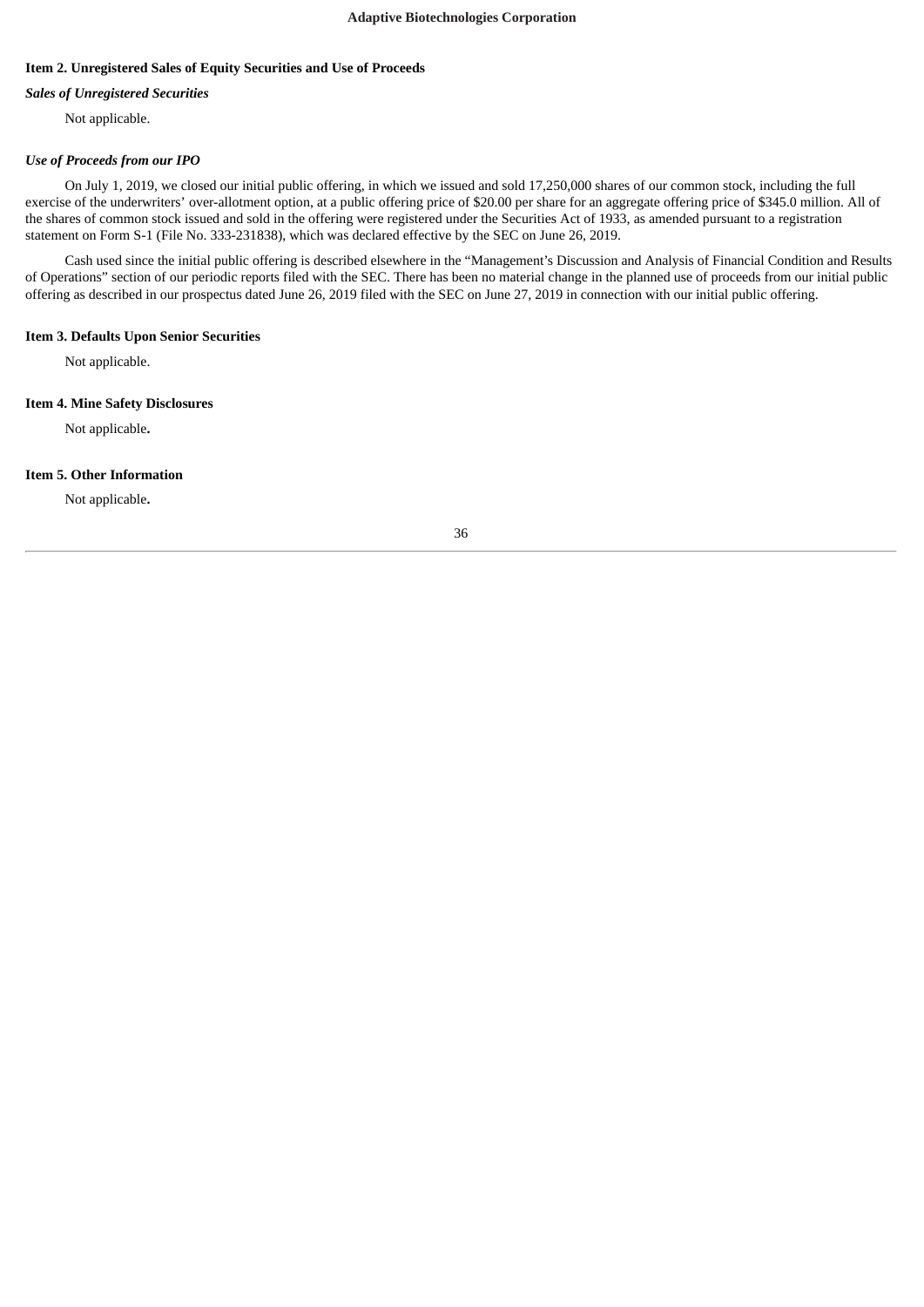## Item 2. Unregistered Sales of Equity Securities and Use of Proceeds

***Sales of Unregistered Securities***

Not applicable.

***Use of Proceeds from our IPO***

On July 1, 2019, we closed our initial public offering, in which we issued and sold 17,250,000 shares of our common stock, including the full exercise of the underwriters' over-allotment option, at a public offering price of $20.00 per share for an aggregate offering price of $345.0 million. All of the shares of common stock issued and sold in the offering were registered under the Securities Act of 1933, as amended pursuant to a registration statement on Form S-1 (File No. 333-231838), which was declared effective by the SEC on June 26, 2019.

Cash used since the initial public offering is described elsewhere in the "Management's Discussion and Analysis of Financial Condition and Results of Operations" section of our periodic reports filed with the SEC. There has been no material change in the planned use of proceeds from our initial public offering as described in our prospectus dated June 26, 2019 filed with the SEC on June 27, 2019 in connection with our initial public offering.

## Item 3. Defaults Upon Senior Securities

Not applicable.

## Item 4. Mine Safety Disclosures

Not applicable.

## Item 5. Other Information

Not applicable.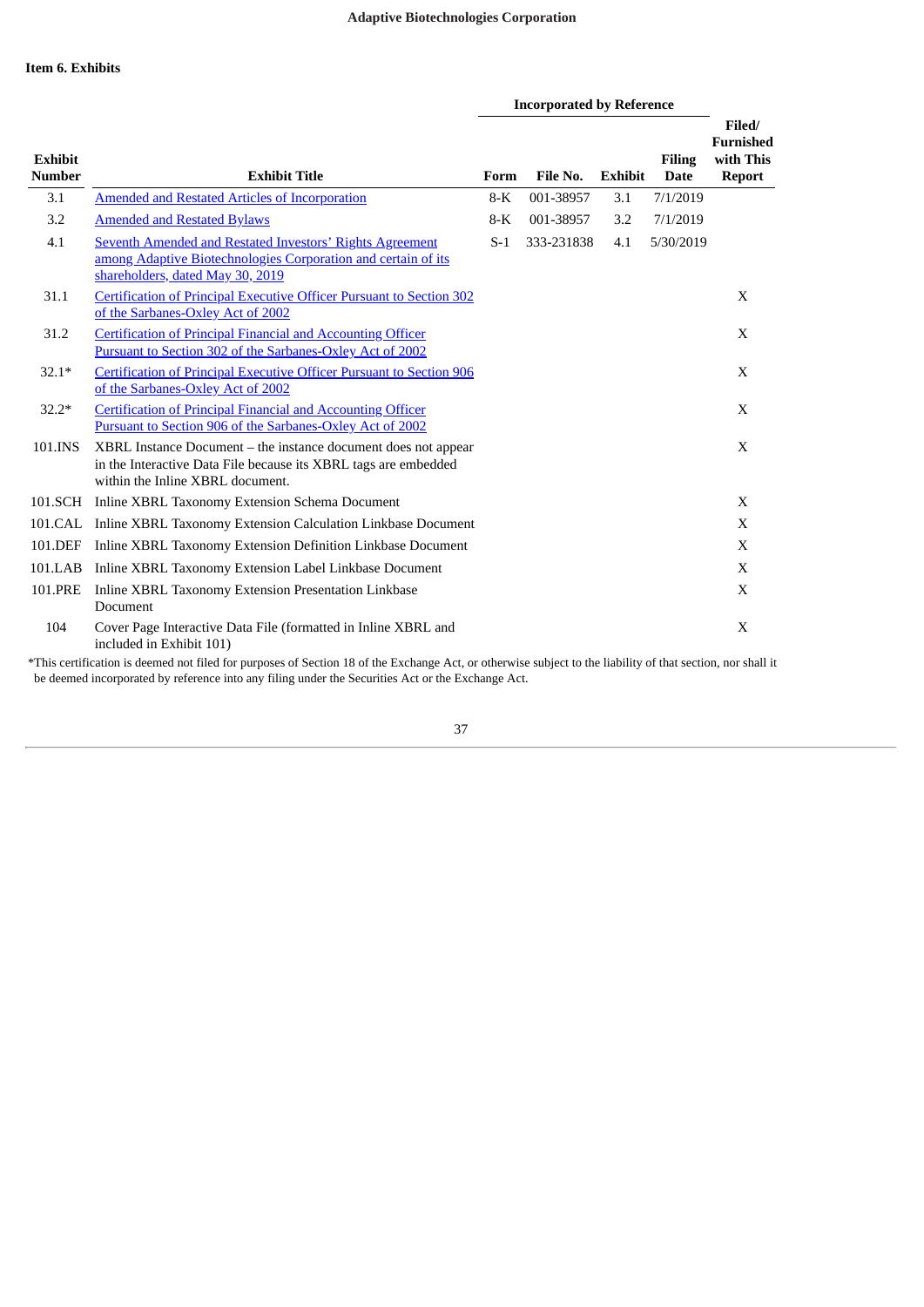Adaptive Biotechnologies Corporation

**Item 6. Exhibits**

| Exhibit Number | Exhibit Title | Incorporated by Reference | | | | Filed/ Furnished with This Report |
|---|---|---|---|---|---|---|
| | | Form | File No. | Exhibit | Filing Date | |
| 3.1 | Amended and Restated Articles of Incorporation | 8-K | 001-38957 | 3.1 | 7/1/2019 | |
| 3.2 | Amended and Restated Bylaws | 8-K | 001-38957 | 3.2 | 7/1/2019 | |
| 4.1 | Seventh Amended and Restated Investors' Rights Agreement among Adaptive Biotechnologies Corporation and certain of its shareholders, dated May 30, 2019 | S-1 | 333-231838 | 4.1 | 5/30/2019 | |
| 31.1 | Certification of Principal Executive Officer Pursuant to Section 302 of the Sarbanes-Oxley Act of 2002 | | | | | X |
| 31.2 | Certification of Principal Financial and Accounting Officer Pursuant to Section 302 of the Sarbanes-Oxley Act of 2002 | | | | | X |
| 32.1* | Certification of Principal Executive Officer Pursuant to Section 906 of the Sarbanes-Oxley Act of 2002 | | | | | X |
| 32.2* | Certification of Principal Financial and Accounting Officer Pursuant to Section 906 of the Sarbanes-Oxley Act of 2002 | | | | | X |
| 101.INS | XBRL Instance Document – the instance document does not appear in the Interactive Data File because its XBRL tags are embedded within the Inline XBRL document. | | | | | X |
| 101.SCH | Inline XBRL Taxonomy Extension Schema Document | | | | | X |
| 101.CAL | Inline XBRL Taxonomy Extension Calculation Linkbase Document | | | | | X |
| 101.DEF | Inline XBRL Taxonomy Extension Definition Linkbase Document | | | | | X |
| 101.LAB | Inline XBRL Taxonomy Extension Label Linkbase Document | | | | | X |
| 101.PRE | Inline XBRL Taxonomy Extension Presentation Linkbase Document | | | | | X |
| 104 | Cover Page Interactive Data File (formatted in Inline XBRL and included in Exhibit 101) | | | | | X |

*This certification is deemed not filed for purposes of Section 18 of the Exchange Act, or otherwise subject to the liability of that section, nor shall it be deemed incorporated by reference into any filing under the Securities Act or the Exchange Act.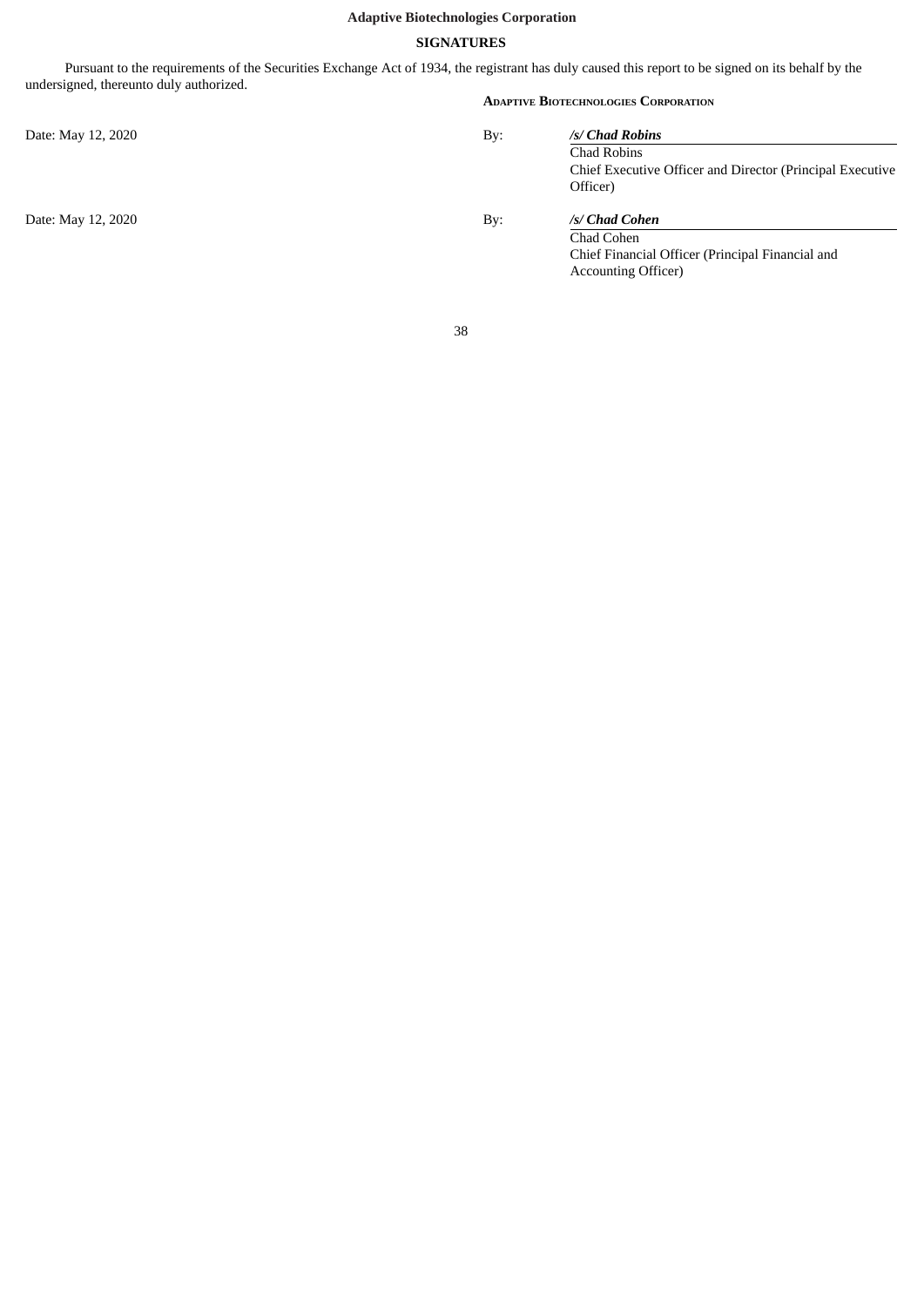**Adaptive Biotechnologies Corporation**

## SIGNATURES

Pursuant to the requirements of the Securities Exchange Act of 1934, the registrant has duly caused this report to be signed on its behalf by the undersigned, thereunto duly authorized.

**ADAPTIVE BIOTECHNOLOGIES CORPORATION**

| | | |
|---|---|---|
| Date: May 12, 2020 | By: | ***/s/ Chad Robins*** |
| | | Chad Robins |
| | | Chief Executive Officer and Director (Principal Executive Officer) |
| Date: May 12, 2020 | By: | ***/s/ Chad Cohen*** |
| | | Chad Cohen |
| | | Chief Financial Officer (Principal Financial and Accounting Officer) |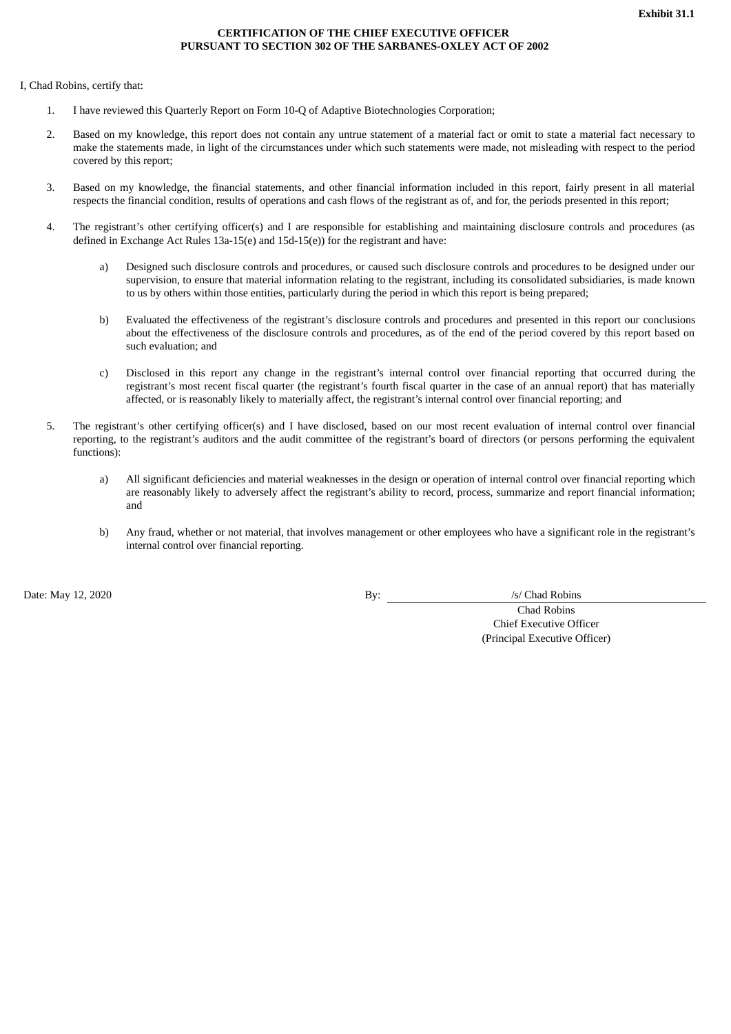**Exhibit 31.1**

**CERTIFICATION OF THE CHIEF EXECUTIVE OFFICER**
**PURSUANT TO SECTION 302 OF THE SARBANES-OXLEY ACT OF 2002**

I, Chad Robins, certify that:

1. I have reviewed this Quarterly Report on Form 10-Q of Adaptive Biotechnologies Corporation;

2. Based on my knowledge, this report does not contain any untrue statement of a material fact or omit to state a material fact necessary to make the statements made, in light of the circumstances under which such statements were made, not misleading with respect to the period covered by this report;

3. Based on my knowledge, the financial statements, and other financial information included in this report, fairly present in all material respects the financial condition, results of operations and cash flows of the registrant as of, and for, the periods presented in this report;

4. The registrant's other certifying officer(s) and I are responsible for establishing and maintaining disclosure controls and procedures (as defined in Exchange Act Rules 13a-15(e) and 15d-15(e)) for the registrant and have:

   a) Designed such disclosure controls and procedures, or caused such disclosure controls and procedures to be designed under our supervision, to ensure that material information relating to the registrant, including its consolidated subsidiaries, is made known to us by others within those entities, particularly during the period in which this report is being prepared;

   b) Evaluated the effectiveness of the registrant's disclosure controls and procedures and presented in this report our conclusions about the effectiveness of the disclosure controls and procedures, as of the end of the period covered by this report based on such evaluation; and

   c) Disclosed in this report any change in the registrant's internal control over financial reporting that occurred during the registrant's most recent fiscal quarter (the registrant's fourth fiscal quarter in the case of an annual report) that has materially affected, or is reasonably likely to materially affect, the registrant's internal control over financial reporting; and

5. The registrant's other certifying officer(s) and I have disclosed, based on our most recent evaluation of internal control over financial reporting, to the registrant's auditors and the audit committee of the registrant's board of directors (or persons performing the equivalent functions):

   a) All significant deficiencies and material weaknesses in the design or operation of internal control over financial reporting which are reasonably likely to adversely affect the registrant's ability to record, process, summarize and report financial information; and

   b) Any fraud, whether or not material, that involves management or other employees who have a significant role in the registrant's internal control over financial reporting.

Date: May 12, 2020

By: /s/ Chad Robins

Chad Robins
Chief Executive Officer
(Principal Executive Officer)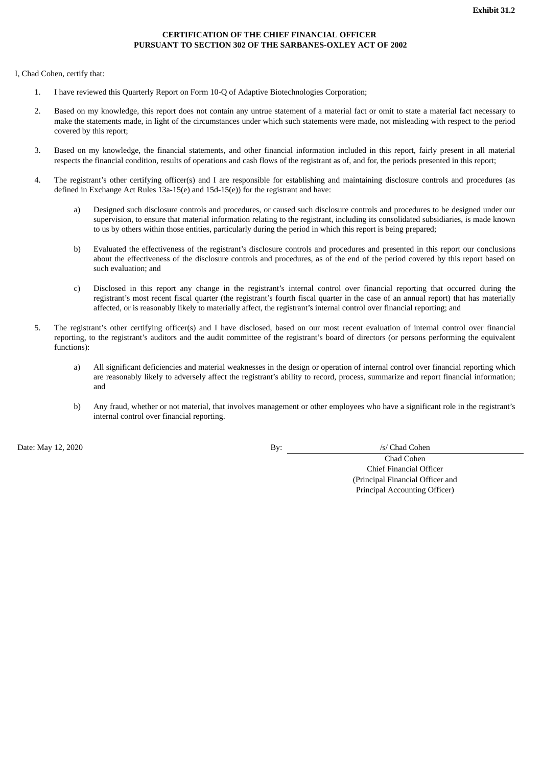**Exhibit 31.2**

**CERTIFICATION OF THE CHIEF FINANCIAL OFFICER**
**PURSUANT TO SECTION 302 OF THE SARBANES-OXLEY ACT OF 2002**

I, Chad Cohen, certify that:

1. I have reviewed this Quarterly Report on Form 10-Q of Adaptive Biotechnologies Corporation;

2. Based on my knowledge, this report does not contain any untrue statement of a material fact or omit to state a material fact necessary to make the statements made, in light of the circumstances under which such statements were made, not misleading with respect to the period covered by this report;

3. Based on my knowledge, the financial statements, and other financial information included in this report, fairly present in all material respects the financial condition, results of operations and cash flows of the registrant as of, and for, the periods presented in this report;

4. The registrant's other certifying officer(s) and I are responsible for establishing and maintaining disclosure controls and procedures (as defined in Exchange Act Rules 13a-15(e) and 15d-15(e)) for the registrant and have:

   a) Designed such disclosure controls and procedures, or caused such disclosure controls and procedures to be designed under our supervision, to ensure that material information relating to the registrant, including its consolidated subsidiaries, is made known to us by others within those entities, particularly during the period in which this report is being prepared;

   b) Evaluated the effectiveness of the registrant's disclosure controls and procedures and presented in this report our conclusions about the effectiveness of the disclosure controls and procedures, as of the end of the period covered by this report based on such evaluation; and

   c) Disclosed in this report any change in the registrant's internal control over financial reporting that occurred during the registrant's most recent fiscal quarter (the registrant's fourth fiscal quarter in the case of an annual report) that has materially affected, or is reasonably likely to materially affect, the registrant's internal control over financial reporting; and

5. The registrant's other certifying officer(s) and I have disclosed, based on our most recent evaluation of internal control over financial reporting, to the registrant's auditors and the audit committee of the registrant's board of directors (or persons performing the equivalent functions):

   a) All significant deficiencies and material weaknesses in the design or operation of internal control over financial reporting which are reasonably likely to adversely affect the registrant's ability to record, process, summarize and report financial information; and

   b) Any fraud, whether or not material, that involves management or other employees who have a significant role in the registrant's internal control over financial reporting.

Date: May 12, 2020

By: /s/ Chad Cohen
Chad Cohen
Chief Financial Officer
(Principal Financial Officer and
Principal Accounting Officer)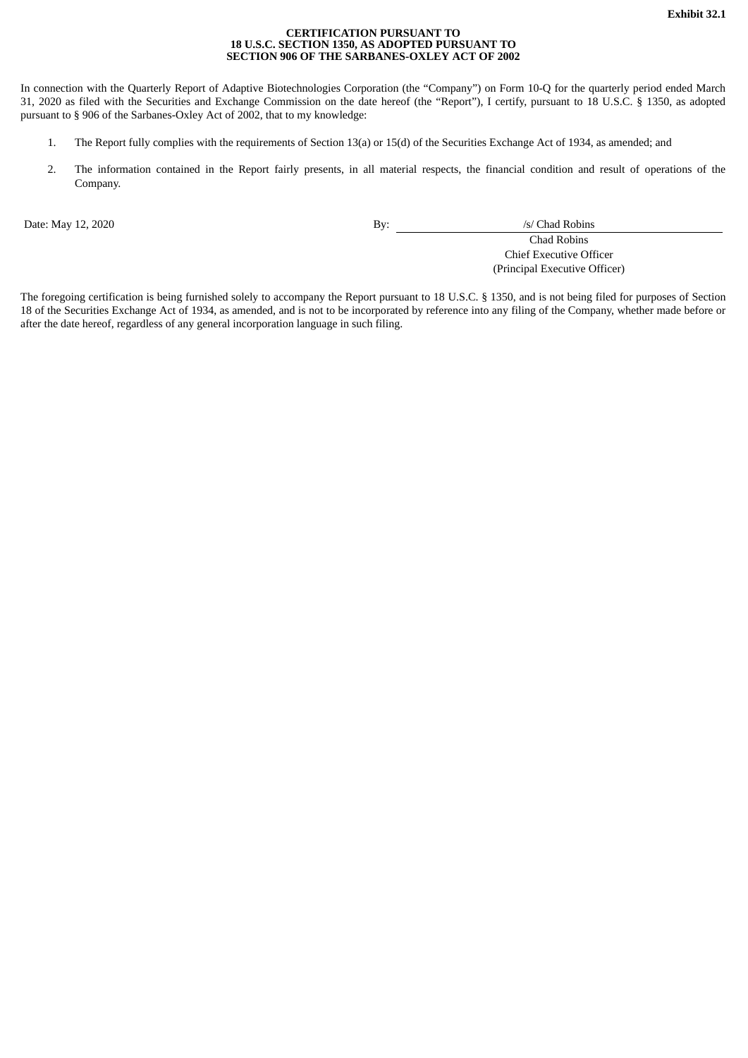**Exhibit 32.1**

**CERTIFICATION PURSUANT TO**
**18 U.S.C. SECTION 1350, AS ADOPTED PURSUANT TO**
**SECTION 906 OF THE SARBANES-OXLEY ACT OF 2002**

In connection with the Quarterly Report of Adaptive Biotechnologies Corporation (the "Company") on Form 10-Q for the quarterly period ended March 31, 2020 as filed with the Securities and Exchange Commission on the date hereof (the "Report"), I certify, pursuant to 18 U.S.C. § 1350, as adopted pursuant to § 906 of the Sarbanes-Oxley Act of 2002, that to my knowledge:

1. The Report fully complies with the requirements of Section 13(a) or 15(d) of the Securities Exchange Act of 1934, as amended; and
2. The information contained in the Report fairly presents, in all material respects, the financial condition and result of operations of the Company.

| Date: May 12, 2020 | By: | /s/ Chad Robins |
|---|---|---|
| | | Chad Robins |
| | | Chief Executive Officer |
| | | (Principal Executive Officer) |

The foregoing certification is being furnished solely to accompany the Report pursuant to 18 U.S.C. § 1350, and is not being filed for purposes of Section 18 of the Securities Exchange Act of 1934, as amended, and is not to be incorporated by reference into any filing of the Company, whether made before or after the date hereof, regardless of any general incorporation language in such filing.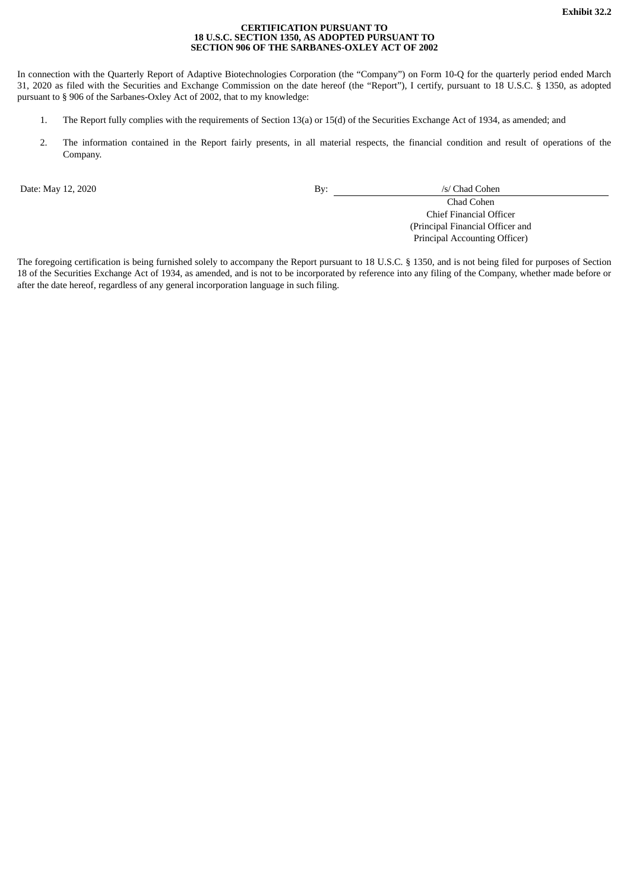**Exhibit 32.2**

**CERTIFICATION PURSUANT TO
18 U.S.C. SECTION 1350, AS ADOPTED PURSUANT TO
SECTION 906 OF THE SARBANES-OXLEY ACT OF 2002**

In connection with the Quarterly Report of Adaptive Biotechnologies Corporation (the “Company”) on Form 10-Q for the quarterly period ended March 31, 2020 as filed with the Securities and Exchange Commission on the date hereof (the “Report”), I certify, pursuant to 18 U.S.C. § 1350, as adopted pursuant to § 906 of the Sarbanes-Oxley Act of 2002, that to my knowledge:

1. The Report fully complies with the requirements of Section 13(a) or 15(d) of the Securities Exchange Act of 1934, as amended; and

2. The information contained in the Report fairly presents, in all material respects, the financial condition and result of operations of the Company.

Date: May 12, 2020

By: /s/ Chad Cohen
Chad Cohen
Chief Financial Officer
(Principal Financial Officer and
Principal Accounting Officer)

The foregoing certification is being furnished solely to accompany the Report pursuant to 18 U.S.C. § 1350, and is not being filed for purposes of Section 18 of the Securities Exchange Act of 1934, as amended, and is not to be incorporated by reference into any filing of the Company, whether made before or after the date hereof, regardless of any general incorporation language in such filing.